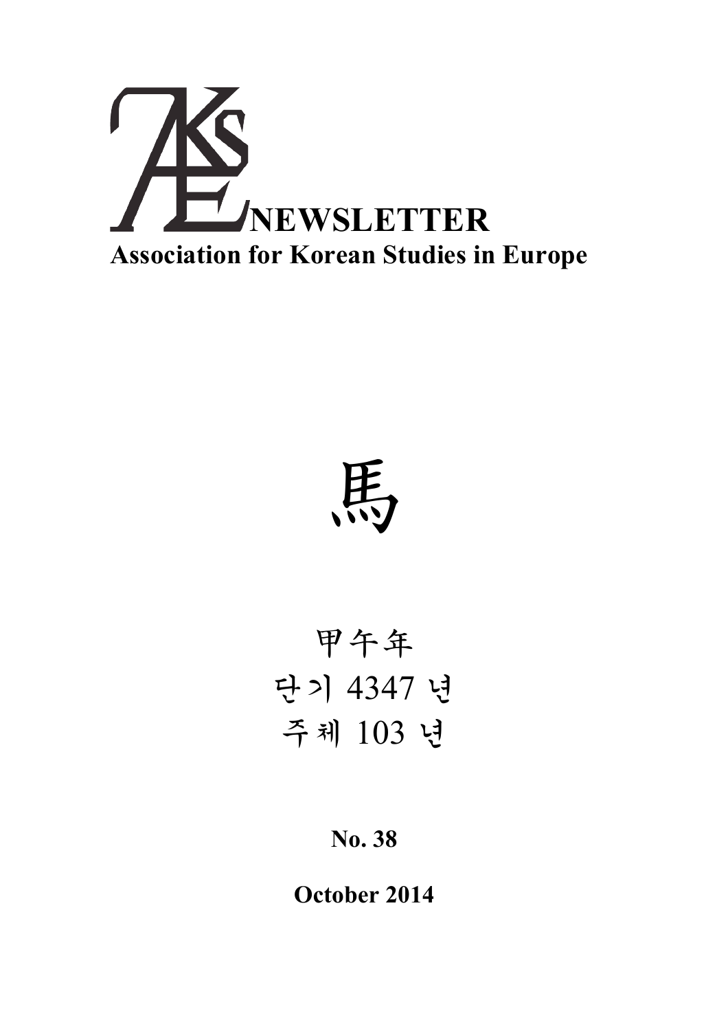# AKSE NEWSLETTER

**Association for Korean Studies in Europe**

馬

甲午年

단기 4347 년

주체 103 년

**No. 38**

**October 2014**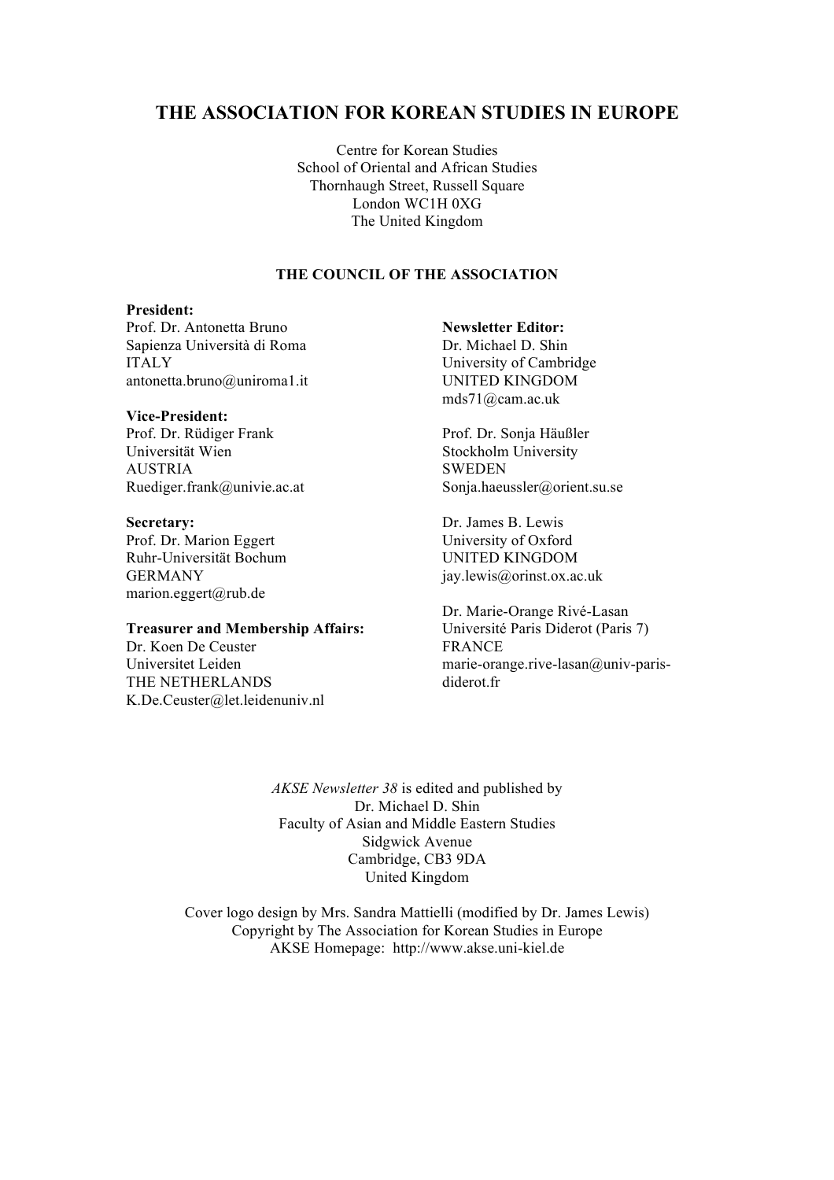# THE ASSOCIATION FOR KOREAN STUDIES IN EUROPE

Centre for Korean Studies  
School of Oriental and African Studies  
Thornhaugh Street, Russell Square  
London WC1H 0XG  
The United Kingdom

### THE COUNCIL OF THE ASSOCIATION

**President:**  
Prof. Dr. Antonetta Bruno  
Sapienza Università di Roma  
ITALY  
antonetta.bruno@uniroma1.it

**Vice-President:**  
Prof. Dr. Rüdiger Frank  
Universität Wien  
AUSTRIA  
Ruediger.frank@univie.ac.at

**Secretary:**  
Prof. Dr. Marion Eggert  
Ruhr-Universität Bochum  
GERMANY  
marion.eggert@rub.de

**Treasurer and Membership Affairs:**  
Dr. Koen De Ceuster  
Universitet Leiden  
THE NETHERLANDS  
K.De.Ceuster@let.leidenuniv.nl

**Newsletter Editor:**  
Dr. Michael D. Shin  
University of Cambridge  
UNITED KINGDOM  
mds71@cam.ac.uk

Prof. Dr. Sonja Häußler  
Stockholm University  
SWEDEN  
Sonja.haeussler@orient.su.se

Dr. James B. Lewis  
University of Oxford  
UNITED KINGDOM  
jay.lewis@orinst.ox.ac.uk

Dr. Marie-Orange Rivé-Lasan  
Université Paris Diderot (Paris 7)  
FRANCE  
marie-orange.rive-lasan@univ-paris-diderot.fr

*AKSE Newsletter 38* is edited and published by  
Dr. Michael D. Shin  
Faculty of Asian and Middle Eastern Studies  
Sidgwick Avenue  
Cambridge, CB3 9DA  
United Kingdom

Cover logo design by Mrs. Sandra Mattielli (modified by Dr. James Lewis)  
Copyright by The Association for Korean Studies in Europe  
AKSE Homepage: http://www.akse.uni-kiel.de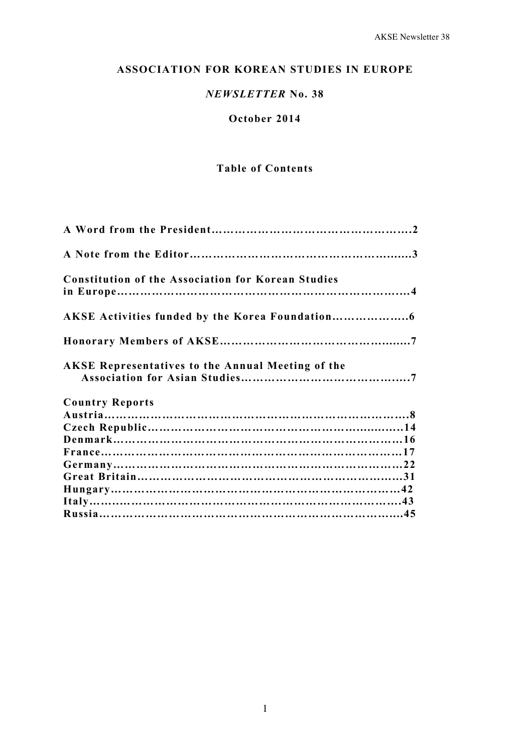# ASSOCIATION FOR KOREAN STUDIES IN EUROPE

## *NEWSLETTER* No. 38

### October 2014

### Table of Contents

**A Word from the President……………………………………………2**

**A Note from the Editor……………………………………………….3**

**Constitution of the Association for Korean Studies in Europe………………………………………………………………..4**

**AKSE Activities funded by the Korea Foundation……………….6**

**Honorary Members of AKSE………………………………………..7**

**AKSE Representatives to the Annual Meeting of the Association for Asian Studies…………………………………….7**

**Country Reports**

**Austria……………………………………………………………….8**
**Czech Republic……………………………………………………14**
**Denmark……………………………………………………………16**
**France………………………………………………………………17**
**Germany……………………………………………………………22**
**Great Britain………………………………………………………31**
**Hungary……………………………………………………………42**
**Italy…………………………………………………………………43**
**Russia………………………………………………………………45**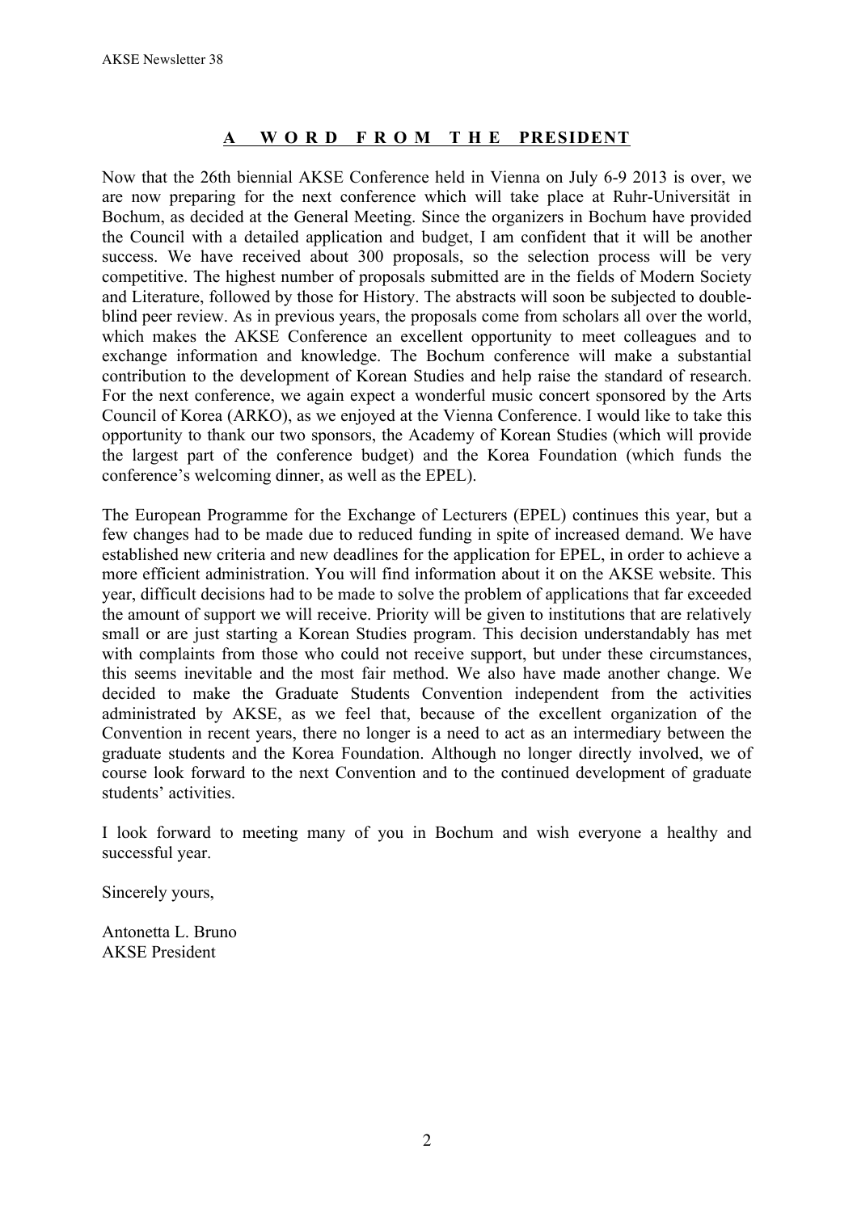## A WORD FROM THE PRESIDENT

Now that the 26th biennial AKSE Conference held in Vienna on July 6-9 2013 is over, we are now preparing for the next conference which will take place at Ruhr-Universität in Bochum, as decided at the General Meeting. Since the organizers in Bochum have provided the Council with a detailed application and budget, I am confident that it will be another success. We have received about 300 proposals, so the selection process will be very competitive. The highest number of proposals submitted are in the fields of Modern Society and Literature, followed by those for History. The abstracts will soon be subjected to double-blind peer review. As in previous years, the proposals come from scholars all over the world, which makes the AKSE Conference an excellent opportunity to meet colleagues and to exchange information and knowledge. The Bochum conference will make a substantial contribution to the development of Korean Studies and help raise the standard of research. For the next conference, we again expect a wonderful music concert sponsored by the Arts Council of Korea (ARKO), as we enjoyed at the Vienna Conference. I would like to take this opportunity to thank our two sponsors, the Academy of Korean Studies (which will provide the largest part of the conference budget) and the Korea Foundation (which funds the conference's welcoming dinner, as well as the EPEL).

The European Programme for the Exchange of Lecturers (EPEL) continues this year, but a few changes had to be made due to reduced funding in spite of increased demand. We have established new criteria and new deadlines for the application for EPEL, in order to achieve a more efficient administration. You will find information about it on the AKSE website. This year, difficult decisions had to be made to solve the problem of applications that far exceeded the amount of support we will receive. Priority will be given to institutions that are relatively small or are just starting a Korean Studies program. This decision understandably has met with complaints from those who could not receive support, but under these circumstances, this seems inevitable and the most fair method. We also have made another change. We decided to make the Graduate Students Convention independent from the activities administrated by AKSE, as we feel that, because of the excellent organization of the Convention in recent years, there no longer is a need to act as an intermediary between the graduate students and the Korea Foundation. Although no longer directly involved, we of course look forward to the next Convention and to the continued development of graduate students' activities.

I look forward to meeting many of you in Bochum and wish everyone a healthy and successful year.

Sincerely yours,

Antonetta L. Bruno
AKSE President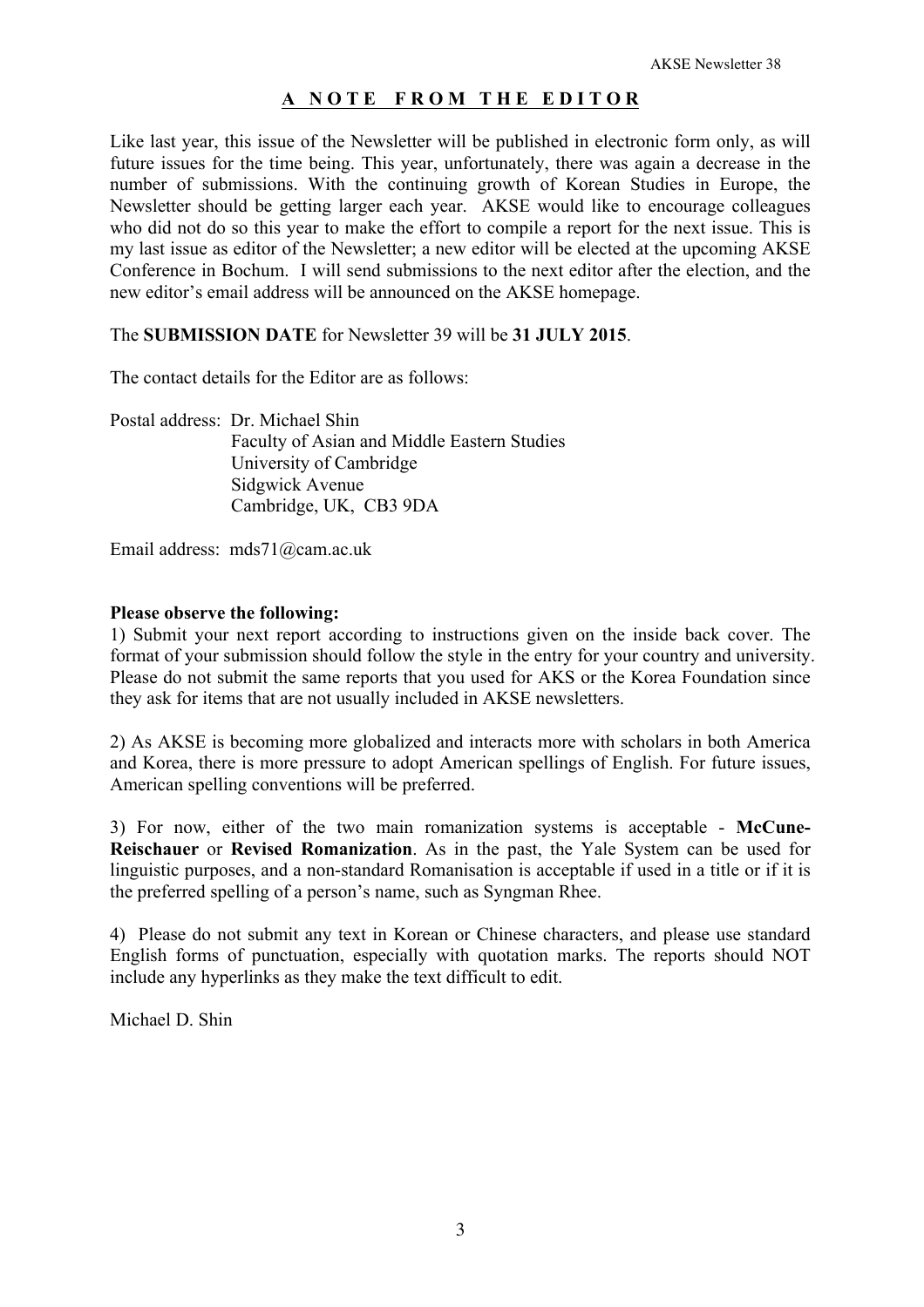## A NOTE FROM THE EDITOR

Like last year, this issue of the Newsletter will be published in electronic form only, as will future issues for the time being. This year, unfortunately, there was again a decrease in the number of submissions. With the continuing growth of Korean Studies in Europe, the Newsletter should be getting larger each year. AKSE would like to encourage colleagues who did not do so this year to make the effort to compile a report for the next issue. This is my last issue as editor of the Newsletter; a new editor will be elected at the upcoming AKSE Conference in Bochum. I will send submissions to the next editor after the election, and the new editor's email address will be announced on the AKSE homepage.

The **SUBMISSION DATE** for Newsletter 39 will be **31 JULY 2015**.

The contact details for the Editor are as follows:

Postal address: Dr. Michael Shin
Faculty of Asian and Middle Eastern Studies
University of Cambridge
Sidgwick Avenue
Cambridge, UK, CB3 9DA

Email address: mds71@cam.ac.uk

**Please observe the following:**

1) Submit your next report according to instructions given on the inside back cover. The format of your submission should follow the style in the entry for your country and university. Please do not submit the same reports that you used for AKS or the Korea Foundation since they ask for items that are not usually included in AKSE newsletters.

2) As AKSE is becoming more globalized and interacts more with scholars in both America and Korea, there is more pressure to adopt American spellings of English. For future issues, American spelling conventions will be preferred.

3) For now, either of the two main romanization systems is acceptable - **McCune-Reischauer** or **Revised Romanization**. As in the past, the Yale System can be used for linguistic purposes, and a non-standard Romanisation is acceptable if used in a title or if it is the preferred spelling of a person's name, such as Syngman Rhee.

4) Please do not submit any text in Korean or Chinese characters, and please use standard English forms of punctuation, especially with quotation marks. The reports should NOT include any hyperlinks as they make the text difficult to edit.

Michael D. Shin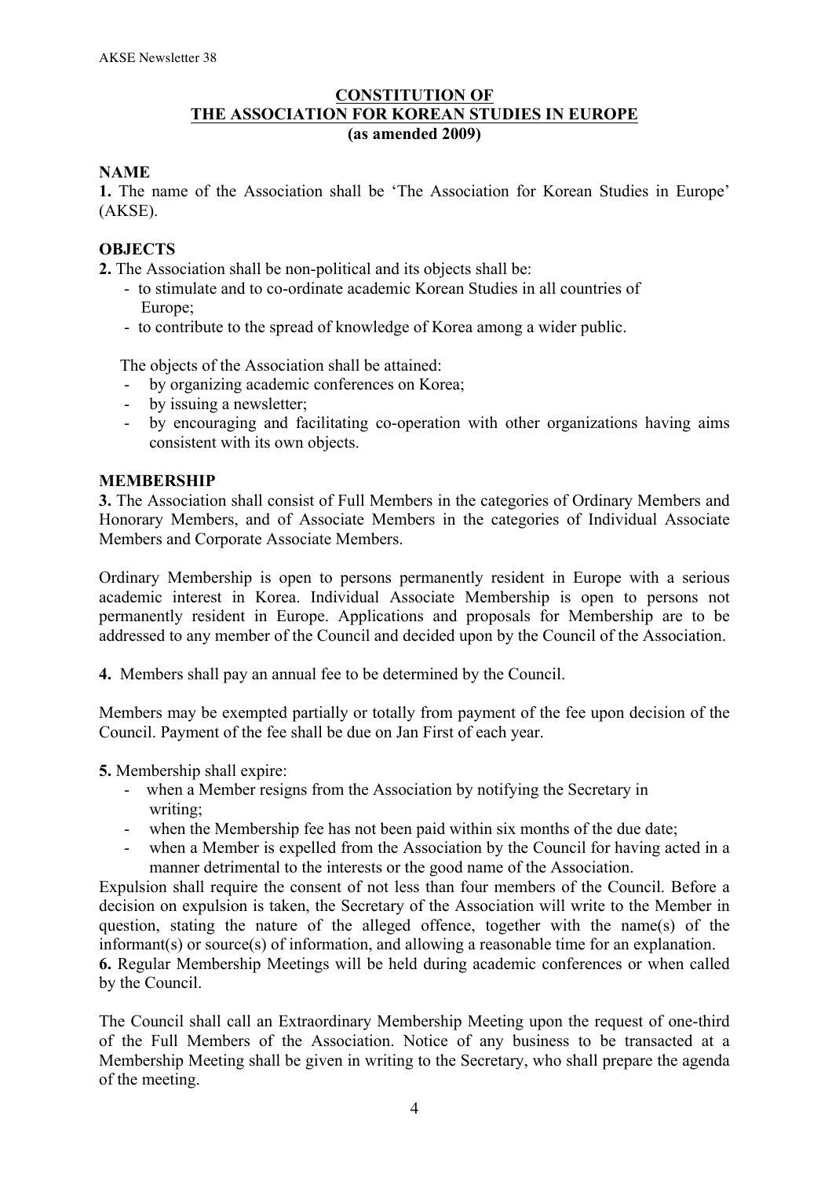**CONSTITUTION OF**
**THE ASSOCIATION FOR KOREAN STUDIES IN EUROPE**
**(as amended 2009)**

## NAME

**1.** The name of the Association shall be 'The Association for Korean Studies in Europe' (AKSE).

## OBJECTS

**2.** The Association shall be non-political and its objects shall be:

- to stimulate and to co-ordinate academic Korean Studies in all countries of Europe;
- to contribute to the spread of knowledge of Korea among a wider public.

The objects of the Association shall be attained:

- by organizing academic conferences on Korea;
- by issuing a newsletter;
- by encouraging and facilitating co-operation with other organizations having aims consistent with its own objects.

## MEMBERSHIP

**3.** The Association shall consist of Full Members in the categories of Ordinary Members and Honorary Members, and of Associate Members in the categories of Individual Associate Members and Corporate Associate Members.

Ordinary Membership is open to persons permanently resident in Europe with a serious academic interest in Korea. Individual Associate Membership is open to persons not permanently resident in Europe. Applications and proposals for Membership are to be addressed to any member of the Council and decided upon by the Council of the Association.

**4.** Members shall pay an annual fee to be determined by the Council.

Members may be exempted partially or totally from payment of the fee upon decision of the Council. Payment of the fee shall be due on Jan First of each year.

**5.** Membership shall expire:

- when a Member resigns from the Association by notifying the Secretary in writing;
- when the Membership fee has not been paid within six months of the due date;
- when a Member is expelled from the Association by the Council for having acted in a manner detrimental to the interests or the good name of the Association.

Expulsion shall require the consent of not less than four members of the Council. Before a decision on expulsion is taken, the Secretary of the Association will write to the Member in question, stating the nature of the alleged offence, together with the name(s) of the informant(s) or source(s) of information, and allowing a reasonable time for an explanation.

**6.** Regular Membership Meetings will be held during academic conferences or when called by the Council.

The Council shall call an Extraordinary Membership Meeting upon the request of one-third of the Full Members of the Association. Notice of any business to be transacted at a Membership Meeting shall be given in writing to the Secretary, who shall prepare the agenda of the meeting.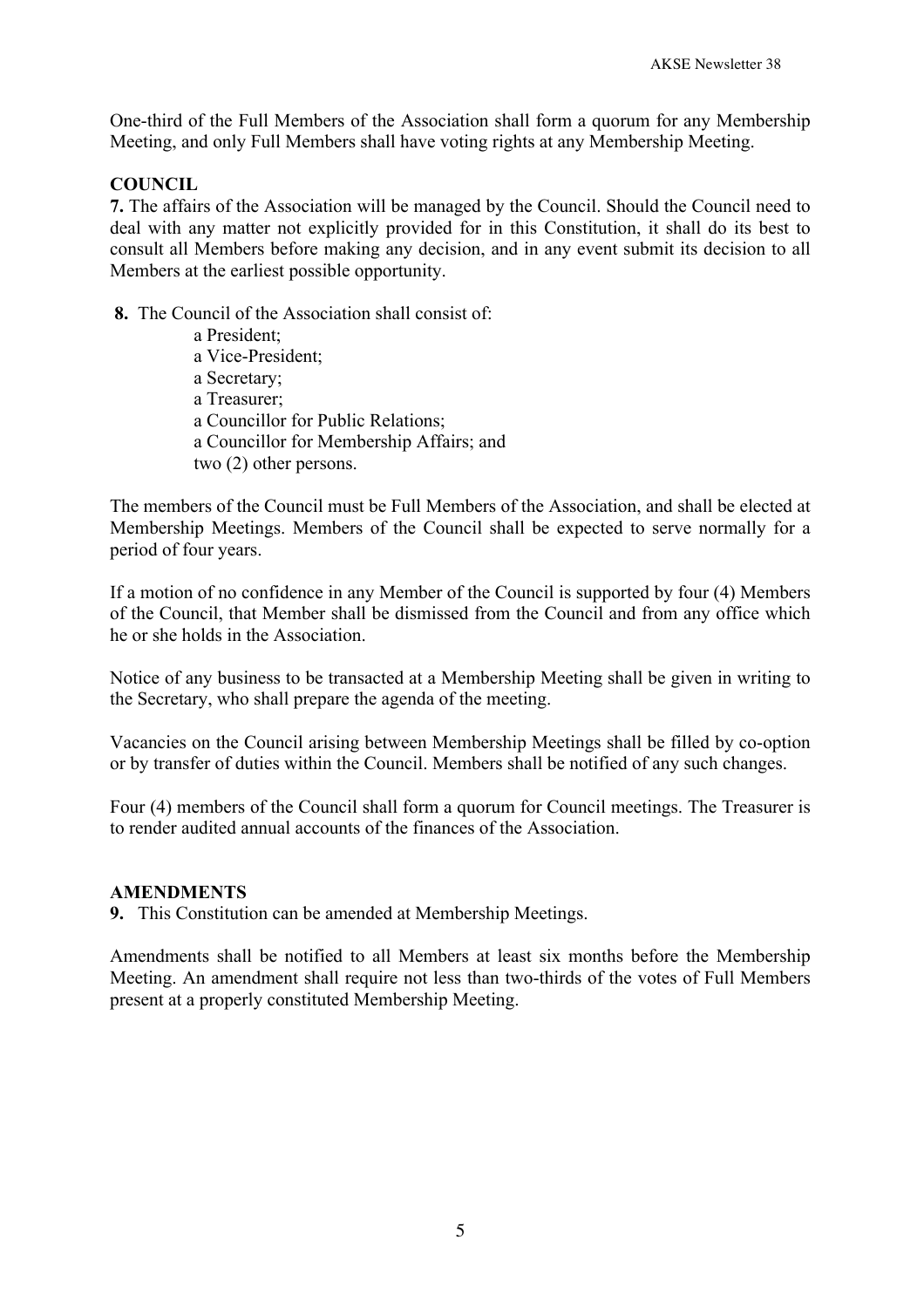One-third of the Full Members of the Association shall form a quorum for any Membership Meeting, and only Full Members shall have voting rights at any Membership Meeting.

## COUNCIL

**7.** The affairs of the Association will be managed by the Council. Should the Council need to deal with any matter not explicitly provided for in this Constitution, it shall do its best to consult all Members before making any decision, and in any event submit its decision to all Members at the earliest possible opportunity.

**8.** The Council of the Association shall consist of:

a President;
a Vice-President;
a Secretary;
a Treasurer;
a Councillor for Public Relations;
a Councillor for Membership Affairs; and
two (2) other persons.

The members of the Council must be Full Members of the Association, and shall be elected at Membership Meetings. Members of the Council shall be expected to serve normally for a period of four years.

If a motion of no confidence in any Member of the Council is supported by four (4) Members of the Council, that Member shall be dismissed from the Council and from any office which he or she holds in the Association.

Notice of any business to be transacted at a Membership Meeting shall be given in writing to the Secretary, who shall prepare the agenda of the meeting.

Vacancies on the Council arising between Membership Meetings shall be filled by co-option or by transfer of duties within the Council. Members shall be notified of any such changes.

Four (4) members of the Council shall form a quorum for Council meetings. The Treasurer is to render audited annual accounts of the finances of the Association.

## AMENDMENTS

**9.** This Constitution can be amended at Membership Meetings.

Amendments shall be notified to all Members at least six months before the Membership Meeting. An amendment shall require not less than two-thirds of the votes of Full Members present at a properly constituted Membership Meeting.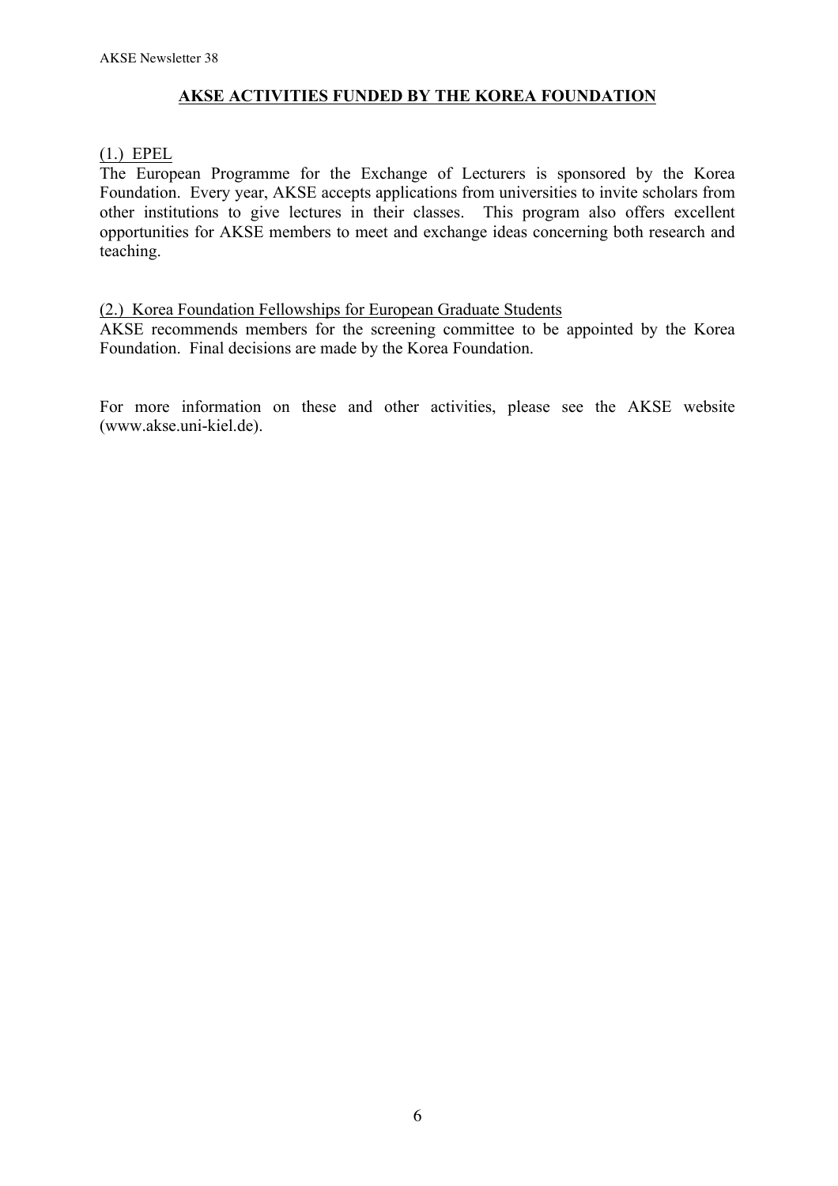## AKSE ACTIVITIES FUNDED BY THE KOREA FOUNDATION

(1.) EPEL

The European Programme for the Exchange of Lecturers is sponsored by the Korea Foundation. Every year, AKSE accepts applications from universities to invite scholars from other institutions to give lectures in their classes. This program also offers excellent opportunities for AKSE members to meet and exchange ideas concerning both research and teaching.

(2.) Korea Foundation Fellowships for European Graduate Students

AKSE recommends members for the screening committee to be appointed by the Korea Foundation. Final decisions are made by the Korea Foundation.

For more information on these and other activities, please see the AKSE website (www.akse.uni-kiel.de).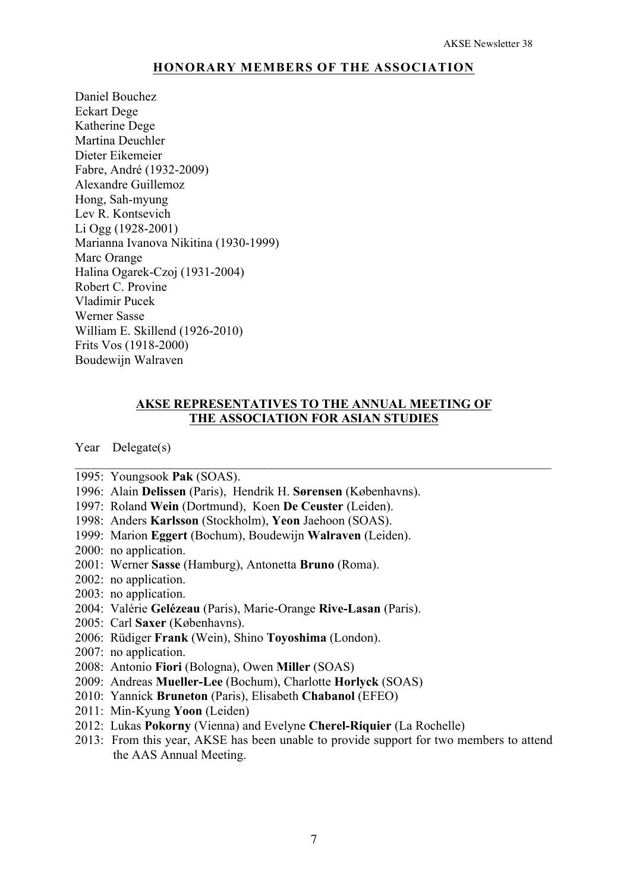## HONORARY MEMBERS OF THE ASSOCIATION

Daniel Bouchez  
Eckart Dege  
Katherine Dege  
Martina Deuchler  
Dieter Eikemeier  
Fabre, André (1932-2009)  
Alexandre Guillemoz  
Hong, Sah-myung  
Lev R. Kontsevich  
Li Ogg (1928-2001)  
Marianna Ivanova Nikitina (1930-1999)  
Marc Orange  
Halina Ogarek-Czoj (1931-2004)  
Robert C. Provine  
Vladimir Pucek  
Werner Sasse  
William E. Skillend (1926-2010)  
Frits Vos (1918-2000)  
Boudewijn Walraven

## AKSE REPRESENTATIVES TO THE ANNUAL MEETING OF THE ASSOCIATION FOR ASIAN STUDIES

Year Delegate(s)

---

1995: Youngsook **Pak** (SOAS).  
1996: Alain **Delissen** (Paris), Hendrik H. **Sørensen** (Københavns).  
1997: Roland **Wein** (Dortmund), Koen **De Ceuster** (Leiden).  
1998: Anders **Karlsson** (Stockholm), **Yeon** Jaehoon (SOAS).  
1999: Marion **Eggert** (Bochum), Boudewijn **Walraven** (Leiden).  
2000: no application.  
2001: Werner **Sasse** (Hamburg), Antonetta **Bruno** (Roma).  
2002: no application.  
2003: no application.  
2004: Valérie **Gelézeau** (Paris), Marie-Orange **Rive-Lasan** (Paris).  
2005: Carl **Saxer** (Københavns).  
2006: Rüdiger **Frank** (Wein), Shino **Toyoshima** (London).  
2007: no application.  
2008: Antonio **Fiori** (Bologna), Owen **Miller** (SOAS)  
2009: Andreas **Mueller-Lee** (Bochum), Charlotte **Horlyck** (SOAS)  
2010: Yannick **Bruneton** (Paris), Elisabeth **Chabanol** (EFEO)  
2011: Min-Kyung **Yoon** (Leiden)  
2012: Lukas **Pokorny** (Vienna) and Evelyne **Cherel-Riquier** (La Rochelle)  
2013: From this year, AKSE has been unable to provide support for two members to attend the AAS Annual Meeting.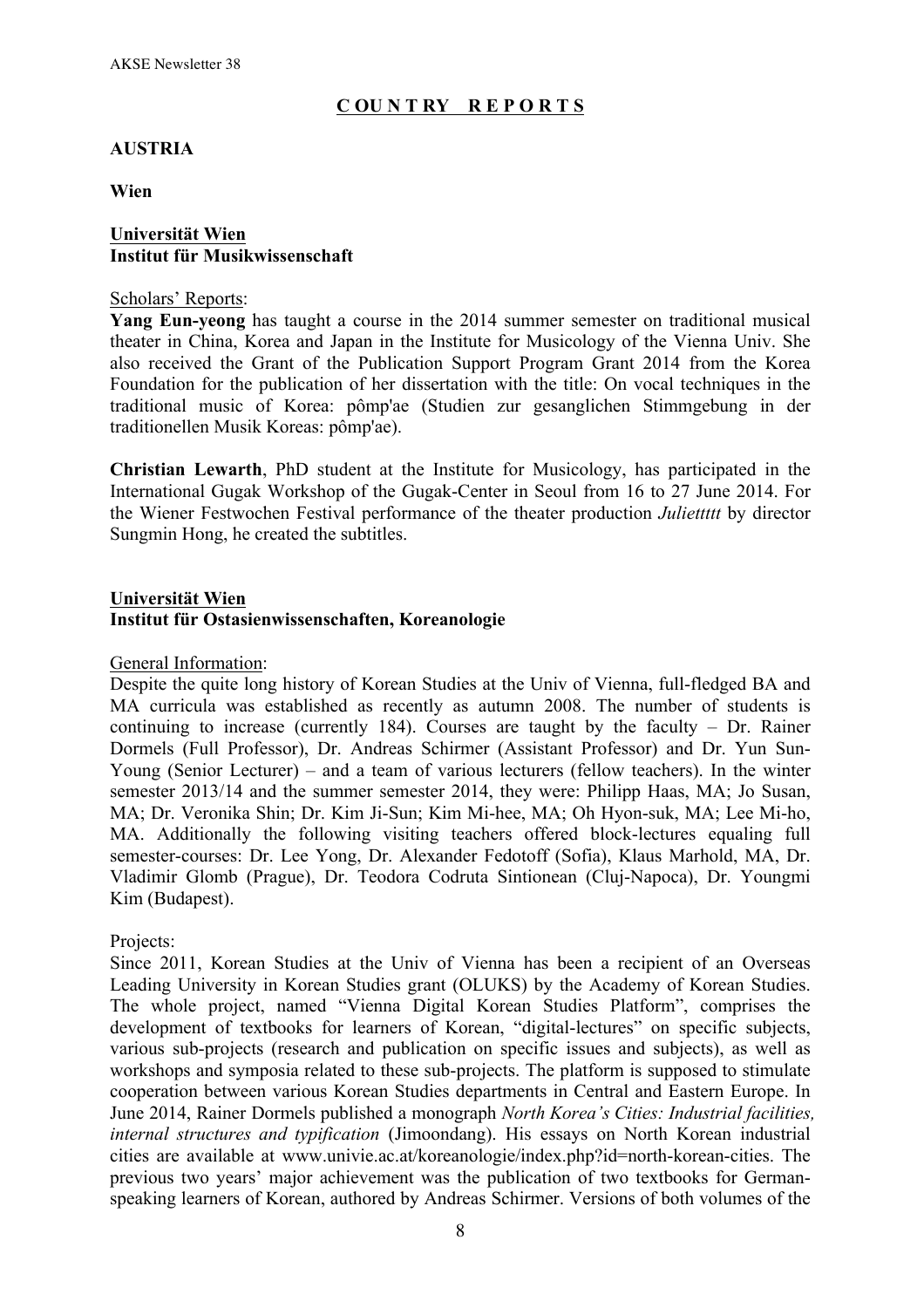## C OU N T RY R E P O R T S

### AUSTRIA

**Wien**

**Universität Wien**
**Institut für Musikwissenschaft**

Scholars' Reports:

**Yang Eun-yeong** has taught a course in the 2014 summer semester on traditional musical theater in China, Korea and Japan in the Institute for Musicology of the Vienna Univ. She also received the Grant of the Publication Support Program Grant 2014 from the Korea Foundation for the publication of her dissertation with the title: On vocal techniques in the traditional music of Korea: pômp'ae (Studien zur gesanglichen Stimmgebung in der traditionellen Musik Koreas: pômp'ae).

**Christian Lewarth**, PhD student at the Institute for Musicology, has participated in the International Gugak Workshop of the Gugak-Center in Seoul from 16 to 27 June 2014. For the Wiener Festwochen Festival performance of the theater production *Julietttt* by director Sungmin Hong, he created the subtitles.

**Universität Wien**
**Institut für Ostasienwissenschaften, Koreanologie**

General Information:

Despite the quite long history of Korean Studies at the Univ of Vienna, full-fledged BA and MA curricula was established as recently as autumn 2008. The number of students is continuing to increase (currently 184). Courses are taught by the faculty – Dr. Rainer Dormels (Full Professor), Dr. Andreas Schirmer (Assistant Professor) and Dr. Yun Sun-Young (Senior Lecturer) – and a team of various lecturers (fellow teachers). In the winter semester 2013/14 and the summer semester 2014, they were: Philipp Haas, MA; Jo Susan, MA; Dr. Veronika Shin; Dr. Kim Ji-Sun; Kim Mi-hee, MA; Oh Hyon-suk, MA; Lee Mi-ho, MA. Additionally the following visiting teachers offered block-lectures equaling full semester-courses: Dr. Lee Yong, Dr. Alexander Fedotoff (Sofia), Klaus Marhold, MA, Dr. Vladimir Glomb (Prague), Dr. Teodora Codruta Sintionean (Cluj-Napoca), Dr. Youngmi Kim (Budapest).

Projects:

Since 2011, Korean Studies at the Univ of Vienna has been a recipient of an Overseas Leading University in Korean Studies grant (OLUKS) by the Academy of Korean Studies. The whole project, named "Vienna Digital Korean Studies Platform", comprises the development of textbooks for learners of Korean, "digital-lectures" on specific subjects, various sub-projects (research and publication on specific issues and subjects), as well as workshops and symposia related to these sub-projects. The platform is supposed to stimulate cooperation between various Korean Studies departments in Central and Eastern Europe. In June 2014, Rainer Dormels published a monograph *North Korea's Cities: Industrial facilities, internal structures and typification* (Jimoondang). His essays on North Korean industrial cities are available at www.univie.ac.at/koreanologie/index.php?id=north-korean-cities. The previous two years' major achievement was the publication of two textbooks for German-speaking learners of Korean, authored by Andreas Schirmer. Versions of both volumes of the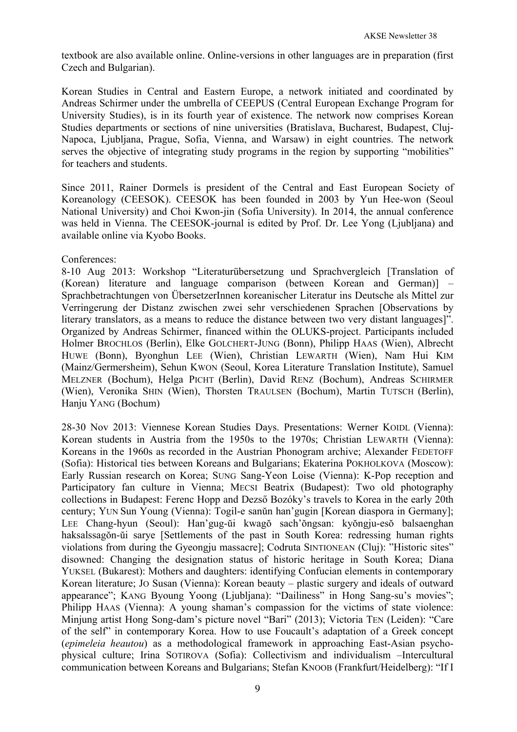textbook are also available online. Online-versions in other languages are in preparation (first Czech and Bulgarian).

Korean Studies in Central and Eastern Europe, a network initiated and coordinated by Andreas Schirmer under the umbrella of CEEPUS (Central European Exchange Program for University Studies), is in its fourth year of existence. The network now comprises Korean Studies departments or sections of nine universities (Bratislava, Bucharest, Budapest, Cluj-Napoca, Ljubljana, Prague, Sofia, Vienna, and Warsaw) in eight countries. The network serves the objective of integrating study programs in the region by supporting "mobilities" for teachers and students.

Since 2011, Rainer Dormels is president of the Central and East European Society of Koreanology (CEESOK). CEESOK has been founded in 2003 by Yun Hee-won (Seoul National University) and Choi Kwon-jin (Sofia University). In 2014, the annual conference was held in Vienna. The CEESOK-journal is edited by Prof. Dr. Lee Yong (Ljubljana) and available online via Kyobo Books.

Conferences:

8-10 Aug 2013: Workshop "Literaturübersetzung und Sprachvergleich [Translation of (Korean) literature and language comparison (between Korean and German)] – Sprachbetrachtungen von ÜbersetzerInnen koreanischer Literatur ins Deutsche als Mittel zur Verringerung der Distanz zwischen zwei sehr verschiedenen Sprachen [Observations by literary translators, as a means to reduce the distance between two very distant languages]". Organized by Andreas Schirmer, financed within the OLUKS-project. Participants included Holmer BROCHLOS (Berlin), Elke GOLCHERT-JUNG (Bonn), Philipp HAAS (Wien), Albrecht HUWE (Bonn), Byonghun LEE (Wien), Christian LEWARTH (Wien), Nam Hui KIM (Mainz/Germersheim), Sehun KWON (Seoul, Korea Literature Translation Institute), Samuel MELZNER (Bochum), Helga PICHT (Berlin), David RENZ (Bochum), Andreas SCHIRMER (Wien), Veronika SHIN (Wien), Thorsten TRAULSEN (Bochum), Martin TUTSCH (Berlin), Hanju YANG (Bochum)

28-30 Nov 2013: Viennese Korean Studies Days. Presentations: Werner KOIDL (Vienna): Korean students in Austria from the 1950s to the 1970s; Christian LEWARTH (Vienna): Koreans in the 1960s as recorded in the Austrian Phonogram archive; Alexander FEDETOFF (Sofia): Historical ties between Koreans and Bulgarians; Ekaterina POKHOLKOVA (Moscow): Early Russian research on Korea; SUNG Sang-Yeon Loise (Vienna): K-Pop reception and Participatory fan culture in Vienna; MECSI Beatrix (Budapest): Two old photography collections in Budapest: Ferenc Hopp and Dezső Bozóky's travels to Korea in the early 20th century; YUN Sun Young (Vienna): Togil-e sanŭn han'gugin [Korean diaspora in Germany]; LEE Chang-hyun (Seoul): Han'gug-ŭi kwagŏ sach'ŏngsan: kyŏngju-esŏ balsaenghan haksalssagŏn-ŭi sarye [Settlements of the past in South Korea: redressing human rights violations from during the Gyeongju massacre]; Codruta SINTIONEAN (Cluj): "Historic sites" disowned: Changing the designation status of historic heritage in South Korea; Diana YUKSEL (Bukarest): Mothers and daughters: identifying Confucian elements in contemporary Korean literature; JO Susan (Vienna): Korean beauty – plastic surgery and ideals of outward appearance"; KANG Byoung Yoong (Ljubljana): "Dailiness" in Hong Sang-su's movies"; Philipp HAAS (Vienna): A young shaman's compassion for the victims of state violence: Minjung artist Hong Song-dam's picture novel "Bari" (2013); Victoria TEN (Leiden): "Care of the self" in contemporary Korea. How to use Foucault's adaptation of a Greek concept (*epimeleia heautou*) as a methodological framework in approaching East-Asian psycho-physical culture; Irina SOTIROVA (Sofia): Collectivism and individualism –Intercultural communication between Koreans and Bulgarians; Stefan KNOOB (Frankfurt/Heidelberg): "If I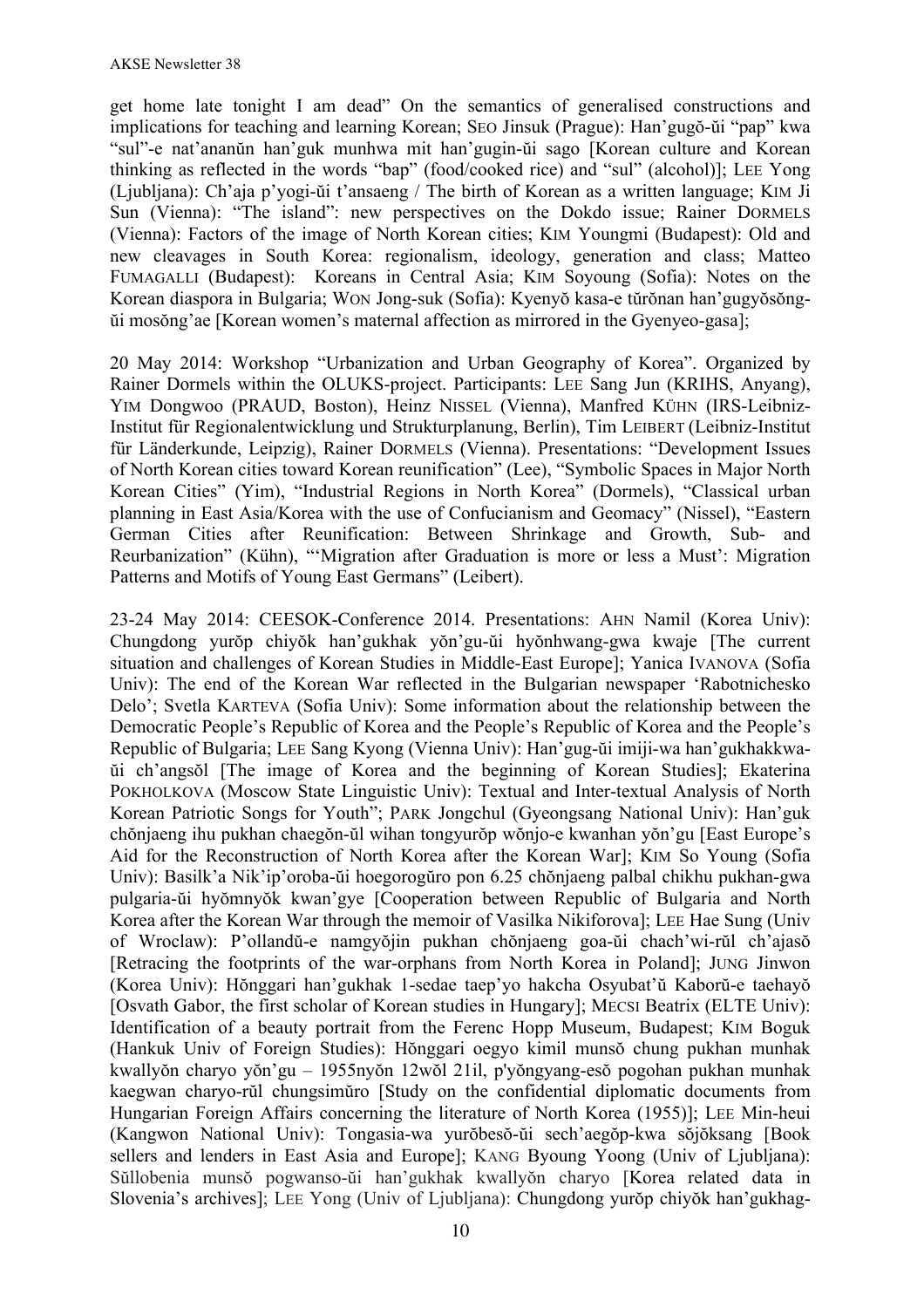get home late tonight I am dead" On the semantics of generalised constructions and implications for teaching and learning Korean; SEO Jinsuk (Prague): Han'gugŏ-ŭi "pap" kwa "sul"-e nat'ananŭn han'guk munhwa mit han'gugin-ŭi sago [Korean culture and Korean thinking as reflected in the words "bap" (food/cooked rice) and "sul" (alcohol)]; LEE Yong (Ljubljana): Ch'aja p'yogi-ŭi t'ansaeng / The birth of Korean as a written language; KIM Ji Sun (Vienna): "The island": new perspectives on the Dokdo issue; Rainer DORMELS (Vienna): Factors of the image of North Korean cities; KIM Youngmi (Budapest): Old and new cleavages in South Korea: regionalism, ideology, generation and class; Matteo FUMAGALLI (Budapest): Koreans in Central Asia; KIM Soyoung (Sofia): Notes on the Korean diaspora in Bulgaria; WON Jong-suk (Sofia): Kyenyŏ kasa-e tŭrŏnan han'gugyŏsŏng-ŭi mosŏng'ae [Korean women's maternal affection as mirrored in the Gyenyeo-gasa];

20 May 2014: Workshop "Urbanization and Urban Geography of Korea". Organized by Rainer Dormels within the OLUKS-project. Participants: LEE Sang Jun (KRIHS, Anyang), YIM Dongwoo (PRAUD, Boston), Heinz NISSEL (Vienna), Manfred KÜHN (IRS-Leibniz-Institut für Regionalentwicklung und Strukturplanung, Berlin), Tim LEIBERT (Leibniz-Institut für Länderkunde, Leipzig), Rainer DORMELS (Vienna). Presentations: "Development Issues of North Korean cities toward Korean reunification" (Lee), "Symbolic Spaces in Major North Korean Cities" (Yim), "Industrial Regions in North Korea" (Dormels), "Classical urban planning in East Asia/Korea with the use of Confucianism and Geomacy" (Nissel), "Eastern German Cities after Reunification: Between Shrinkage and Growth, Sub- and Reurbanization" (Kühn), "'Migration after Graduation is more or less a Must': Migration Patterns and Motifs of Young East Germans" (Leibert).

23-24 May 2014: CEESOK-Conference 2014. Presentations: AHN Namil (Korea Univ): Chungdong yurŏp chiyŏk han'gukhak yŏn'gu-ŭi hyŏnhwang-gwa kwaje [The current situation and challenges of Korean Studies in Middle-East Europe]; Yanica IVANOVA (Sofia Univ): The end of the Korean War reflected in the Bulgarian newspaper 'Rabotnichesko Delo'; Svetla KARTEVA (Sofia Univ): Some information about the relationship between the Democratic People's Republic of Korea and the People's Republic of Korea and the People's Republic of Bulgaria; LEE Sang Kyong (Vienna Univ): Han'gug-ŭi imiji-wa han'gukhakkwa-ŭi ch'angsŏl [The image of Korea and the beginning of Korean Studies]; Ekaterina POKHOLKOVA (Moscow State Linguistic Univ): Textual and Inter-textual Analysis of North Korean Patriotic Songs for Youth"; PARK Jongchul (Gyeongsang National Univ): Han'guk chŏnjaeng ihu pukhan chaegŏn-ŭl wihan tongyurŏp wŏnjo-e kwanhan yŏn'gu [East Europe's Aid for the Reconstruction of North Korea after the Korean War]; KIM So Young (Sofia Univ): Basilk'a Nik'ip'oroba-ŭi hoegorogŭro pon 6.25 chŏnjaeng palbal chikhu pukhan-gwa pulgaria-ŭi hyŏmnyŏk kwan'gye [Cooperation between Republic of Bulgaria and North Korea after the Korean War through the memoir of Vasilka Nikiforova]; LEE Hae Sung (Univ of Wroclaw): P'ollandŭ-e namgyŏjin pukhan chŏnjaeng goa-ŭi chach'wi-rŭl ch'ajasŏ [Retracing the footprints of the war-orphans from North Korea in Poland]; JUNG Jinwon (Korea Univ): Hŏnggari han'gukhak 1-sedae taep'yo hakcha Osyubat'ŭ Kaborŭ-e taehayŏ [Osvath Gabor, the first scholar of Korean studies in Hungary]; MECSI Beatrix (ELTE Univ): Identification of a beauty portrait from the Ferenc Hopp Museum, Budapest; KIM Boguk (Hankuk Univ of Foreign Studies): Hŏnggari oegyo kimil munsŏ chung pukhan munhak kwallyŏn charyo yŏn'gu – 1955nyŏn 12wŏl 21il, p'yŏngyang-esŏ pogohan pukhan munhak kaegwan charyo-rŭl chungsimŭro [Study on the confidential diplomatic documents from Hungarian Foreign Affairs concerning the literature of North Korea (1955)]; LEE Min-heui (Kangwon National Univ): Tongasia-wa yurŏbesŏ-ŭi sech'aegŏp-kwa sŏjŏksang [Book sellers and lenders in East Asia and Europe]; KANG Byoung Yoong (Univ of Ljubljana): Sŭllobenia munsŏ pogwanso-ŭi han'gukhak kwallyŏn charyo [Korea related data in Slovenia's archives]; LEE Yong (Univ of Ljubljana): Chungdong yurŏp chiyŏk han'gukhag-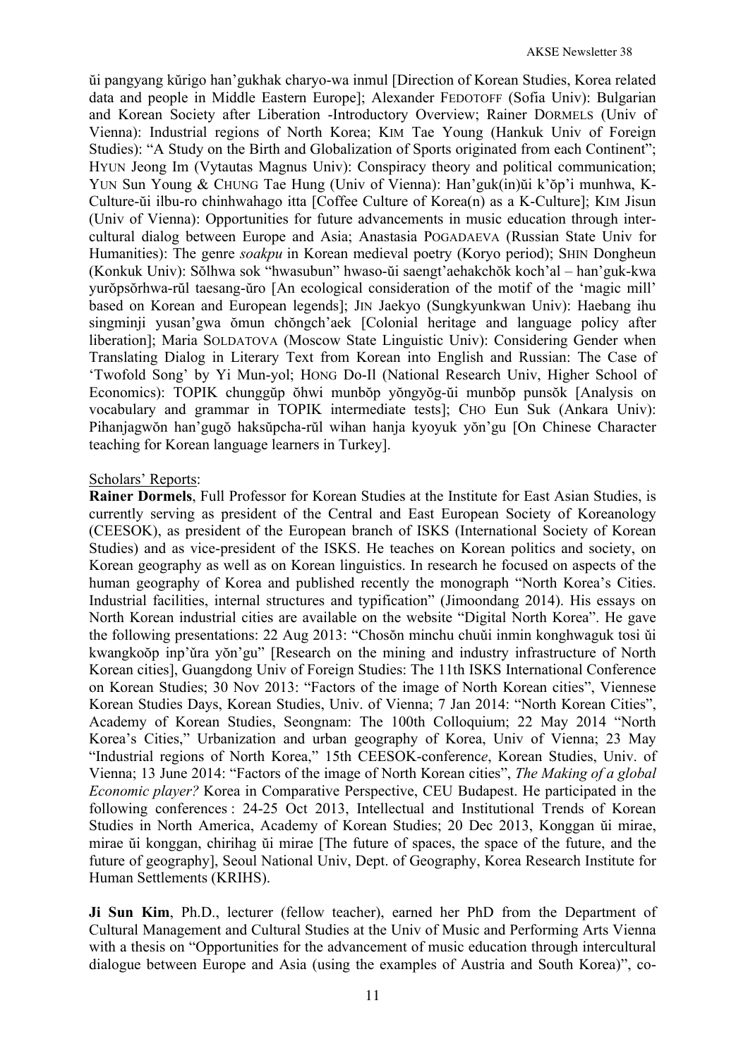ŭi pangyang kŭrigo han'gukhak charyo-wa inmul [Direction of Korean Studies, Korea related data and people in Middle Eastern Europe]; Alexander FEDOTOFF (Sofia Univ): Bulgarian and Korean Society after Liberation -Introductory Overview; Rainer DORMELS (Univ of Vienna): Industrial regions of North Korea; KIM Tae Young (Hankuk Univ of Foreign Studies): "A Study on the Birth and Globalization of Sports originated from each Continent"; HYUN Jeong Im (Vytautas Magnus Univ): Conspiracy theory and political communication; YUN Sun Young & CHUNG Tae Hung (Univ of Vienna): Han'guk(in)ŭi k'ŏp'i munhwa, K-Culture-ŭi ilbu-ro chinhwahago itta [Coffee Culture of Korea(n) as a K-Culture]; KIM Jisun (Univ of Vienna): Opportunities for future advancements in music education through inter-cultural dialog between Europe and Asia; Anastasia POGADAEVA (Russian State Univ for Humanities): The genre *soakpu* in Korean medieval poetry (Koryo period); SHIN Dongheun (Konkuk Univ): Sŏlhwa sok "hwasubun" hwaso-ŭi saengt'aehakchŏk koch'al – han'guk-kwa yurŏpsŏrhwa-rŭl taesang-ŭro [An ecological consideration of the motif of the 'magic mill' based on Korean and European legends]; JIN Jaekyo (Sungkyunkwan Univ): Haebang ihu singminji yusan'gwa ŏmun chŏngch'aek [Colonial heritage and language policy after liberation]; Maria SOLDATOVA (Moscow State Linguistic Univ): Considering Gender when Translating Dialog in Literary Text from Korean into English and Russian: The Case of 'Twofold Song' by Yi Mun-yol; HONG Do-Il (National Research Univ, Higher School of Economics): TOPIK chunggŭp ŏhwi munbŏp yŏngyŏg-ŭi munbŏp punsŏk [Analysis on vocabulary and grammar in TOPIK intermediate tests]; CHO Eun Suk (Ankara Univ): Pihanjagwŏn han'gugŏ haksŭpcha-rŭl wihan hanja kyoyuk yŏn'gu [On Chinese Character teaching for Korean language learners in Turkey].

Scholars' Reports:

**Rainer Dormels**, Full Professor for Korean Studies at the Institute for East Asian Studies, is currently serving as president of the Central and East European Society of Koreanology (CEESOK), as president of the European branch of ISKS (International Society of Korean Studies) and as vice-president of the ISKS. He teaches on Korean politics and society, on Korean geography as well as on Korean linguistics. In research he focused on aspects of the human geography of Korea and published recently the monograph "North Korea's Cities. Industrial facilities, internal structures and typification" (Jimoondang 2014). His essays on North Korean industrial cities are available on the website "Digital North Korea". He gave the following presentations: 22 Aug 2013: "Chosŏn minchu chuŭi inmin konghwaguk tosi ŭi kwangkoŏp inp'ŭra yŏn'gu" [Research on the mining and industry infrastructure of North Korean cities], Guangdong Univ of Foreign Studies: The 11th ISKS International Conference on Korean Studies; 30 Nov 2013: "Factors of the image of North Korean cities", Viennese Korean Studies Days, Korean Studies, Univ. of Vienna; 7 Jan 2014: "North Korean Cities", Academy of Korean Studies, Seongnam: The 100th Colloquium; 22 May 2014 "North Korea's Cities," Urbanization and urban geography of Korea, Univ of Vienna; 23 May "Industrial regions of North Korea," 15th CEESOK-conference, Korean Studies, Univ. of Vienna; 13 June 2014: "Factors of the image of North Korean cities", *The Making of a global Economic player?* Korea in Comparative Perspective, CEU Budapest. He participated in the following conferences : 24-25 Oct 2013, Intellectual and Institutional Trends of Korean Studies in North America, Academy of Korean Studies; 20 Dec 2013, Konggan ŭi mirae, mirae ŭi konggan, chirihag ŭi mirae [The future of spaces, the space of the future, and the future of geography], Seoul National Univ, Dept. of Geography, Korea Research Institute for Human Settlements (KRIHS).

**Ji Sun Kim**, Ph.D., lecturer (fellow teacher), earned her PhD from the Department of Cultural Management and Cultural Studies at the Univ of Music and Performing Arts Vienna with a thesis on "Opportunities for the advancement of music education through intercultural dialogue between Europe and Asia (using the examples of Austria and South Korea)", co-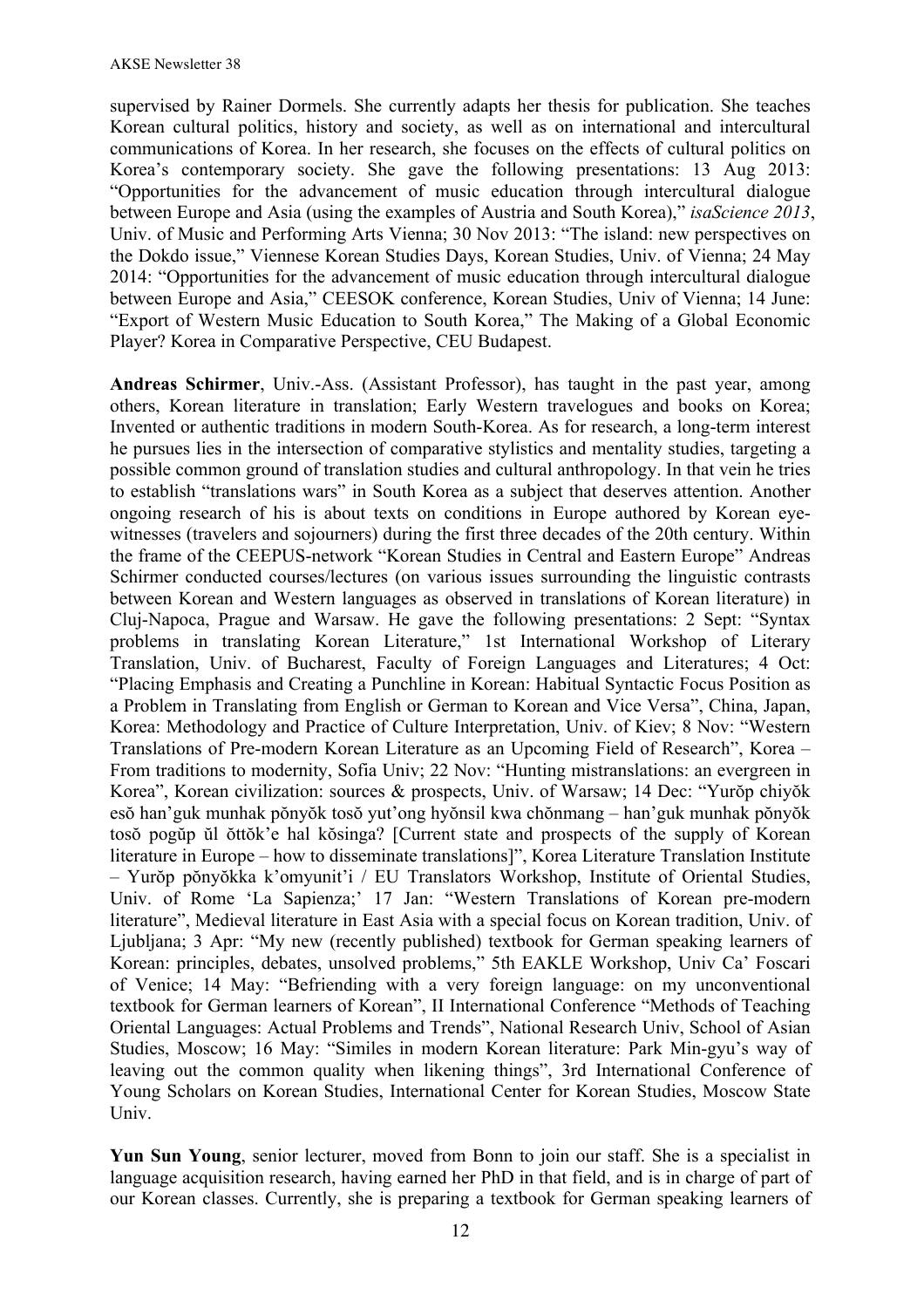supervised by Rainer Dormels. She currently adapts her thesis for publication. She teaches Korean cultural politics, history and society, as well as on international and intercultural communications of Korea. In her research, she focuses on the effects of cultural politics on Korea's contemporary society. She gave the following presentations: 13 Aug 2013: "Opportunities for the advancement of music education through intercultural dialogue between Europe and Asia (using the examples of Austria and South Korea)," *isaScience 2013*, Univ. of Music and Performing Arts Vienna; 30 Nov 2013: "The island: new perspectives on the Dokdo issue," Viennese Korean Studies Days, Korean Studies, Univ. of Vienna; 24 May 2014: "Opportunities for the advancement of music education through intercultural dialogue between Europe and Asia," CEESOK conference, Korean Studies, Univ of Vienna; 14 June: "Export of Western Music Education to South Korea," The Making of a Global Economic Player? Korea in Comparative Perspective, CEU Budapest.

**Andreas Schirmer**, Univ.-Ass. (Assistant Professor), has taught in the past year, among others, Korean literature in translation; Early Western travelogues and books on Korea; Invented or authentic traditions in modern South-Korea. As for research, a long-term interest he pursues lies in the intersection of comparative stylistics and mentality studies, targeting a possible common ground of translation studies and cultural anthropology. In that vein he tries to establish "translations wars" in South Korea as a subject that deserves attention. Another ongoing research of his is about texts on conditions in Europe authored by Korean eye-witnesses (travelers and sojourners) during the first three decades of the 20th century. Within the frame of the CEEPUS-network "Korean Studies in Central and Eastern Europe" Andreas Schirmer conducted courses/lectures (on various issues surrounding the linguistic contrasts between Korean and Western languages as observed in translations of Korean literature) in Cluj-Napoca, Prague and Warsaw. He gave the following presentations: 2 Sept: "Syntax problems in translating Korean Literature," 1st International Workshop of Literary Translation, Univ. of Bucharest, Faculty of Foreign Languages and Literatures; 4 Oct: "Placing Emphasis and Creating a Punchline in Korean: Habitual Syntactic Focus Position as a Problem in Translating from English or German to Korean and Vice Versa", China, Japan, Korea: Methodology and Practice of Culture Interpretation, Univ. of Kiev; 8 Nov: "Western Translations of Pre-modern Korean Literature as an Upcoming Field of Research", Korea – From traditions to modernity, Sofia Univ; 22 Nov: "Hunting mistranslations: an evergreen in Korea", Korean civilization: sources & prospects, Univ. of Warsaw; 14 Dec: "Yurŏp chiyŏk esŏ han'guk munhak pŏnyŏk tosŏ yut'ong hyŏnsil kwa chŏnmang – han'guk munhak pŏnyŏk tosŏ pogŭp ŭl ŏttŏk'e hal kŏsinga? [Current state and prospects of the supply of Korean literature in Europe – how to disseminate translations]", Korea Literature Translation Institute – Yurŏp pŏnyŏkka k'omyunit'i / EU Translators Workshop, Institute of Oriental Studies, Univ. of Rome 'La Sapienza;' 17 Jan: "Western Translations of Korean pre-modern literature", Medieval literature in East Asia with a special focus on Korean tradition, Univ. of Ljubljana; 3 Apr: "My new (recently published) textbook for German speaking learners of Korean: principles, debates, unsolved problems," 5th EAKLE Workshop, Univ Ca' Foscari of Venice; 14 May: "Befriending with a very foreign language: on my unconventional textbook for German learners of Korean", II International Conference "Methods of Teaching Oriental Languages: Actual Problems and Trends", National Research Univ, School of Asian Studies, Moscow; 16 May: "Similes in modern Korean literature: Park Min-gyu's way of leaving out the common quality when likening things", 3rd International Conference of Young Scholars on Korean Studies, International Center for Korean Studies, Moscow State Univ.

**Yun Sun Young**, senior lecturer, moved from Bonn to join our staff. She is a specialist in language acquisition research, having earned her PhD in that field, and is in charge of part of our Korean classes. Currently, she is preparing a textbook for German speaking learners of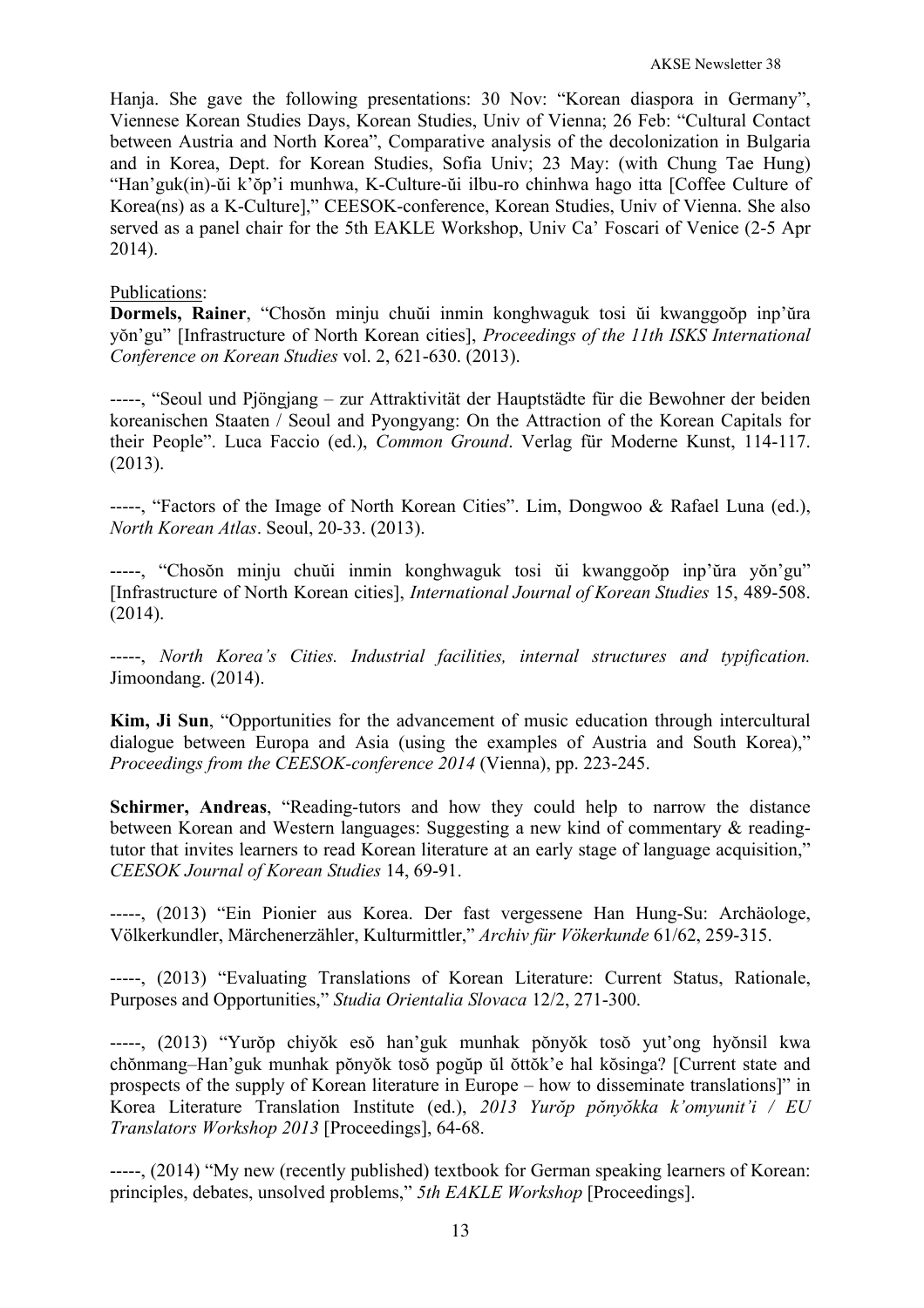Hanja. She gave the following presentations: 30 Nov: "Korean diaspora in Germany", Viennese Korean Studies Days, Korean Studies, Univ of Vienna; 26 Feb: "Cultural Contact between Austria and North Korea", Comparative analysis of the decolonization in Bulgaria and in Korea, Dept. for Korean Studies, Sofia Univ; 23 May: (with Chung Tae Hung) "Han'guk(in)-ŭi k'ŏp'i munhwa, K-Culture-ŭi ilbu-ro chinhwa hago itta [Coffee Culture of Korea(ns) as a K-Culture]," CEESOK-conference, Korean Studies, Univ of Vienna. She also served as a panel chair for the 5th EAKLE Workshop, Univ Ca' Foscari of Venice (2-5 Apr 2014).

Publications:

**Dormels, Rainer**, "Chosŏn minju chuŭi inmin konghwaguk tosi ŭi kwanggoŏp inp'ŭra yŏn'gu" [Infrastructure of North Korean cities], *Proceedings of the 11th ISKS International Conference on Korean Studies* vol. 2, 621-630. (2013).

-----, "Seoul und Pjöngjang – zur Attraktivität der Hauptstädte für die Bewohner der beiden koreanischen Staaten / Seoul and Pyongyang: On the Attraction of the Korean Capitals for their People". Luca Faccio (ed.), *Common Ground*. Verlag für Moderne Kunst, 114-117. (2013).

-----, "Factors of the Image of North Korean Cities". Lim, Dongwoo & Rafael Luna (ed.), *North Korean Atlas*. Seoul, 20-33. (2013).

-----, "Chosŏn minju chuŭi inmin konghwaguk tosi ŭi kwanggoŏp inp'ŭra yŏn'gu" [Infrastructure of North Korean cities], *International Journal of Korean Studies* 15, 489-508. (2014).

-----, *North Korea's Cities. Industrial facilities, internal structures and typification.* Jimoondang. (2014).

**Kim, Ji Sun**, "Opportunities for the advancement of music education through intercultural dialogue between Europa and Asia (using the examples of Austria and South Korea)," *Proceedings from the CEESOK-conference 2014* (Vienna), pp. 223-245.

**Schirmer, Andreas**, "Reading-tutors and how they could help to narrow the distance between Korean and Western languages: Suggesting a new kind of commentary & reading-tutor that invites learners to read Korean literature at an early stage of language acquisition," *CEESOK Journal of Korean Studies* 14, 69-91.

-----, (2013) "Ein Pionier aus Korea. Der fast vergessene Han Hung-Su: Archäologe, Völkerkundler, Märchenerzähler, Kulturmittler," *Archiv für Vökerkunde* 61/62, 259-315.

-----, (2013) "Evaluating Translations of Korean Literature: Current Status, Rationale, Purposes and Opportunities," *Studia Orientalia Slovaca* 12/2, 271-300.

-----, (2013) "Yurŏp chiyŏk esŏ han'guk munhak pŏnyŏk tosŏ yut'ong hyŏnsil kwa chŏnmang–Han'guk munhak pŏnyŏk tosŏ pogŭp ŭl ŏttŏk'e hal kŏsinga? [Current state and prospects of the supply of Korean literature in Europe – how to disseminate translations]" in Korea Literature Translation Institute (ed.), *2013 Yurŏp pŏnyŏkka k'omyunit'i / EU Translators Workshop 2013* [Proceedings], 64-68.

-----, (2014) "My new (recently published) textbook for German speaking learners of Korean: principles, debates, unsolved problems," *5th EAKLE Workshop* [Proceedings].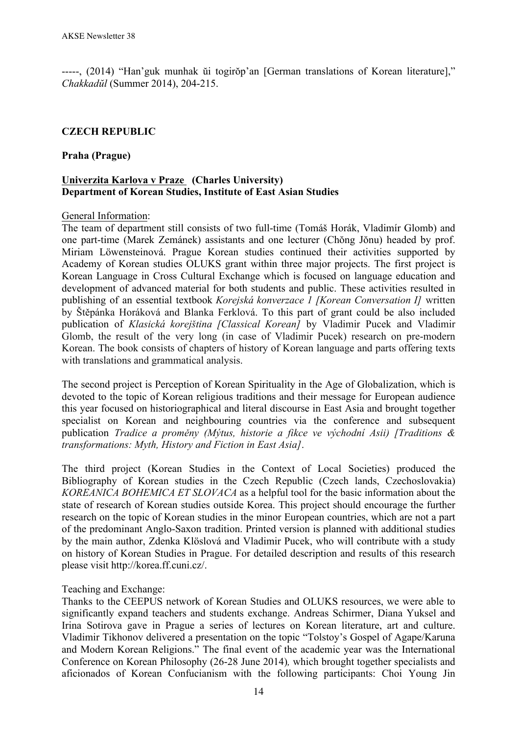-----, (2014) "Han'guk munhak ŭi togirŏp'an [German translations of Korean literature]," *Chakkadŭl* (Summer 2014), 204-215.

## CZECH REPUBLIC

### Praha (Prague)

#### Univerzita Karlova v Praze (Charles University)
#### Department of Korean Studies, Institute of East Asian Studies

General Information:

The team of department still consists of two full-time (Tomáš Horák, Vladimír Glomb) and one part-time (Marek Zemánek) assistants and one lecturer (Chŏng Jŏnu) headed by prof. Miriam Löwensteinová. Prague Korean studies continued their activities supported by Academy of Korean studies OLUKS grant within three major projects. The first project is Korean Language in Cross Cultural Exchange which is focused on language education and development of advanced material for both students and public. These activities resulted in publishing of an essential textbook *Korejská konverzace 1 [Korean Conversation I]* written by Štěpánka Horáková and Blanka Ferklová. To this part of grant could be also included publication of *Klasická korejština [Classical Korean]* by Vladimir Pucek and Vladimir Glomb, the result of the very long (in case of Vladimir Pucek) research on pre-modern Korean. The book consists of chapters of history of Korean language and parts offering texts with translations and grammatical analysis.

The second project is Perception of Korean Spirituality in the Age of Globalization, which is devoted to the topic of Korean religious traditions and their message for European audience this year focused on historiographical and literal discourse in East Asia and brought together specialist on Korean and neighbouring countries via the conference and subsequent publication *Tradice a proměny (Mýtus, historie a fikce ve východní Asii) [Traditions & transformations: Myth, History and Fiction in East Asia]*.

The third project (Korean Studies in the Context of Local Societies) produced the Bibliography of Korean studies in the Czech Republic (Czech lands, Czechoslovakia) *KOREANICA BOHEMICA ET SLOVACA* as a helpful tool for the basic information about the state of research of Korean studies outside Korea. This project should encourage the further research on the topic of Korean studies in the minor European countries, which are not a part of the predominant Anglo-Saxon tradition. Printed version is planned with additional studies by the main author, Zdenka Klöslová and Vladimir Pucek, who will contribute with a study on history of Korean Studies in Prague. For detailed description and results of this research please visit http://korea.ff.cuni.cz/.

Teaching and Exchange:

Thanks to the CEEPUS network of Korean Studies and OLUKS resources, we were able to significantly expand teachers and students exchange. Andreas Schirmer, Diana Yuksel and Irina Sotirova gave in Prague a series of lectures on Korean literature, art and culture. Vladimir Tikhonov delivered a presentation on the topic "Tolstoy's Gospel of Agape/Karuna and Modern Korean Religions." The final event of the academic year was the International Conference on Korean Philosophy (26-28 June 2014), which brought together specialists and aficionados of Korean Confucianism with the following participants: Choi Young Jin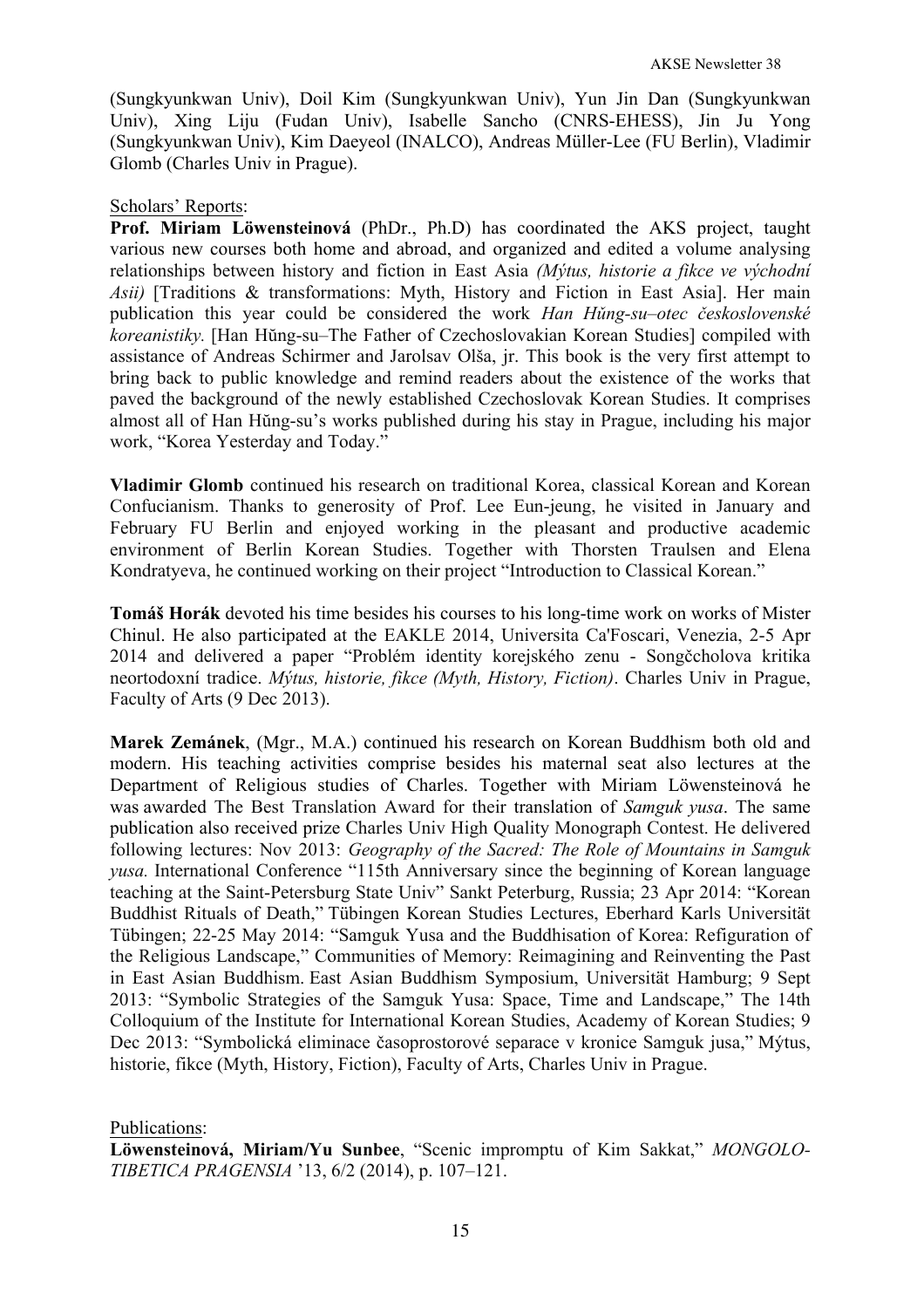(Sungkyunkwan Univ), Doil Kim (Sungkyunkwan Univ), Yun Jin Dan (Sungkyunkwan Univ), Xing Liju (Fudan Univ), Isabelle Sancho (CNRS-EHESS), Jin Ju Yong (Sungkyunkwan Univ), Kim Daeyeol (INALCO), Andreas Müller-Lee (FU Berlin), Vladimir Glomb (Charles Univ in Prague).

Scholars' Reports:

**Prof. Miriam Löwensteinová** (PhDr., Ph.D) has coordinated the AKS project, taught various new courses both home and abroad, and organized and edited a volume analysing relationships between history and fiction in East Asia *(Mýtus, historie a fikce ve východní Asii)* [Traditions & transformations: Myth, History and Fiction in East Asia]. Her main publication this year could be considered the work *Han Hŭng-su–otec československé koreanistiky.* [Han Hŭng-su–The Father of Czechoslovakian Korean Studies] compiled with assistance of Andreas Schirmer and Jarolsav Olša, jr. This book is the very first attempt to bring back to public knowledge and remind readers about the existence of the works that paved the background of the newly established Czechoslovak Korean Studies. It comprises almost all of Han Hŭng-su's works published during his stay in Prague, including his major work, "Korea Yesterday and Today."

**Vladimir Glomb** continued his research on traditional Korea, classical Korean and Korean Confucianism. Thanks to generosity of Prof. Lee Eun-jeung, he visited in January and February FU Berlin and enjoyed working in the pleasant and productive academic environment of Berlin Korean Studies. Together with Thorsten Traulsen and Elena Kondratyeva, he continued working on their project "Introduction to Classical Korean."

**Tomáš Horák** devoted his time besides his courses to his long-time work on works of Mister Chinul. He also participated at the EAKLE 2014, Universita Ca'Foscari, Venezia, 2-5 Apr 2014 and delivered a paper "Problém identity korejského zenu - Songčcholova kritika neortodoxní tradice. *Mýtus, historie, fikce (Myth, History, Fiction)*. Charles Univ in Prague, Faculty of Arts (9 Dec 2013).

**Marek Zemánek**, (Mgr., M.A.) continued his research on Korean Buddhism both old and modern. His teaching activities comprise besides his maternal seat also lectures at the Department of Religious studies of Charles. Together with Miriam Löwensteinová he was awarded The Best Translation Award for their translation of *Samguk yusa*. The same publication also received prize Charles Univ High Quality Monograph Contest. He delivered following lectures: Nov 2013: *Geography of the Sacred: The Role of Mountains in Samguk yusa.* International Conference "115th Anniversary since the beginning of Korean language teaching at the Saint-Petersburg State Univ" Sankt Peterburg, Russia; 23 Apr 2014: "Korean Buddhist Rituals of Death," Tübingen Korean Studies Lectures, Eberhard Karls Universität Tübingen; 22-25 May 2014: "Samguk Yusa and the Buddhisation of Korea: Refiguration of the Religious Landscape," Communities of Memory: Reimagining and Reinventing the Past in East Asian Buddhism. East Asian Buddhism Symposium, Universität Hamburg; 9 Sept 2013: "Symbolic Strategies of the Samguk Yusa: Space, Time and Landscape," The 14th Colloquium of the Institute for International Korean Studies, Academy of Korean Studies; 9 Dec 2013: "Symbolická eliminace časoprostorové separace v kronice Samguk jusa," Mýtus, historie, fikce (Myth, History, Fiction), Faculty of Arts, Charles Univ in Prague.

Publications:

**Löwensteinová, Miriam/Yu Sunbee**, "Scenic impromptu of Kim Sakkat," *MONGOLO-TIBETICA PRAGENSIA* '13, 6/2 (2014), p. 107–121.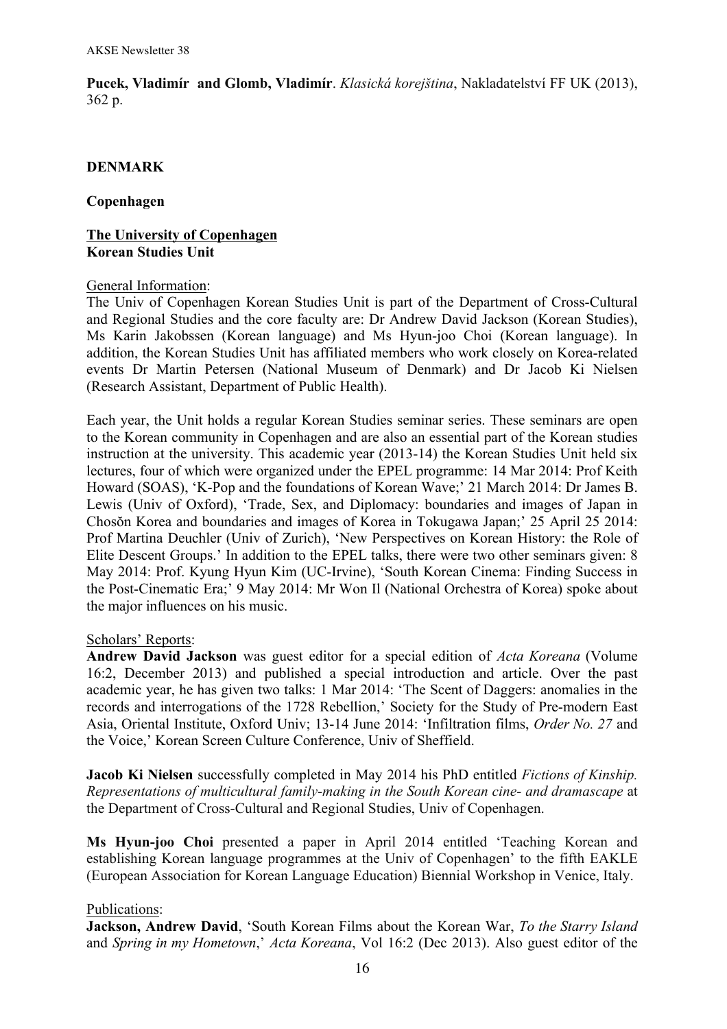**Pucek, Vladimír and Glomb, Vladimír**. *Klasická korejština*, Nakladatelství FF UK (2013), 362 p.

## DENMARK

### Copenhagen

#### The University of Copenhagen
**Korean Studies Unit**

General Information:
The Univ of Copenhagen Korean Studies Unit is part of the Department of Cross-Cultural and Regional Studies and the core faculty are: Dr Andrew David Jackson (Korean Studies), Ms Karin Jakobssen (Korean language) and Ms Hyun-joo Choi (Korean language). In addition, the Korean Studies Unit has affiliated members who work closely on Korea-related events Dr Martin Petersen (National Museum of Denmark) and Dr Jacob Ki Nielsen (Research Assistant, Department of Public Health).

Each year, the Unit holds a regular Korean Studies seminar series. These seminars are open to the Korean community in Copenhagen and are also an essential part of the Korean studies instruction at the university. This academic year (2013-14) the Korean Studies Unit held six lectures, four of which were organized under the EPEL programme: 14 Mar 2014: Prof Keith Howard (SOAS), 'K-Pop and the foundations of Korean Wave;' 21 March 2014: Dr James B. Lewis (Univ of Oxford), 'Trade, Sex, and Diplomacy: boundaries and images of Japan in Chosŏn Korea and boundaries and images of Korea in Tokugawa Japan;' 25 April 25 2014: Prof Martina Deuchler (Univ of Zurich), 'New Perspectives on Korean History: the Role of Elite Descent Groups.' In addition to the EPEL talks, there were two other seminars given: 8 May 2014: Prof. Kyung Hyun Kim (UC-Irvine), 'South Korean Cinema: Finding Success in the Post-Cinematic Era;' 9 May 2014: Mr Won Il (National Orchestra of Korea) spoke about the major influences on his music.

Scholars' Reports:
**Andrew David Jackson** was guest editor for a special edition of *Acta Koreana* (Volume 16:2, December 2013) and published a special introduction and article. Over the past academic year, he has given two talks: 1 Mar 2014: 'The Scent of Daggers: anomalies in the records and interrogations of the 1728 Rebellion,' Society for the Study of Pre-modern East Asia, Oriental Institute, Oxford Univ; 13-14 June 2014: 'Infiltration films, *Order No. 27* and the Voice,' Korean Screen Culture Conference, Univ of Sheffield.

**Jacob Ki Nielsen** successfully completed in May 2014 his PhD entitled *Fictions of Kinship. Representations of multicultural family-making in the South Korean cine- and dramascape* at the Department of Cross-Cultural and Regional Studies, Univ of Copenhagen.

**Ms Hyun-joo Choi** presented a paper in April 2014 entitled 'Teaching Korean and establishing Korean language programmes at the Univ of Copenhagen' to the fifth EAKLE (European Association for Korean Language Education) Biennial Workshop in Venice, Italy.

Publications:
**Jackson, Andrew David**, 'South Korean Films about the Korean War, *To the Starry Island* and *Spring in my Hometown*,' *Acta Koreana*, Vol 16:2 (Dec 2013). Also guest editor of the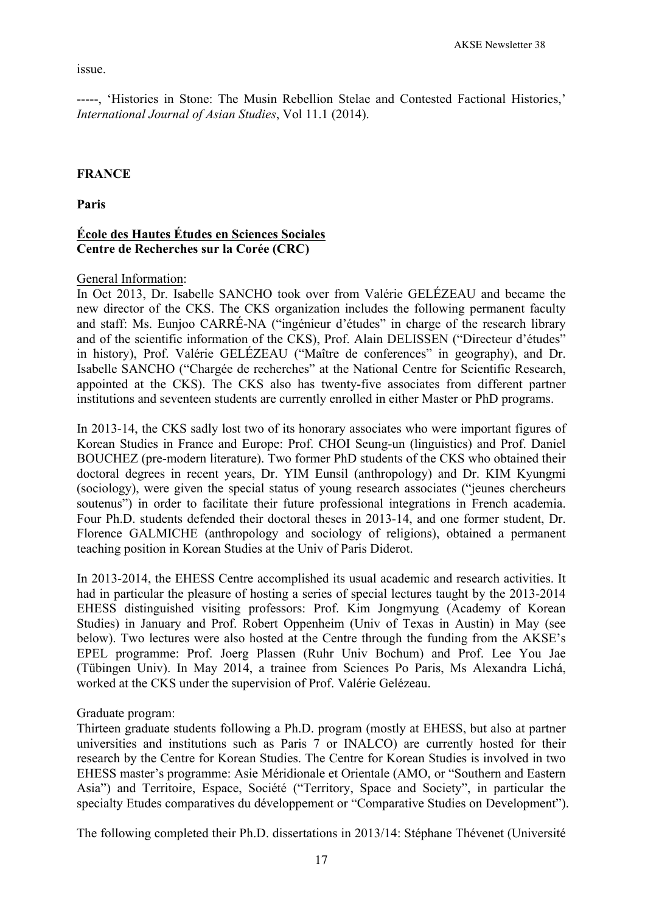issue.

-----, 'Histories in Stone: The Musin Rebellion Stelae and Contested Factional Histories,' *International Journal of Asian Studies*, Vol 11.1 (2014).

## FRANCE

### Paris

**<u>École des Hautes Études en Sciences Sociales</u>**
**Centre de Recherches sur la Corée (CRC)**

<u>General Information</u>:
In Oct 2013, Dr. Isabelle SANCHO took over from Valérie GELÉZEAU and became the new director of the CKS. The CKS organization includes the following permanent faculty and staff: Ms. Eunjoo CARRÉ-NA ("ingénieur d'études" in charge of the research library and of the scientific information of the CKS), Prof. Alain DELISSEN ("Directeur d'études" in history), Prof. Valérie GELÉZEAU ("Maître de conferences" in geography), and Dr. Isabelle SANCHO ("Chargée de recherches" at the National Centre for Scientific Research, appointed at the CKS). The CKS also has twenty-five associates from different partner institutions and seventeen students are currently enrolled in either Master or PhD programs.

In 2013-14, the CKS sadly lost two of its honorary associates who were important figures of Korean Studies in France and Europe: Prof. CHOI Seung-un (linguistics) and Prof. Daniel BOUCHEZ (pre-modern literature). Two former PhD students of the CKS who obtained their doctoral degrees in recent years, Dr. YIM Eunsil (anthropology) and Dr. KIM Kyungmi (sociology), were given the special status of young research associates ("jeunes chercheurs soutenus") in order to facilitate their future professional integrations in French academia. Four Ph.D. students defended their doctoral theses in 2013-14, and one former student, Dr. Florence GALMICHE (anthropology and sociology of religions), obtained a permanent teaching position in Korean Studies at the Univ of Paris Diderot.

In 2013-2014, the EHESS Centre accomplished its usual academic and research activities. It had in particular the pleasure of hosting a series of special lectures taught by the 2013-2014 EHESS distinguished visiting professors: Prof. Kim Jongmyung (Academy of Korean Studies) in January and Prof. Robert Oppenheim (Univ of Texas in Austin) in May (see below). Two lectures were also hosted at the Centre through the funding from the AKSE's EPEL programme: Prof. Joerg Plassen (Ruhr Univ Bochum) and Prof. Lee You Jae (Tübingen Univ). In May 2014, a trainee from Sciences Po Paris, Ms Alexandra Lichá, worked at the CKS under the supervision of Prof. Valérie Gelézeau.

<u>Graduate program</u>:
Thirteen graduate students following a Ph.D. program (mostly at EHESS, but also at partner universities and institutions such as Paris 7 or INALCO) are currently hosted for their research by the Centre for Korean Studies. The Centre for Korean Studies is involved in two EHESS master's programme: Asie Méridionale et Orientale (AMO, or "Southern and Eastern Asia") and Territoire, Espace, Société ("Territory, Space and Society", in particular the specialty Etudes comparatives du développement or "Comparative Studies on Development").

The following completed their Ph.D. dissertations in 2013/14: Stéphane Thévenet (Université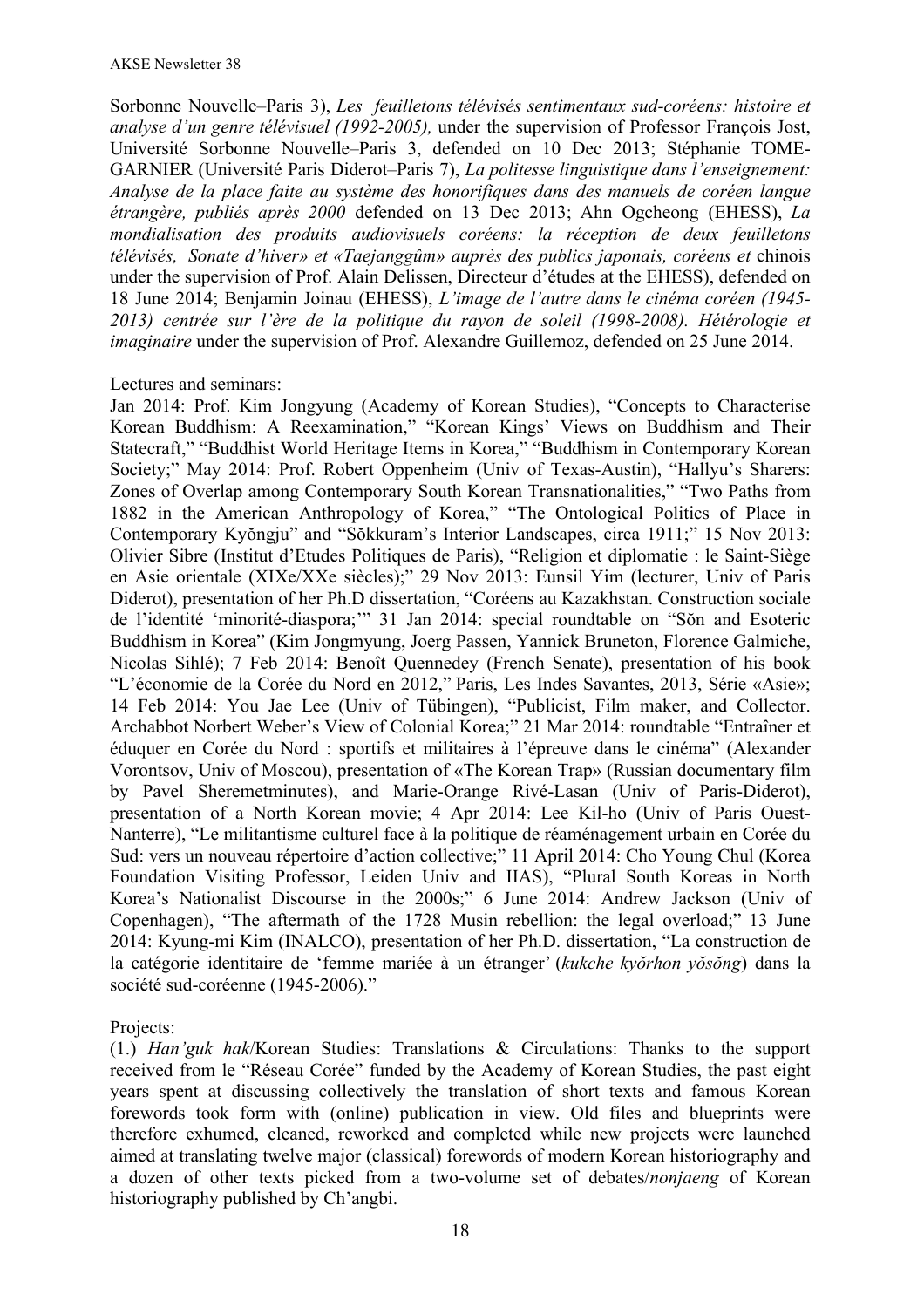Sorbonne Nouvelle–Paris 3), *Les feuilletons télévisés sentimentaux sud-coréens: histoire et analyse d'un genre télévisuel (1992-2005),* under the supervision of Professor François Jost, Université Sorbonne Nouvelle–Paris 3, defended on 10 Dec 2013; Stéphanie TOME-GARNIER (Université Paris Diderot–Paris 7), *La politesse linguistique dans l'enseignement: Analyse de la place faite au système des honorifiques dans des manuels de coréen langue étrangère, publiés après 2000* defended on 13 Dec 2013; Ahn Ogcheong (EHESS), *La mondialisation des produits audiovisuels coréens: la réception de deux feuilletons télévisés, Sonate d'hiver» et «Taejanggûm» auprès des publics japonais, coréens et* chinois under the supervision of Prof. Alain Delissen, Directeur d'études at the EHESS), defended on 18 June 2014; Benjamin Joinau (EHESS), *L'image de l'autre dans le cinéma coréen (1945-2013) centrée sur l'ère de la politique du rayon de soleil (1998-2008). Hétérologie et imaginaire* under the supervision of Prof. Alexandre Guillemoz, defended on 25 June 2014.

Lectures and seminars:
Jan 2014: Prof. Kim Jongyung (Academy of Korean Studies), "Concepts to Characterise Korean Buddhism: A Reexamination," "Korean Kings' Views on Buddhism and Their Statecraft," "Buddhist World Heritage Items in Korea," "Buddhism in Contemporary Korean Society;" May 2014: Prof. Robert Oppenheim (Univ of Texas-Austin), "Hallyu's Sharers: Zones of Overlap among Contemporary South Korean Transnationalities," "Two Paths from 1882 in the American Anthropology of Korea," "The Ontological Politics of Place in Contemporary Kyŏngju" and "Sŏkkuram's Interior Landscapes, circa 1911;" 15 Nov 2013: Olivier Sibre (Institut d'Etudes Politiques de Paris), "Religion et diplomatie : le Saint-Siège en Asie orientale (XIXe/XXe siècles);" 29 Nov 2013: Eunsil Yim (lecturer, Univ of Paris Diderot), presentation of her Ph.D dissertation, "Coréens au Kazakhstan. Construction sociale de l'identité 'minorité-diaspora;'" 31 Jan 2014: special roundtable on "Sŏn and Esoteric Buddhism in Korea" (Kim Jongmyung, Joerg Passen, Yannick Bruneton, Florence Galmiche, Nicolas Sihlé); 7 Feb 2014: Benoît Quennedey (French Senate), presentation of his book "L'économie de la Corée du Nord en 2012," Paris, Les Indes Savantes, 2013, Série «Asie»; 14 Feb 2014: You Jae Lee (Univ of Tübingen), "Publicist, Film maker, and Collector. Archabbot Norbert Weber's View of Colonial Korea;" 21 Mar 2014: roundtable "Entraîner et éduquer en Corée du Nord : sportifs et militaires à l'épreuve dans le cinéma" (Alexander Vorontsov, Univ of Moscou), presentation of «The Korean Trap» (Russian documentary film by Pavel Sheremetminutes), and Marie-Orange Rivé-Lasan (Univ of Paris-Diderot), presentation of a North Korean movie; 4 Apr 2014: Lee Kil-ho (Univ of Paris Ouest-Nanterre), "Le militantisme culturel face à la politique de réaménagement urbain en Corée du Sud: vers un nouveau répertoire d'action collective;" 11 April 2014: Cho Young Chul (Korea Foundation Visiting Professor, Leiden Univ and IIAS), "Plural South Koreas in North Korea's Nationalist Discourse in the 2000s;" 6 June 2014: Andrew Jackson (Univ of Copenhagen), "The aftermath of the 1728 Musin rebellion: the legal overload;" 13 June 2014: Kyung-mi Kim (INALCO), presentation of her Ph.D. dissertation, "La construction de la catégorie identitaire de 'femme mariée à un étranger' (*kukche kyŏrhon yŏsŏng*) dans la société sud-coréenne (1945-2006)."

Projects:
(1.) *Han'guk hak*/Korean Studies: Translations & Circulations: Thanks to the support received from le "Réseau Corée" funded by the Academy of Korean Studies, the past eight years spent at discussing collectively the translation of short texts and famous Korean forewords took form with (online) publication in view. Old files and blueprints were therefore exhumed, cleaned, reworked and completed while new projects were launched aimed at translating twelve major (classical) forewords of modern Korean historiography and a dozen of other texts picked from a two-volume set of debates/*nonjaeng* of Korean historiography published by Ch'angbi.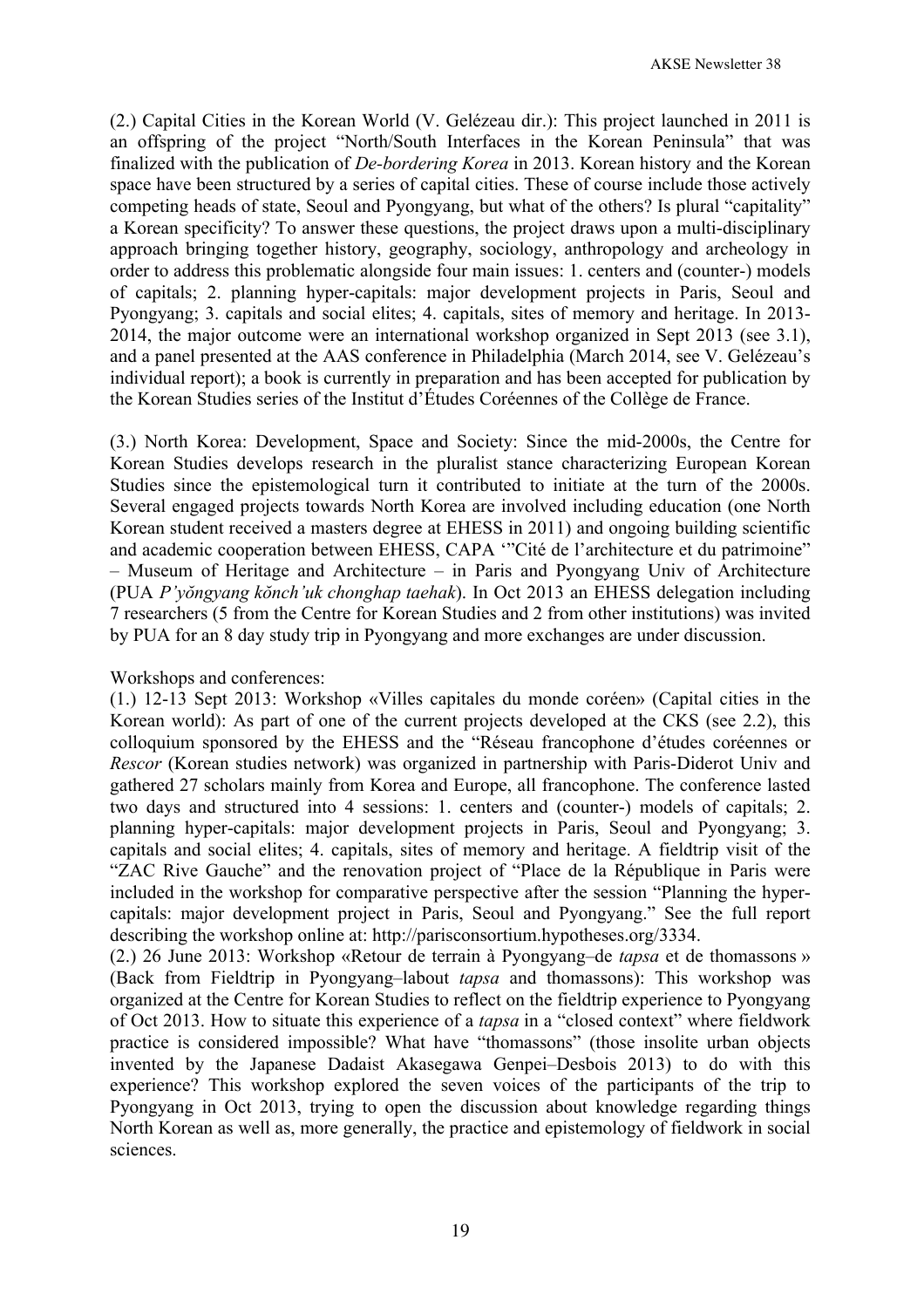(2.) Capital Cities in the Korean World (V. Gelézeau dir.): This project launched in 2011 is an offspring of the project "North/South Interfaces in the Korean Peninsula" that was finalized with the publication of *De-bordering Korea* in 2013. Korean history and the Korean space have been structured by a series of capital cities. These of course include those actively competing heads of state, Seoul and Pyongyang, but what of the others? Is plural "capitality" a Korean specificity? To answer these questions, the project draws upon a multi-disciplinary approach bringing together history, geography, sociology, anthropology and archeology in order to address this problematic alongside four main issues: 1. centers and (counter-) models of capitals; 2. planning hyper-capitals: major development projects in Paris, Seoul and Pyongyang; 3. capitals and social elites; 4. capitals, sites of memory and heritage. In 2013-2014, the major outcome were an international workshop organized in Sept 2013 (see 3.1), and a panel presented at the AAS conference in Philadelphia (March 2014, see V. Gelézeau's individual report); a book is currently in preparation and has been accepted for publication by the Korean Studies series of the Institut d'Études Coréennes of the Collège de France.

(3.) North Korea: Development, Space and Society: Since the mid-2000s, the Centre for Korean Studies develops research in the pluralist stance characterizing European Korean Studies since the epistemological turn it contributed to initiate at the turn of the 2000s. Several engaged projects towards North Korea are involved including education (one North Korean student received a masters degree at EHESS in 2011) and ongoing building scientific and academic cooperation between EHESS, CAPA '"Cité de l'architecture et du patrimoine" – Museum of Heritage and Architecture – in Paris and Pyongyang Univ of Architecture (PUA *P'yŏngyang kŏnch'uk chonghap taehak*). In Oct 2013 an EHESS delegation including 7 researchers (5 from the Centre for Korean Studies and 2 from other institutions) was invited by PUA for an 8 day study trip in Pyongyang and more exchanges are under discussion.

Workshops and conferences:

(1.) 12-13 Sept 2013: Workshop «Villes capitales du monde coréen» (Capital cities in the Korean world): As part of one of the current projects developed at the CKS (see 2.2), this colloquium sponsored by the EHESS and the "Réseau francophone d'études coréennes or *Rescor* (Korean studies network) was organized in partnership with Paris-Diderot Univ and gathered 27 scholars mainly from Korea and Europe, all francophone. The conference lasted two days and structured into 4 sessions: 1. centers and (counter-) models of capitals; 2. planning hyper-capitals: major development projects in Paris, Seoul and Pyongyang; 3. capitals and social elites; 4. capitals, sites of memory and heritage. A fieldtrip visit of the "ZAC Rive Gauche" and the renovation project of "Place de la République in Paris were included in the workshop for comparative perspective after the session "Planning the hyper-capitals: major development project in Paris, Seoul and Pyongyang." See the full report describing the workshop online at: http://parisconsortium.hypotheses.org/3334.

(2.) 26 June 2013: Workshop «Retour de terrain à Pyongyang–de *tapsa* et de thomassons » (Back from Fieldtrip in Pyongyang–labout *tapsa* and thomassons): This workshop was organized at the Centre for Korean Studies to reflect on the fieldtrip experience to Pyongyang of Oct 2013. How to situate this experience of a *tapsa* in a "closed context" where fieldwork practice is considered impossible? What have "thomassons" (those insolite urban objects invented by the Japanese Dadaist Akasegawa Genpei–Desbois 2013) to do with this experience? This workshop explored the seven voices of the participants of the trip to Pyongyang in Oct 2013, trying to open the discussion about knowledge regarding things North Korean as well as, more generally, the practice and epistemology of fieldwork in social sciences.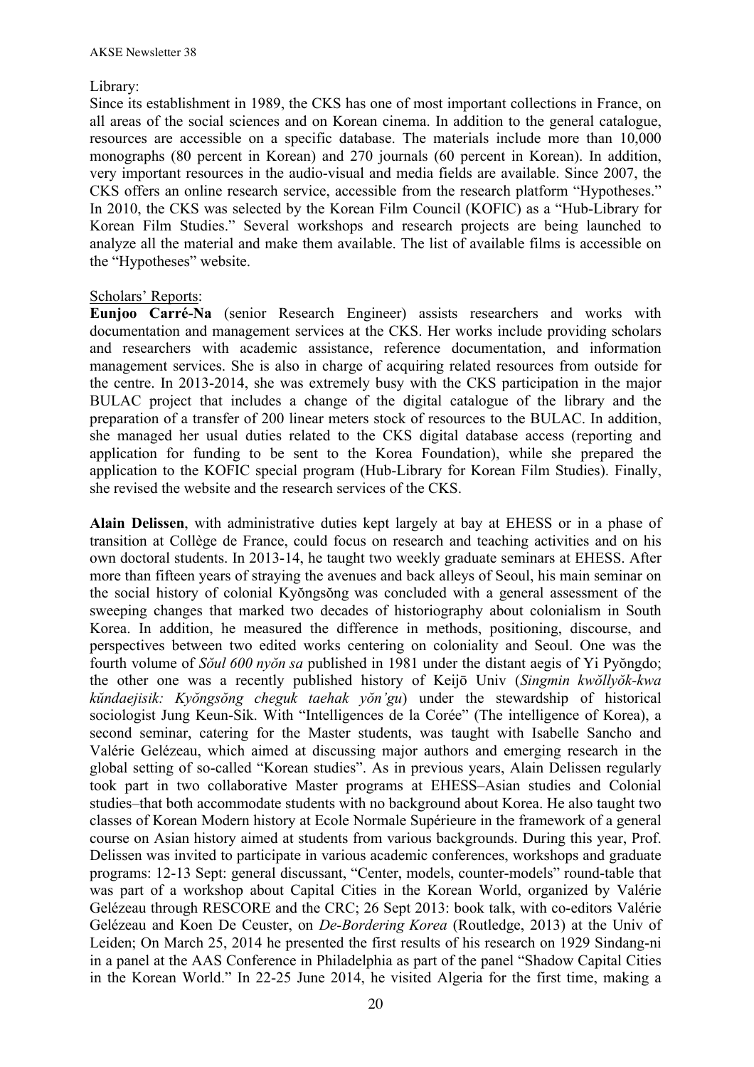Library:

Since its establishment in 1989, the CKS has one of most important collections in France, on all areas of the social sciences and on Korean cinema. In addition to the general catalogue, resources are accessible on a specific database. The materials include more than 10,000 monographs (80 percent in Korean) and 270 journals (60 percent in Korean). In addition, very important resources in the audio-visual and media fields are available. Since 2007, the CKS offers an online research service, accessible from the research platform "Hypotheses." In 2010, the CKS was selected by the Korean Film Council (KOFIC) as a "Hub-Library for Korean Film Studies." Several workshops and research projects are being launched to analyze all the material and make them available. The list of available films is accessible on the "Hypotheses" website.

Scholars' Reports:

**Eunjoo Carré-Na** (senior Research Engineer) assists researchers and works with documentation and management services at the CKS. Her works include providing scholars and researchers with academic assistance, reference documentation, and information management services. She is also in charge of acquiring related resources from outside for the centre. In 2013-2014, she was extremely busy with the CKS participation in the major BULAC project that includes a change of the digital catalogue of the library and the preparation of a transfer of 200 linear meters stock of resources to the BULAC. In addition, she managed her usual duties related to the CKS digital database access (reporting and application for funding to be sent to the Korea Foundation), while she prepared the application to the KOFIC special program (Hub-Library for Korean Film Studies). Finally, she revised the website and the research services of the CKS.

**Alain Delissen**, with administrative duties kept largely at bay at EHESS or in a phase of transition at Collège de France, could focus on research and teaching activities and on his own doctoral students. In 2013-14, he taught two weekly graduate seminars at EHESS. After more than fifteen years of straying the avenues and back alleys of Seoul, his main seminar on the social history of colonial Kyŏngsŏng was concluded with a general assessment of the sweeping changes that marked two decades of historiography about colonialism in South Korea. In addition, he measured the difference in methods, positioning, discourse, and perspectives between two edited works centering on coloniality and Seoul. One was the fourth volume of *Sŏul 600 nyŏn sa* published in 1981 under the distant aegis of Yi Pyŏngdo; the other one was a recently published history of Keijō Univ (*Singmin kwŏllyŏk-kwa kŭndaejisik: Kyŏngsŏng cheguk taehak yŏn'gu*) under the stewardship of historical sociologist Jung Keun-Sik. With "Intelligences de la Corée" (The intelligence of Korea), a second seminar, catering for the Master students, was taught with Isabelle Sancho and Valérie Gelézeau, which aimed at discussing major authors and emerging research in the global setting of so-called "Korean studies". As in previous years, Alain Delissen regularly took part in two collaborative Master programs at EHESS–Asian studies and Colonial studies–that both accommodate students with no background about Korea. He also taught two classes of Korean Modern history at Ecole Normale Supérieure in the framework of a general course on Asian history aimed at students from various backgrounds. During this year, Prof. Delissen was invited to participate in various academic conferences, workshops and graduate programs: 12-13 Sept: general discussant, "Center, models, counter-models" round-table that was part of a workshop about Capital Cities in the Korean World, organized by Valérie Gelézeau through RESCORE and the CRC; 26 Sept 2013: book talk, with co-editors Valérie Gelézeau and Koen De Ceuster, on *De-Bordering Korea* (Routledge, 2013) at the Univ of Leiden; On March 25, 2014 he presented the first results of his research on 1929 Sindang-ni in a panel at the AAS Conference in Philadelphia as part of the panel "Shadow Capital Cities in the Korean World." In 22-25 June 2014, he visited Algeria for the first time, making a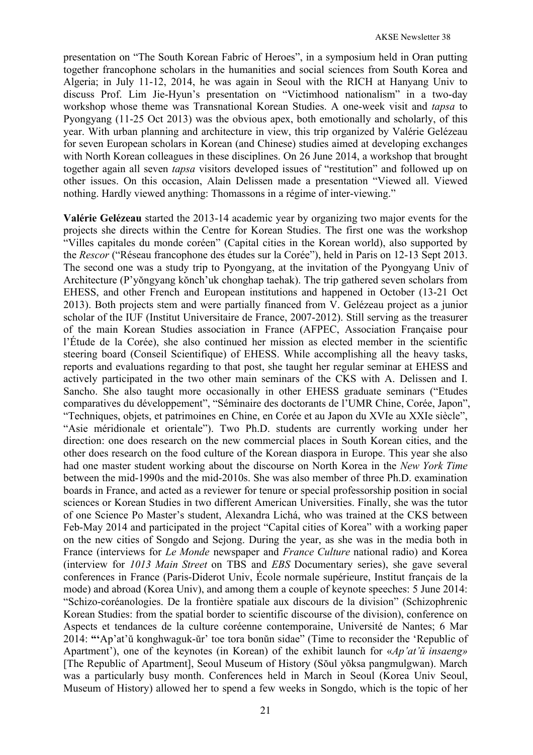presentation on "The South Korean Fabric of Heroes", in a symposium held in Oran putting together francophone scholars in the humanities and social sciences from South Korea and Algeria; in July 11-12, 2014, he was again in Seoul with the RICH at Hanyang Univ to discuss Prof. Lim Jie-Hyun's presentation on "Victimhood nationalism" in a two-day workshop whose theme was Transnational Korean Studies. A one-week visit and *tapsa* to Pyongyang (11-25 Oct 2013) was the obvious apex, both emotionally and scholarly, of this year. With urban planning and architecture in view, this trip organized by Valérie Gelézeau for seven European scholars in Korean (and Chinese) studies aimed at developing exchanges with North Korean colleagues in these disciplines. On 26 June 2014, a workshop that brought together again all seven *tapsa* visitors developed issues of "restitution" and followed up on other issues. On this occasion, Alain Delissen made a presentation "Viewed all. Viewed nothing. Hardly viewed anything: Thomassons in a régime of inter-viewing."

**Valérie Gelézeau** started the 2013-14 academic year by organizing two major events for the projects she directs within the Centre for Korean Studies. The first one was the workshop "Villes capitales du monde coréen" (Capital cities in the Korean world), also supported by the *Rescor* ("Réseau francophone des études sur la Corée"), held in Paris on 12-13 Sept 2013. The second one was a study trip to Pyongyang, at the invitation of the Pyongyang Univ of Architecture (P'yŏngyang kŏnch'uk chonghap taehak). The trip gathered seven scholars from EHESS, and other French and European institutions and happened in October (13-21 Oct 2013). Both projects stem and were partially financed from V. Gelézeau project as a junior scholar of the IUF (Institut Universitaire de France, 2007-2012). Still serving as the treasurer of the main Korean Studies association in France (AFPEC, Association Française pour l'Étude de la Corée), she also continued her mission as elected member in the scientific steering board (Conseil Scientifique) of EHESS. While accomplishing all the heavy tasks, reports and evaluations regarding to that post, she taught her regular seminar at EHESS and actively participated in the two other main seminars of the CKS with A. Delissen and I. Sancho. She also taught more occasionally in other EHESS graduate seminars ("Etudes comparatives du développement", "Séminaire des doctorants de l'UMR Chine, Corée, Japon", "Techniques, objets, et patrimoines en Chine, en Corée et au Japon du XVIe au XXIe siècle", "Asie méridionale et orientale"). Two Ph.D. students are currently working under her direction: one does research on the new commercial places in South Korean cities, and the other does research on the food culture of the Korean diaspora in Europe. This year she also had one master student working about the discourse on North Korea in the *New York Time* between the mid-1990s and the mid-2010s. She was also member of three Ph.D. examination boards in France, and acted as a reviewer for tenure or special professorship position in social sciences or Korean Studies in two different American Universities. Finally, she was the tutor of one Science Po Master's student, Alexandra Lichá, who was trained at the CKS between Feb-May 2014 and participated in the project "Capital cities of Korea" with a working paper on the new cities of Songdo and Sejong. During the year, as she was in the media both in France (interviews for *Le Monde* newspaper and *France Culture* national radio) and Korea (interview for *1013 Main Street* on TBS and *EBS* Documentary series), she gave several conferences in France (Paris-Diderot Univ, École normale supérieure, Institut français de la mode) and abroad (Korea Univ), and among them a couple of keynote speeches: 5 June 2014: "Schizo-coréanologies. De la frontière spatiale aux discours de la division" (Schizophrenic Korean Studies: from the spatial border to scientific discourse of the division), conference on Aspects et tendances de la culture coréenne contemporaine, Université de Nantes; 6 Mar 2014: **"**'Ap'at'ŭ konghwaguk-ŭr' toe tora bonŭn sidae" (Time to reconsider the 'Republic of Apartment'), one of the keynotes (in Korean) of the exhibit launch for «*Ap'at'ŭ insaeng»* [The Republic of Apartment], Seoul Museum of History (Sŏul yŏksa pangmulgwan). March was a particularly busy month. Conferences held in March in Seoul (Korea Univ Seoul, Museum of History) allowed her to spend a few weeks in Songdo, which is the topic of her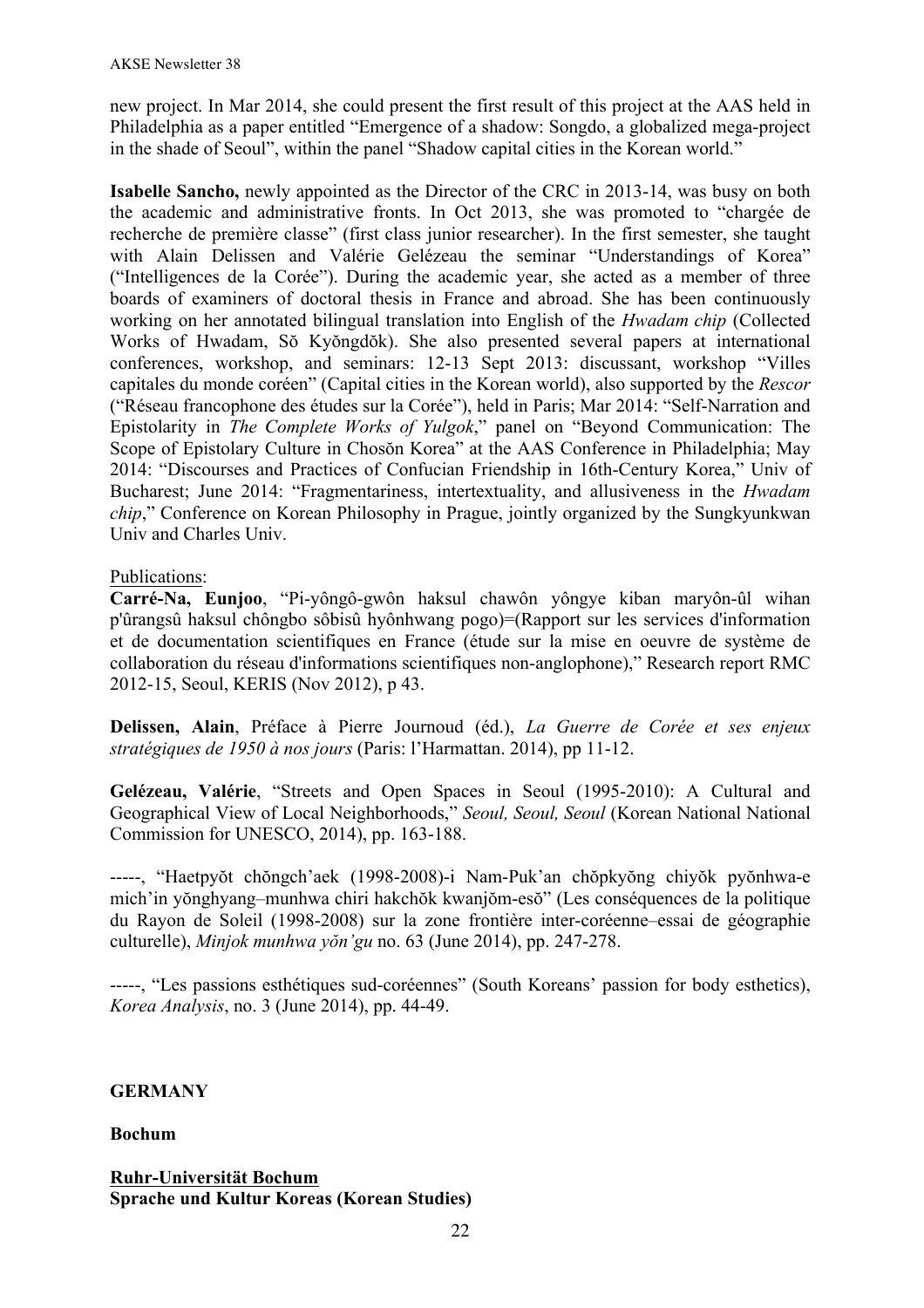new project. In Mar 2014, she could present the first result of this project at the AAS held in Philadelphia as a paper entitled "Emergence of a shadow: Songdo, a globalized mega-project in the shade of Seoul", within the panel "Shadow capital cities in the Korean world."

**Isabelle Sancho,** newly appointed as the Director of the CRC in 2013-14, was busy on both the academic and administrative fronts. In Oct 2013, she was promoted to "chargée de recherche de première classe" (first class junior researcher). In the first semester, she taught with Alain Delissen and Valérie Gelézeau the seminar "Understandings of Korea" ("Intelligences de la Corée"). During the academic year, she acted as a member of three boards of examiners of doctoral thesis in France and abroad. She has been continuously working on her annotated bilingual translation into English of the *Hwadam chip* (Collected Works of Hwadam, Sŏ Kyŏngdŏk). She also presented several papers at international conferences, workshop, and seminars: 12-13 Sept 2013: discussant, workshop "Villes capitales du monde coréen" (Capital cities in the Korean world), also supported by the *Rescor* ("Réseau francophone des études sur la Corée"), held in Paris; Mar 2014: "Self-Narration and Epistolarity in *The Complete Works of Yulgok*," panel on "Beyond Communication: The Scope of Epistolary Culture in Chosŏn Korea" at the AAS Conference in Philadelphia; May 2014: "Discourses and Practices of Confucian Friendship in 16th-Century Korea," Univ of Bucharest; June 2014: "Fragmentariness, intertextuality, and allusiveness in the *Hwadam chip*," Conference on Korean Philosophy in Prague, jointly organized by the Sungkyunkwan Univ and Charles Univ.

Publications:

**Carré-Na, Eunjoo**, "Pi-yôngô-gwôn haksul chawôn yôngye kiban maryôn-ûl wihan p'ûrangsû haksul chôngbo sôbisû hyônhwang pogo)=(Rapport sur les services d'information et de documentation scientifiques en France (étude sur la mise en oeuvre de système de collaboration du réseau d'informations scientifiques non-anglophone)," Research report RMC 2012-15, Seoul, KERIS (Nov 2012), p 43.

**Delissen, Alain**, Préface à Pierre Journoud (éd.), *La Guerre de Corée et ses enjeux stratégiques de 1950 à nos jours* (Paris: l'Harmattan. 2014), pp 11-12.

**Gelézeau, Valérie**, "Streets and Open Spaces in Seoul (1995-2010): A Cultural and Geographical View of Local Neighborhoods," *Seoul, Seoul, Seoul* (Korean National National Commission for UNESCO, 2014), pp. 163-188.

-----, "Haetpyŏt chŏngch'aek (1998-2008)-i Nam-Puk'an chŏpkyŏng chiyŏk pyŏnhwa-e mich'in yŏnghyang–munhwa chiri hakchŏk kwanjŏm-esŏ" (Les conséquences de la politique du Rayon de Soleil (1998-2008) sur la zone frontière inter-coréenne–essai de géographie culturelle), *Minjok munhwa yŏn'gu* no. 63 (June 2014), pp. 247-278.

-----, "Les passions esthétiques sud-coréennes" (South Koreans' passion for body esthetics), *Korea Analysis*, no. 3 (June 2014), pp. 44-49.

**GERMANY**

**Bochum**

**Ruhr-Universität Bochum**
**Sprache und Kultur Koreas (Korean Studies)**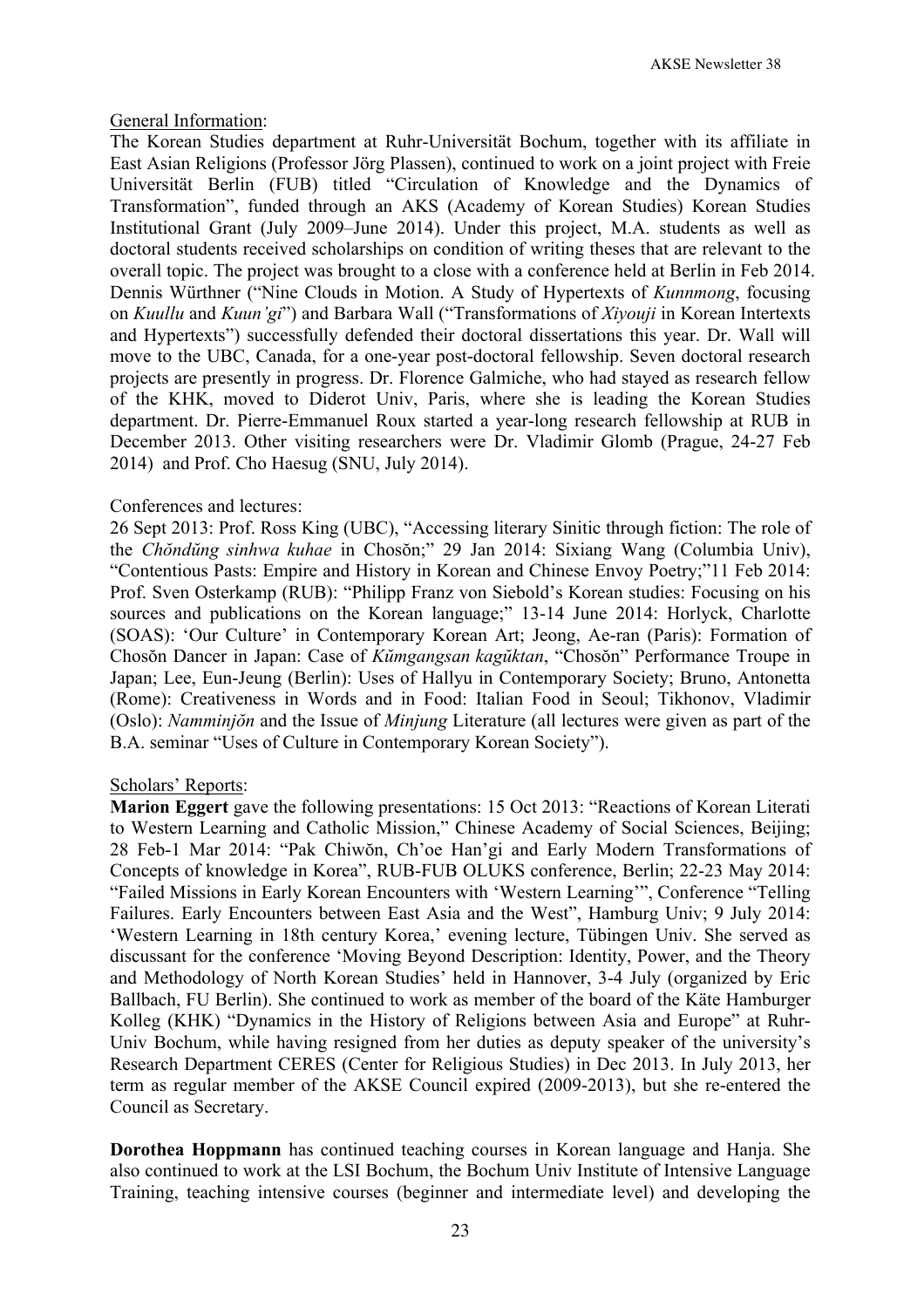General Information:

The Korean Studies department at Ruhr-Universität Bochum, together with its affiliate in East Asian Religions (Professor Jörg Plassen), continued to work on a joint project with Freie Universität Berlin (FUB) titled "Circulation of Knowledge and the Dynamics of Transformation", funded through an AKS (Academy of Korean Studies) Korean Studies Institutional Grant (July 2009–June 2014). Under this project, M.A. students as well as doctoral students received scholarships on condition of writing theses that are relevant to the overall topic. The project was brought to a close with a conference held at Berlin in Feb 2014. Dennis Würthner ("Nine Clouds in Motion. A Study of Hypertexts of *Kunnmong*, focusing on *Kuullu* and *Kuun'gi*") and Barbara Wall ("Transformations of *Xiyouji* in Korean Intertexts and Hypertexts") successfully defended their doctoral dissertations this year. Dr. Wall will move to the UBC, Canada, for a one-year post-doctoral fellowship. Seven doctoral research projects are presently in progress. Dr. Florence Galmiche, who had stayed as research fellow of the KHK, moved to Diderot Univ, Paris, where she is leading the Korean Studies department. Dr. Pierre-Emmanuel Roux started a year-long research fellowship at RUB in December 2013. Other visiting researchers were Dr. Vladimir Glomb (Prague, 24-27 Feb 2014) and Prof. Cho Haesug (SNU, July 2014).

Conferences and lectures:

26 Sept 2013: Prof. Ross King (UBC), "Accessing literary Sinitic through fiction: The role of the *Chŏndŭng sinhwa kuhae* in Chosŏn;" 29 Jan 2014: Sixiang Wang (Columbia Univ), "Contentious Pasts: Empire and History in Korean and Chinese Envoy Poetry;" 11 Feb 2014: Prof. Sven Osterkamp (RUB): "Philipp Franz von Siebold's Korean studies: Focusing on his sources and publications on the Korean language;" 13-14 June 2014: Horlyck, Charlotte (SOAS): 'Our Culture' in Contemporary Korean Art; Jeong, Ae-ran (Paris): Formation of Chosŏn Dancer in Japan: Case of *Kŭmgangsan kagŭktan*, "Chosŏn" Performance Troupe in Japan; Lee, Eun-Jeung (Berlin): Uses of Hallyu in Contemporary Society; Bruno, Antonetta (Rome): Creativeness in Words and in Food: Italian Food in Seoul; Tikhonov, Vladimir (Oslo): *Namminjŏn* and the Issue of *Minjung* Literature (all lectures were given as part of the B.A. seminar "Uses of Culture in Contemporary Korean Society").

Scholars' Reports:

**Marion Eggert** gave the following presentations: 15 Oct 2013: "Reactions of Korean Literati to Western Learning and Catholic Mission," Chinese Academy of Social Sciences, Beijing; 28 Feb-1 Mar 2014: "Pak Chiwŏn, Ch'oe Han'gi and Early Modern Transformations of Concepts of knowledge in Korea", RUB-FUB OLUKS conference, Berlin; 22-23 May 2014: "Failed Missions in Early Korean Encounters with 'Western Learning'", Conference "Telling Failures. Early Encounters between East Asia and the West", Hamburg Univ; 9 July 2014: 'Western Learning in 18th century Korea,' evening lecture, Tübingen Univ. She served as discussant for the conference 'Moving Beyond Description: Identity, Power, and the Theory and Methodology of North Korean Studies' held in Hannover, 3-4 July (organized by Eric Ballbach, FU Berlin). She continued to work as member of the board of the Käte Hamburger Kolleg (KHK) "Dynamics in the History of Religions between Asia and Europe" at Ruhr-Univ Bochum, while having resigned from her duties as deputy speaker of the university's Research Department CERES (Center for Religious Studies) in Dec 2013. In July 2013, her term as regular member of the AKSE Council expired (2009-2013), but she re-entered the Council as Secretary.

**Dorothea Hoppmann** has continued teaching courses in Korean language and Hanja. She also continued to work at the LSI Bochum, the Bochum Univ Institute of Intensive Language Training, teaching intensive courses (beginner and intermediate level) and developing the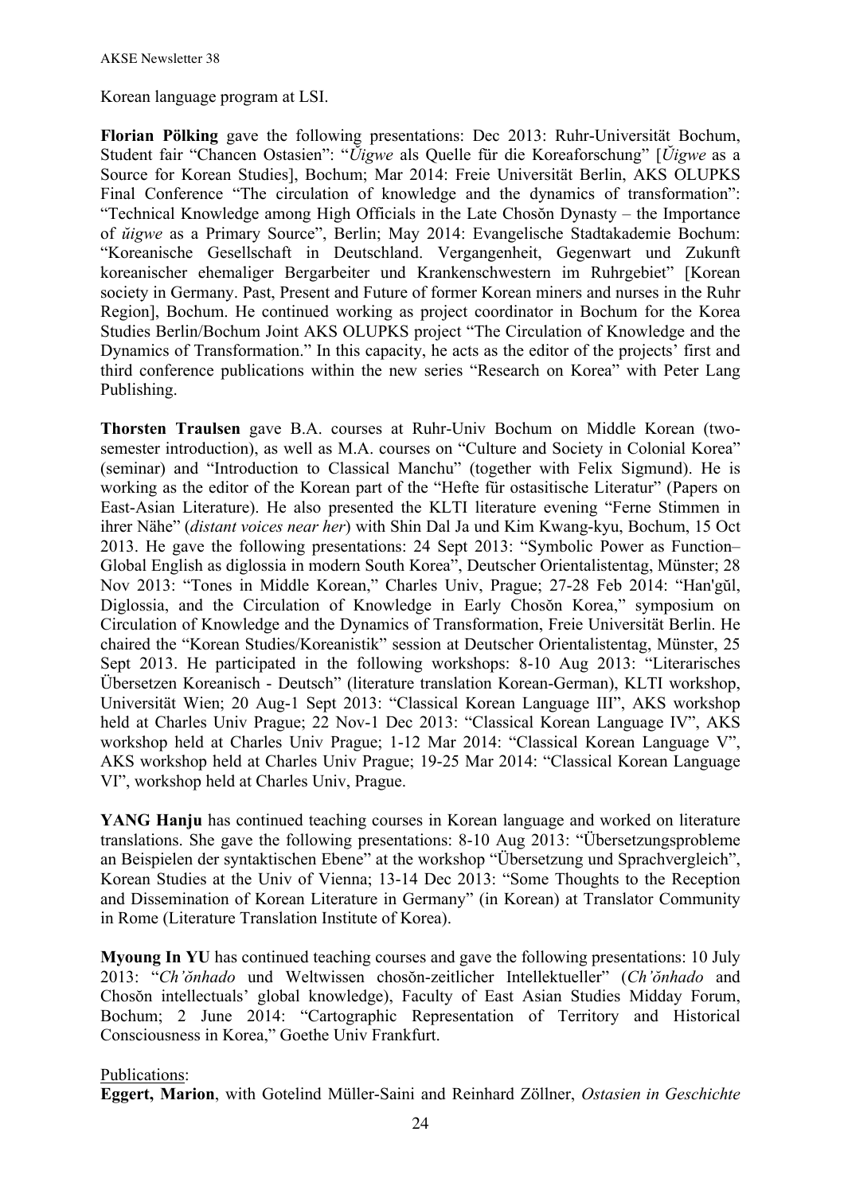Korean language program at LSI.

**Florian Pölking** gave the following presentations: Dec 2013: Ruhr-Universität Bochum, Student fair "Chancen Ostasien": "*Ŭigwe* als Quelle für die Koreaforschung" [*Ŭigwe* as a Source for Korean Studies], Bochum; Mar 2014: Freie Universität Berlin, AKS OLUPKS Final Conference "The circulation of knowledge and the dynamics of transformation": "Technical Knowledge among High Officials in the Late Chosŏn Dynasty – the Importance of *ŭigwe* as a Primary Source", Berlin; May 2014: Evangelische Stadtakademie Bochum: "Koreanische Gesellschaft in Deutschland. Vergangenheit, Gegenwart und Zukunft koreanischer ehemaliger Bergarbeiter und Krankenschwestern im Ruhrgebiet" [Korean society in Germany. Past, Present and Future of former Korean miners and nurses in the Ruhr Region], Bochum. He continued working as project coordinator in Bochum for the Korea Studies Berlin/Bochum Joint AKS OLUPKS project "The Circulation of Knowledge and the Dynamics of Transformation." In this capacity, he acts as the editor of the projects' first and third conference publications within the new series "Research on Korea" with Peter Lang Publishing.

**Thorsten Traulsen** gave B.A. courses at Ruhr-Univ Bochum on Middle Korean (two-semester introduction), as well as M.A. courses on "Culture and Society in Colonial Korea" (seminar) and "Introduction to Classical Manchu" (together with Felix Sigmund). He is working as the editor of the Korean part of the "Hefte für ostasitische Literatur" (Papers on East-Asian Literature). He also presented the KLTI literature evening "Ferne Stimmen in ihrer Nähe" (*distant voices near her*) with Shin Dal Ja und Kim Kwang-kyu, Bochum, 15 Oct 2013. He gave the following presentations: 24 Sept 2013: "Symbolic Power as Function– Global English as diglossia in modern South Korea", Deutscher Orientalistentag, Münster; 28 Nov 2013: "Tones in Middle Korean," Charles Univ, Prague; 27-28 Feb 2014: "Han'gŭl, Diglossia, and the Circulation of Knowledge in Early Chosŏn Korea," symposium on Circulation of Knowledge and the Dynamics of Transformation, Freie Universität Berlin. He chaired the "Korean Studies/Koreanistik" session at Deutscher Orientalistentag, Münster, 25 Sept 2013. He participated in the following workshops: 8-10 Aug 2013: "Literarisches Übersetzen Koreanisch - Deutsch" (literature translation Korean-German), KLTI workshop, Universität Wien; 20 Aug-1 Sept 2013: "Classical Korean Language III", AKS workshop held at Charles Univ Prague; 22 Nov-1 Dec 2013: "Classical Korean Language IV", AKS workshop held at Charles Univ Prague; 1-12 Mar 2014: "Classical Korean Language V", AKS workshop held at Charles Univ Prague; 19-25 Mar 2014: "Classical Korean Language VI", workshop held at Charles Univ, Prague.

**YANG Hanju** has continued teaching courses in Korean language and worked on literature translations. She gave the following presentations: 8-10 Aug 2013: "Übersetzungsprobleme an Beispielen der syntaktischen Ebene" at the workshop "Übersetzung und Sprachvergleich", Korean Studies at the Univ of Vienna; 13-14 Dec 2013: "Some Thoughts to the Reception and Dissemination of Korean Literature in Germany" (in Korean) at Translator Community in Rome (Literature Translation Institute of Korea).

**Myoung In YU** has continued teaching courses and gave the following presentations: 10 July 2013: "*Ch'ŏnhado* und Weltwissen chosŏn-zeitlicher Intellektueller" (*Ch'ŏnhado* and Chosŏn intellectuals' global knowledge), Faculty of East Asian Studies Midday Forum, Bochum; 2 June 2014: "Cartographic Representation of Territory and Historical Consciousness in Korea," Goethe Univ Frankfurt.

Publications:

**Eggert, Marion**, with Gotelind Müller-Saini and Reinhard Zöllner, *Ostasien in Geschichte*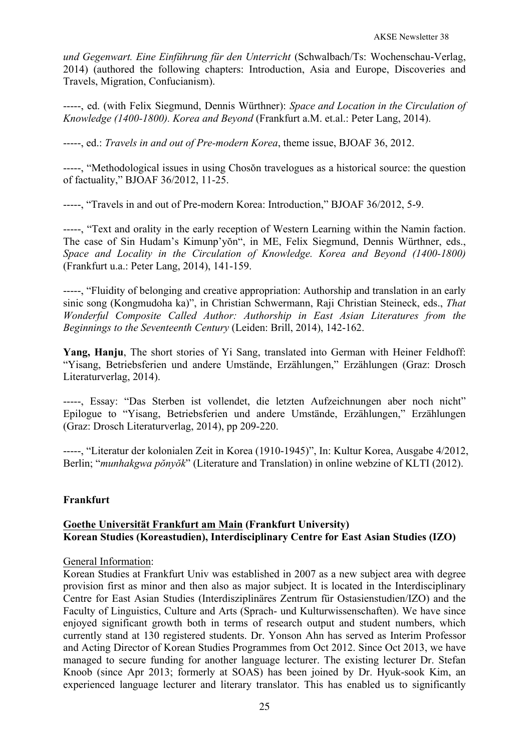*und Gegenwart. Eine Einführung für den Unterricht* (Schwalbach/Ts: Wochenschau-Verlag, 2014) (authored the following chapters: Introduction, Asia and Europe, Discoveries and Travels, Migration, Confucianism).

-----, ed. (with Felix Siegmund, Dennis Würthner): *Space and Location in the Circulation of Knowledge (1400-1800). Korea and Beyond* (Frankfurt a.M. et.al.: Peter Lang, 2014).

-----, ed.: *Travels in and out of Pre-modern Korea*, theme issue, BJOAF 36, 2012.

-----, "Methodological issues in using Chosŏn travelogues as a historical source: the question of factuality," BJOAF 36/2012, 11-25.

-----, "Travels in and out of Pre-modern Korea: Introduction," BJOAF 36/2012, 5-9.

-----, "Text and orality in the early reception of Western Learning within the Namin faction. The case of Sin Hudam's Kimunp'yŏn", in ME, Felix Siegmund, Dennis Würthner, eds., *Space and Locality in the Circulation of Knowledge. Korea and Beyond (1400-1800)* (Frankfurt u.a.: Peter Lang, 2014), 141-159.

-----, "Fluidity of belonging and creative appropriation: Authorship and translation in an early sinic song (Kongmudoha ka)", in Christian Schwermann, Raji Christian Steineck, eds., *That Wonderful Composite Called Author: Authorship in East Asian Literatures from the Beginnings to the Seventeenth Century* (Leiden: Brill, 2014), 142-162.

**Yang, Hanju**, The short stories of Yi Sang, translated into German with Heiner Feldhoff: "Yisang, Betriebsferien und andere Umstände, Erzählungen," Erzählungen (Graz: Drosch Literaturverlag, 2014).

-----, Essay: "Das Sterben ist vollendet, die letzten Aufzeichnungen aber noch nicht" Epilogue to "Yisang, Betriebsferien und andere Umstände, Erzählungen," Erzählungen (Graz: Drosch Literaturverlag, 2014), pp 209-220.

-----, "Literatur der kolonialen Zeit in Korea (1910-1945)", In: Kultur Korea, Ausgabe 4/2012, Berlin; "*munhakgwa pŏnyŏk*" (Literature and Translation) in online webzine of KLTI (2012).

## Frankfurt

### Goethe Universität Frankfurt am Main (Frankfurt University)
### Korean Studies (Koreastudien), Interdisciplinary Centre for East Asian Studies (IZO)

General Information:

Korean Studies at Frankfurt Univ was established in 2007 as a new subject area with degree provision first as minor and then also as major subject. It is located in the Interdisciplinary Centre for East Asian Studies (Interdisziplinäres Zentrum für Ostasienstudien/IZO) and the Faculty of Linguistics, Culture and Arts (Sprach- und Kulturwissenschaften). We have since enjoyed significant growth both in terms of research output and student numbers, which currently stand at 130 registered students. Dr. Yonson Ahn has served as Interim Professor and Acting Director of Korean Studies Programmes from Oct 2012. Since Oct 2013, we have managed to secure funding for another language lecturer. The existing lecturer Dr. Stefan Knoob (since Apr 2013; formerly at SOAS) has been joined by Dr. Hyuk-sook Kim, an experienced language lecturer and literary translator. This has enabled us to significantly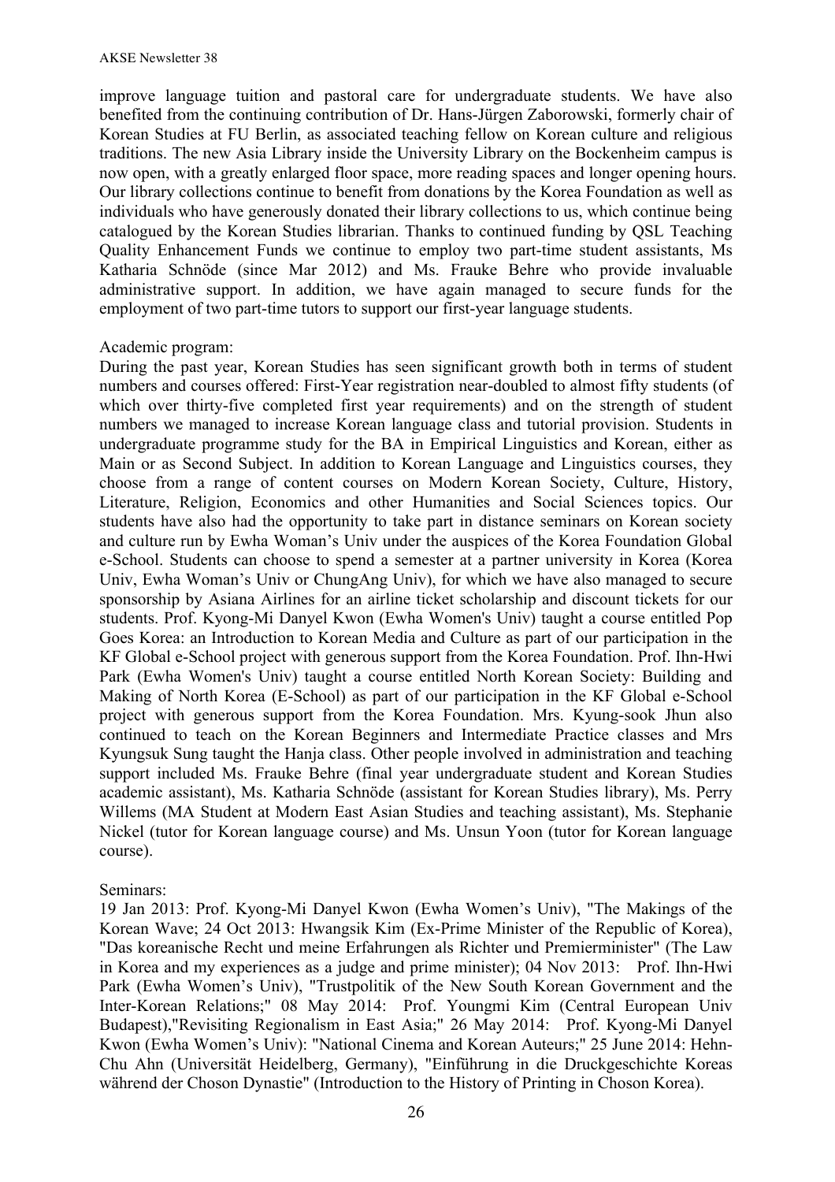improve language tuition and pastoral care for undergraduate students. We have also benefited from the continuing contribution of Dr. Hans-Jürgen Zaborowski, formerly chair of Korean Studies at FU Berlin, as associated teaching fellow on Korean culture and religious traditions. The new Asia Library inside the University Library on the Bockenheim campus is now open, with a greatly enlarged floor space, more reading spaces and longer opening hours. Our library collections continue to benefit from donations by the Korea Foundation as well as individuals who have generously donated their library collections to us, which continue being catalogued by the Korean Studies librarian. Thanks to continued funding by QSL Teaching Quality Enhancement Funds we continue to employ two part-time student assistants, Ms Katharia Schnöde (since Mar 2012) and Ms. Frauke Behre who provide invaluable administrative support. In addition, we have again managed to secure funds for the employment of two part-time tutors to support our first-year language students.

Academic program:
During the past year, Korean Studies has seen significant growth both in terms of student numbers and courses offered: First-Year registration near-doubled to almost fifty students (of which over thirty-five completed first year requirements) and on the strength of student numbers we managed to increase Korean language class and tutorial provision. Students in undergraduate programme study for the BA in Empirical Linguistics and Korean, either as Main or as Second Subject. In addition to Korean Language and Linguistics courses, they choose from a range of content courses on Modern Korean Society, Culture, History, Literature, Religion, Economics and other Humanities and Social Sciences topics. Our students have also had the opportunity to take part in distance seminars on Korean society and culture run by Ewha Woman's Univ under the auspices of the Korea Foundation Global e-School. Students can choose to spend a semester at a partner university in Korea (Korea Univ, Ewha Woman's Univ or ChungAng Univ), for which we have also managed to secure sponsorship by Asiana Airlines for an airline ticket scholarship and discount tickets for our students. Prof. Kyong-Mi Danyel Kwon (Ewha Women's Univ) taught a course entitled Pop Goes Korea: an Introduction to Korean Media and Culture as part of our participation in the KF Global e-School project with generous support from the Korea Foundation. Prof. Ihn-Hwi Park (Ewha Women's Univ) taught a course entitled North Korean Society: Building and Making of North Korea (E-School) as part of our participation in the KF Global e-School project with generous support from the Korea Foundation. Mrs. Kyung-sook Jhun also continued to teach on the Korean Beginners and Intermediate Practice classes and Mrs Kyungsuk Sung taught the Hanja class. Other people involved in administration and teaching support included Ms. Frauke Behre (final year undergraduate student and Korean Studies academic assistant), Ms. Katharia Schnöde (assistant for Korean Studies library), Ms. Perry Willems (MA Student at Modern East Asian Studies and teaching assistant), Ms. Stephanie Nickel (tutor for Korean language course) and Ms. Unsun Yoon (tutor for Korean language course).

Seminars:
19 Jan 2013: Prof. Kyong-Mi Danyel Kwon (Ewha Women's Univ), "The Makings of the Korean Wave; 24 Oct 2013: Hwangsik Kim (Ex-Prime Minister of the Republic of Korea), "Das koreanische Recht und meine Erfahrungen als Richter und Premierminister" (The Law in Korea and my experiences as a judge and prime minister); 04 Nov 2013: Prof. Ihn-Hwi Park (Ewha Women's Univ), "Trustpolitik of the New South Korean Government and the Inter-Korean Relations;" 08 May 2014: Prof. Youngmi Kim (Central European Univ Budapest),"Revisiting Regionalism in East Asia;" 26 May 2014: Prof. Kyong-Mi Danyel Kwon (Ewha Women's Univ): "National Cinema and Korean Auteurs;" 25 June 2014: Hehn-Chu Ahn (Universität Heidelberg, Germany), "Einführung in die Druckgeschichte Koreas während der Choson Dynastie" (Introduction to the History of Printing in Choson Korea).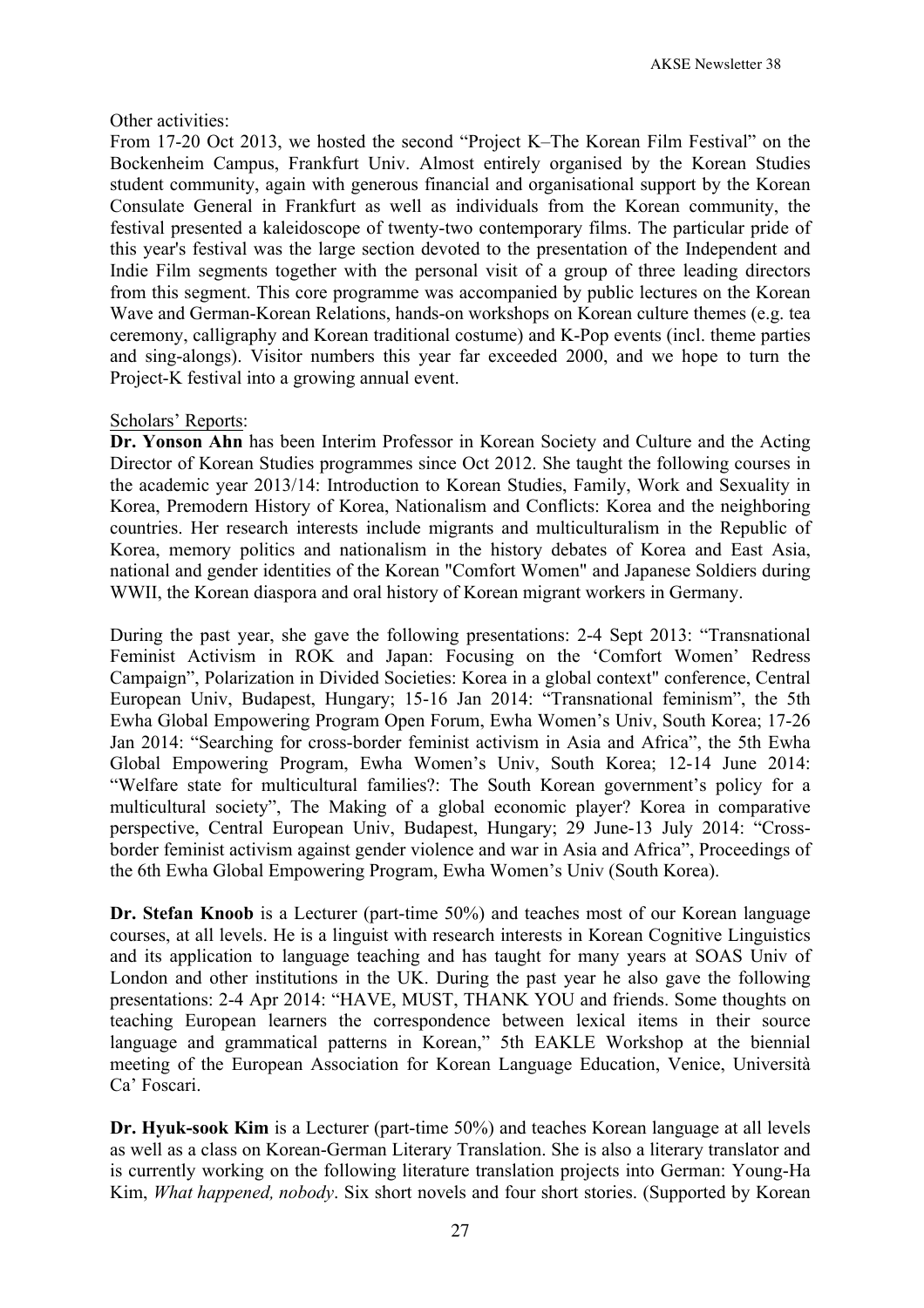Other activities:

From 17-20 Oct 2013, we hosted the second “Project K–The Korean Film Festival” on the Bockenheim Campus, Frankfurt Univ. Almost entirely organised by the Korean Studies student community, again with generous financial and organisational support by the Korean Consulate General in Frankfurt as well as individuals from the Korean community, the festival presented a kaleidoscope of twenty-two contemporary films. The particular pride of this year's festival was the large section devoted to the presentation of the Independent and Indie Film segments together with the personal visit of a group of three leading directors from this segment. This core programme was accompanied by public lectures on the Korean Wave and German-Korean Relations, hands-on workshops on Korean culture themes (e.g. tea ceremony, calligraphy and Korean traditional costume) and K-Pop events (incl. theme parties and sing-alongs). Visitor numbers this year far exceeded 2000, and we hope to turn the Project-K festival into a growing annual event.

Scholars’ Reports:

**Dr. Yonson Ahn** has been Interim Professor in Korean Society and Culture and the Acting Director of Korean Studies programmes since Oct 2012. She taught the following courses in the academic year 2013/14: Introduction to Korean Studies, Family, Work and Sexuality in Korea, Premodern History of Korea, Nationalism and Conflicts: Korea and the neighboring countries. Her research interests include migrants and multiculturalism in the Republic of Korea, memory politics and nationalism in the history debates of Korea and East Asia, national and gender identities of the Korean "Comfort Women" and Japanese Soldiers during WWII, the Korean diaspora and oral history of Korean migrant workers in Germany.

During the past year, she gave the following presentations: 2-4 Sept 2013: “Transnational Feminist Activism in ROK and Japan: Focusing on the ‘Comfort Women’ Redress Campaign”, Polarization in Divided Societies: Korea in a global context" conference, Central European Univ, Budapest, Hungary; 15-16 Jan 2014: “Transnational feminism”, the 5th Ewha Global Empowering Program Open Forum, Ewha Women’s Univ, South Korea; 17-26 Jan 2014: “Searching for cross-border feminist activism in Asia and Africa”, the 5th Ewha Global Empowering Program, Ewha Women’s Univ, South Korea; 12-14 June 2014: “Welfare state for multicultural families?: The South Korean government’s policy for a multicultural society”, The Making of a global economic player? Korea in comparative perspective, Central European Univ, Budapest, Hungary; 29 June-13 July 2014: “Cross-border feminist activism against gender violence and war in Asia and Africa”, Proceedings of the 6th Ewha Global Empowering Program, Ewha Women’s Univ (South Korea).

**Dr. Stefan Knoob** is a Lecturer (part-time 50%) and teaches most of our Korean language courses, at all levels. He is a linguist with research interests in Korean Cognitive Linguistics and its application to language teaching and has taught for many years at SOAS Univ of London and other institutions in the UK. During the past year he also gave the following presentations: 2-4 Apr 2014: “HAVE, MUST, THANK YOU and friends. Some thoughts on teaching European learners the correspondence between lexical items in their source language and grammatical patterns in Korean,” 5th EAKLE Workshop at the biennial meeting of the European Association for Korean Language Education, Venice, Università Ca’ Foscari.

**Dr. Hyuk-sook Kim** is a Lecturer (part-time 50%) and teaches Korean language at all levels as well as a class on Korean-German Literary Translation. She is also a literary translator and is currently working on the following literature translation projects into German: Young-Ha Kim, *What happened, nobody*. Six short novels and four short stories. (Supported by Korean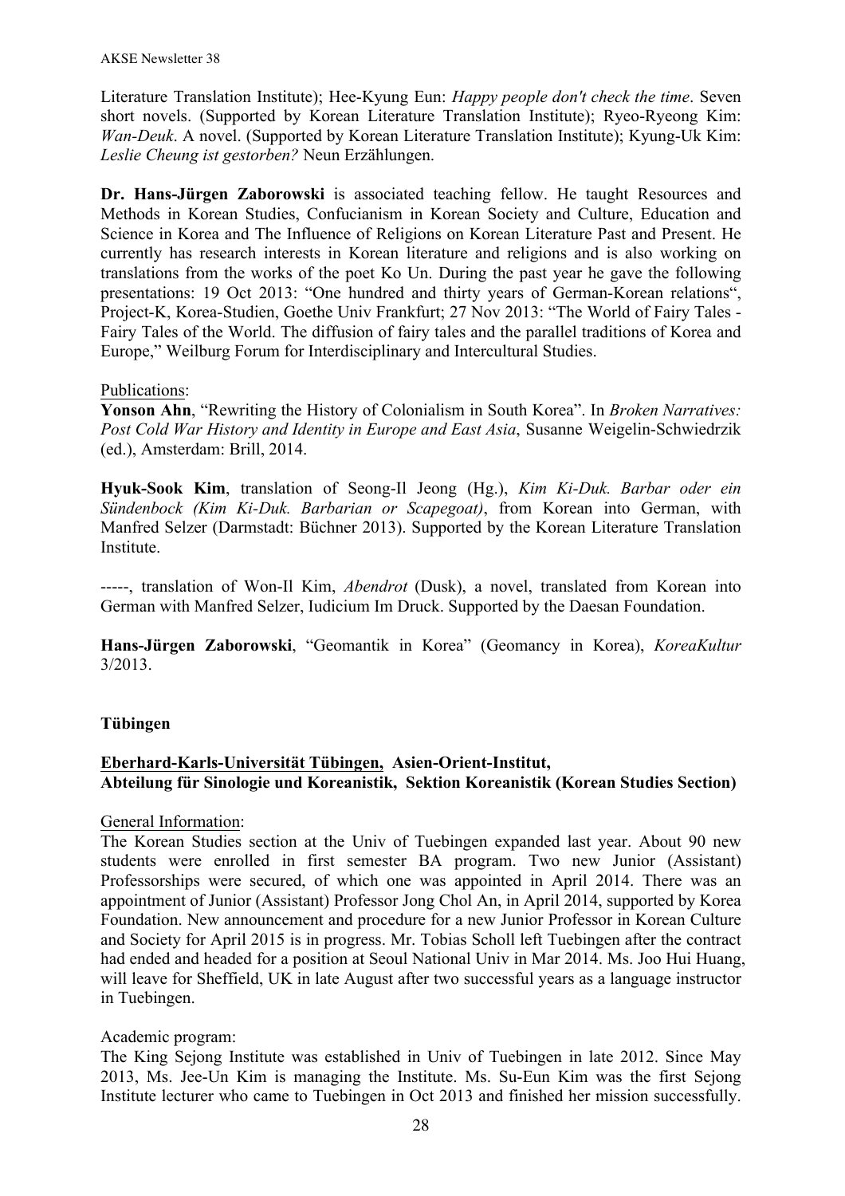Literature Translation Institute); Hee-Kyung Eun: *Happy people don't check the time*. Seven short novels. (Supported by Korean Literature Translation Institute); Ryeo-Ryeong Kim: *Wan-Deuk*. A novel. (Supported by Korean Literature Translation Institute); Kyung-Uk Kim: *Leslie Cheung ist gestorben?* Neun Erzählungen.

**Dr. Hans-Jürgen Zaborowski** is associated teaching fellow. He taught Resources and Methods in Korean Studies, Confucianism in Korean Society and Culture, Education and Science in Korea and The Influence of Religions on Korean Literature Past and Present. He currently has research interests in Korean literature and religions and is also working on translations from the works of the poet Ko Un. During the past year he gave the following presentations: 19 Oct 2013: "One hundred and thirty years of German-Korean relations", Project-K, Korea-Studien, Goethe Univ Frankfurt; 27 Nov 2013: "The World of Fairy Tales - Fairy Tales of the World. The diffusion of fairy tales and the parallel traditions of Korea and Europe," Weilburg Forum for Interdisciplinary and Intercultural Studies.

Publications:

**Yonson Ahn**, "Rewriting the History of Colonialism in South Korea". In *Broken Narratives: Post Cold War History and Identity in Europe and East Asia*, Susanne Weigelin-Schwiedrzik (ed.), Amsterdam: Brill, 2014.

**Hyuk-Sook Kim**, translation of Seong-Il Jeong (Hg.), *Kim Ki-Duk. Barbar oder ein Sündenbock (Kim Ki-Duk. Barbarian or Scapegoat)*, from Korean into German, with Manfred Selzer (Darmstadt: Büchner 2013). Supported by the Korean Literature Translation Institute.

-----, translation of Won-Il Kim, *Abendrot* (Dusk), a novel, translated from Korean into German with Manfred Selzer, Iudicium Im Druck. Supported by the Daesan Foundation.

**Hans-Jürgen Zaborowski**, "Geomantik in Korea" (Geomancy in Korea), *KoreaKultur* 3/2013.

### Tübingen

**Eberhard-Karls-Universität Tübingen, Asien-Orient-Institut, Abteilung für Sinologie und Koreanistik, Sektion Koreanistik (Korean Studies Section)**

General Information:

The Korean Studies section at the Univ of Tuebingen expanded last year. About 90 new students were enrolled in first semester BA program. Two new Junior (Assistant) Professorships were secured, of which one was appointed in April 2014. There was an appointment of Junior (Assistant) Professor Jong Chol An, in April 2014, supported by Korea Foundation. New announcement and procedure for a new Junior Professor in Korean Culture and Society for April 2015 is in progress. Mr. Tobias Scholl left Tuebingen after the contract had ended and headed for a position at Seoul National Univ in Mar 2014. Ms. Joo Hui Huang, will leave for Sheffield, UK in late August after two successful years as a language instructor in Tuebingen.

Academic program:

The King Sejong Institute was established in Univ of Tuebingen in late 2012. Since May 2013, Ms. Jee-Un Kim is managing the Institute. Ms. Su-Eun Kim was the first Sejong Institute lecturer who came to Tuebingen in Oct 2013 and finished her mission successfully.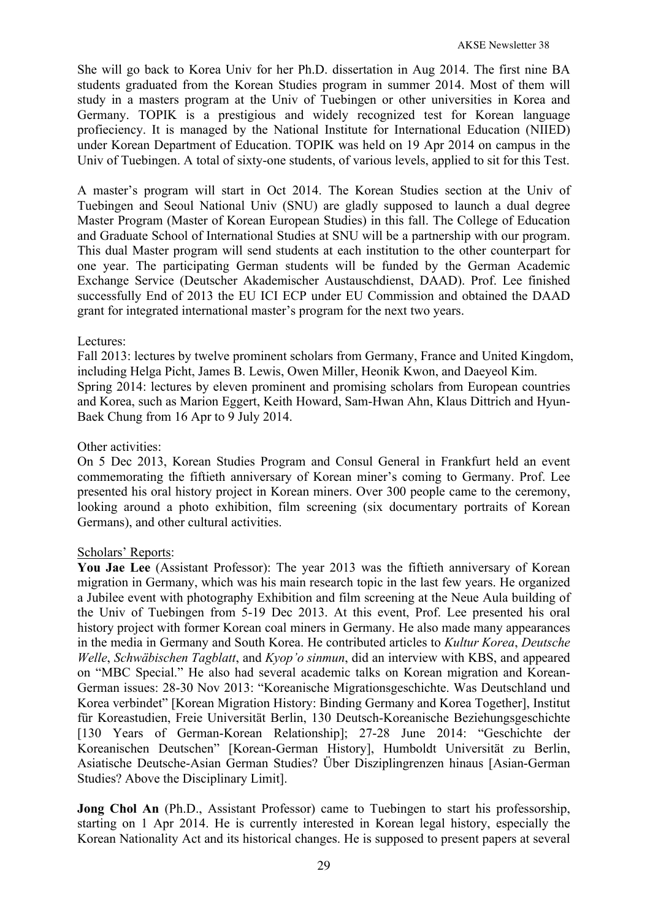She will go back to Korea Univ for her Ph.D. dissertation in Aug 2014. The first nine BA students graduated from the Korean Studies program in summer 2014. Most of them will study in a masters program at the Univ of Tuebingen or other universities in Korea and Germany. TOPIK is a prestigious and widely recognized test for Korean language profieciency. It is managed by the National Institute for International Education (NIIED) under Korean Department of Education. TOPIK was held on 19 Apr 2014 on campus in the Univ of Tuebingen. A total of sixty-one students, of various levels, applied to sit for this Test.

A master's program will start in Oct 2014. The Korean Studies section at the Univ of Tuebingen and Seoul National Univ (SNU) are gladly supposed to launch a dual degree Master Program (Master of Korean European Studies) in this fall. The College of Education and Graduate School of International Studies at SNU will be a partnership with our program. This dual Master program will send students at each institution to the other counterpart for one year. The participating German students will be funded by the German Academic Exchange Service (Deutscher Akademischer Austauschdienst, DAAD). Prof. Lee finished successfully End of 2013 the EU ICI ECP under EU Commission and obtained the DAAD grant for integrated international master's program for the next two years.

Lectures:
Fall 2013: lectures by twelve prominent scholars from Germany, France and United Kingdom, including Helga Picht, James B. Lewis, Owen Miller, Heonik Kwon, and Daeyeol Kim.
Spring 2014: lectures by eleven prominent and promising scholars from European countries and Korea, such as Marion Eggert, Keith Howard, Sam-Hwan Ahn, Klaus Dittrich and Hyun-Baek Chung from 16 Apr to 9 July 2014.

Other activities:
On 5 Dec 2013, Korean Studies Program and Consul General in Frankfurt held an event commemorating the fiftieth anniversary of Korean miner's coming to Germany. Prof. Lee presented his oral history project in Korean miners. Over 300 people came to the ceremony, looking around a photo exhibition, film screening (six documentary portraits of Korean Germans), and other cultural activities.

Scholars' Reports:
**You Jae Lee** (Assistant Professor): The year 2013 was the fiftieth anniversary of Korean migration in Germany, which was his main research topic in the last few years. He organized a Jubilee event with photography Exhibition and film screening at the Neue Aula building of the Univ of Tuebingen from 5-19 Dec 2013. At this event, Prof. Lee presented his oral history project with former Korean coal miners in Germany. He also made many appearances in the media in Germany and South Korea. He contributed articles to *Kultur Korea*, *Deutsche Welle*, *Schwäbischen Tagblatt*, and *Kyop'o sinmun*, did an interview with KBS, and appeared on "MBC Special." He also had several academic talks on Korean migration and Korean-German issues: 28-30 Nov 2013: "Koreanische Migrationsgeschichte. Was Deutschland und Korea verbindet" [Korean Migration History: Binding Germany and Korea Together], Institut für Koreastudien, Freie Universität Berlin, 130 Deutsch-Koreanische Beziehungsgeschichte [130 Years of German-Korean Relationship]; 27-28 June 2014: "Geschichte der Koreanischen Deutschen" [Korean-German History], Humboldt Universität zu Berlin, Asiatische Deutsche-Asian German Studies? Über Disziplingrenzen hinaus [Asian-German Studies? Above the Disciplinary Limit].

**Jong Chol An** (Ph.D., Assistant Professor) came to Tuebingen to start his professorship, starting on 1 Apr 2014. He is currently interested in Korean legal history, especially the Korean Nationality Act and its historical changes. He is supposed to present papers at several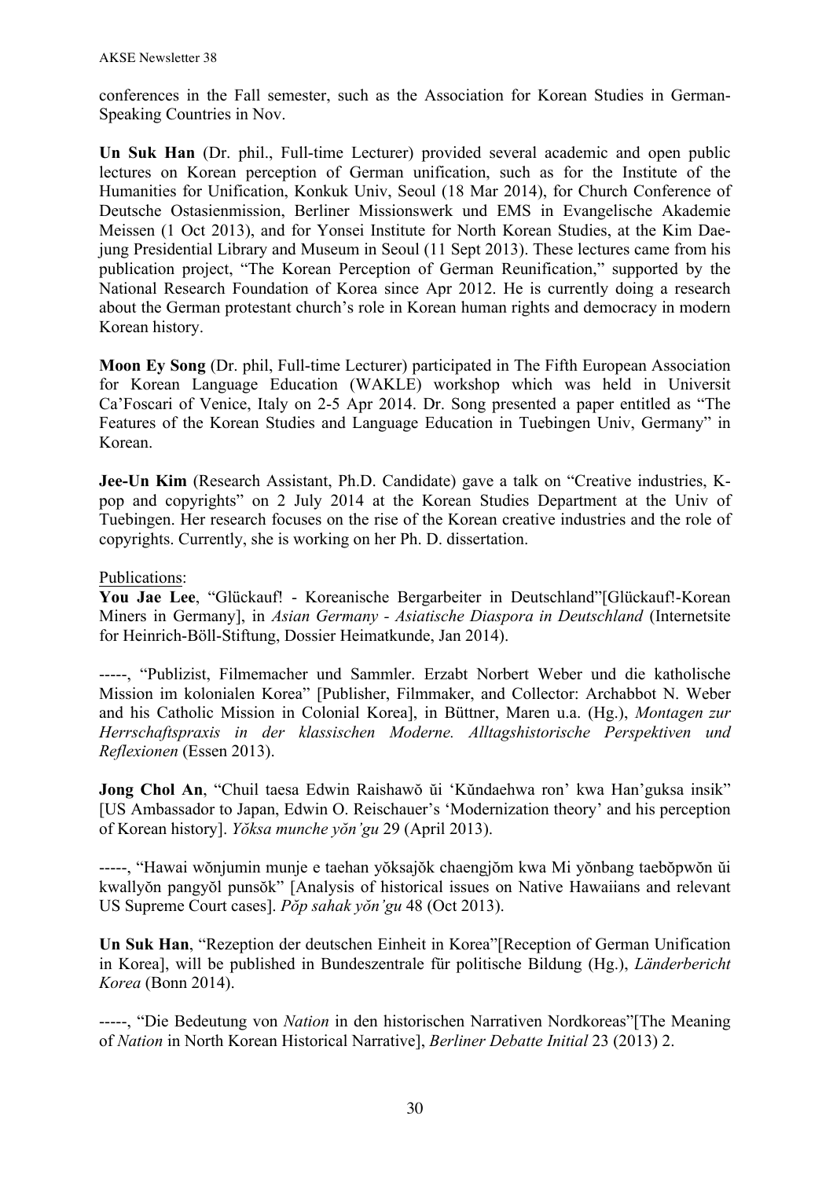conferences in the Fall semester, such as the Association for Korean Studies in German-Speaking Countries in Nov.

**Un Suk Han** (Dr. phil., Full-time Lecturer) provided several academic and open public lectures on Korean perception of German unification, such as for the Institute of the Humanities for Unification, Konkuk Univ, Seoul (18 Mar 2014), for Church Conference of Deutsche Ostasienmission, Berliner Missionswerk und EMS in Evangelische Akademie Meissen (1 Oct 2013), and for Yonsei Institute for North Korean Studies, at the Kim Dae-jung Presidential Library and Museum in Seoul (11 Sept 2013). These lectures came from his publication project, "The Korean Perception of German Reunification," supported by the National Research Foundation of Korea since Apr 2012. He is currently doing a research about the German protestant church's role in Korean human rights and democracy in modern Korean history.

**Moon Ey Song** (Dr. phil, Full-time Lecturer) participated in The Fifth European Association for Korean Language Education (WAKLE) workshop which was held in Universit Ca'Foscari of Venice, Italy on 2-5 Apr 2014. Dr. Song presented a paper entitled as "The Features of the Korean Studies and Language Education in Tuebingen Univ, Germany" in Korean.

**Jee-Un Kim** (Research Assistant, Ph.D. Candidate) gave a talk on "Creative industries, K-pop and copyrights" on 2 July 2014 at the Korean Studies Department at the Univ of Tuebingen. Her research focuses on the rise of the Korean creative industries and the role of copyrights. Currently, she is working on her Ph. D. dissertation.

Publications:

**You Jae Lee**, "Glückauf! - Koreanische Bergarbeiter in Deutschland"[Glückauf!-Korean Miners in Germany], in *Asian Germany - Asiatische Diaspora in Deutschland* (Internetsite for Heinrich-Böll-Stiftung, Dossier Heimatkunde, Jan 2014).

-----, "Publizist, Filmemacher und Sammler. Erzabt Norbert Weber und die katholische Mission im kolonialen Korea" [Publisher, Filmmaker, and Collector: Archabbot N. Weber and his Catholic Mission in Colonial Korea], in Büttner, Maren u.a. (Hg.), *Montagen zur Herrschaftspraxis in der klassischen Moderne. Alltagshistorische Perspektiven und Reflexionen* (Essen 2013).

**Jong Chol An**, "Chuil taesa Edwin Raishawŏ ŭi 'Kŭndaehwa ron' kwa Han'guksa insik" [US Ambassador to Japan, Edwin O. Reischauer's 'Modernization theory' and his perception of Korean history]. *Yŏksa munche yŏn'gu* 29 (April 2013).

-----, "Hawai wŏnjumin munje e taehan yŏksajŏk chaengjŏm kwa Mi yŏnbang taebŏpwŏn ŭi kwallyŏn pangyŏl punsŏk" [Analysis of historical issues on Native Hawaiians and relevant US Supreme Court cases]. *Pŏp sahak yŏn'gu* 48 (Oct 2013).

**Un Suk Han**, "Rezeption der deutschen Einheit in Korea"[Reception of German Unification in Korea], will be published in Bundeszentrale für politische Bildung (Hg.), *Länderbericht Korea* (Bonn 2014).

-----, "Die Bedeutung von *Nation* in den historischen Narrativen Nordkoreas"[The Meaning of *Nation* in North Korean Historical Narrative], *Berliner Debatte Initial* 23 (2013) 2.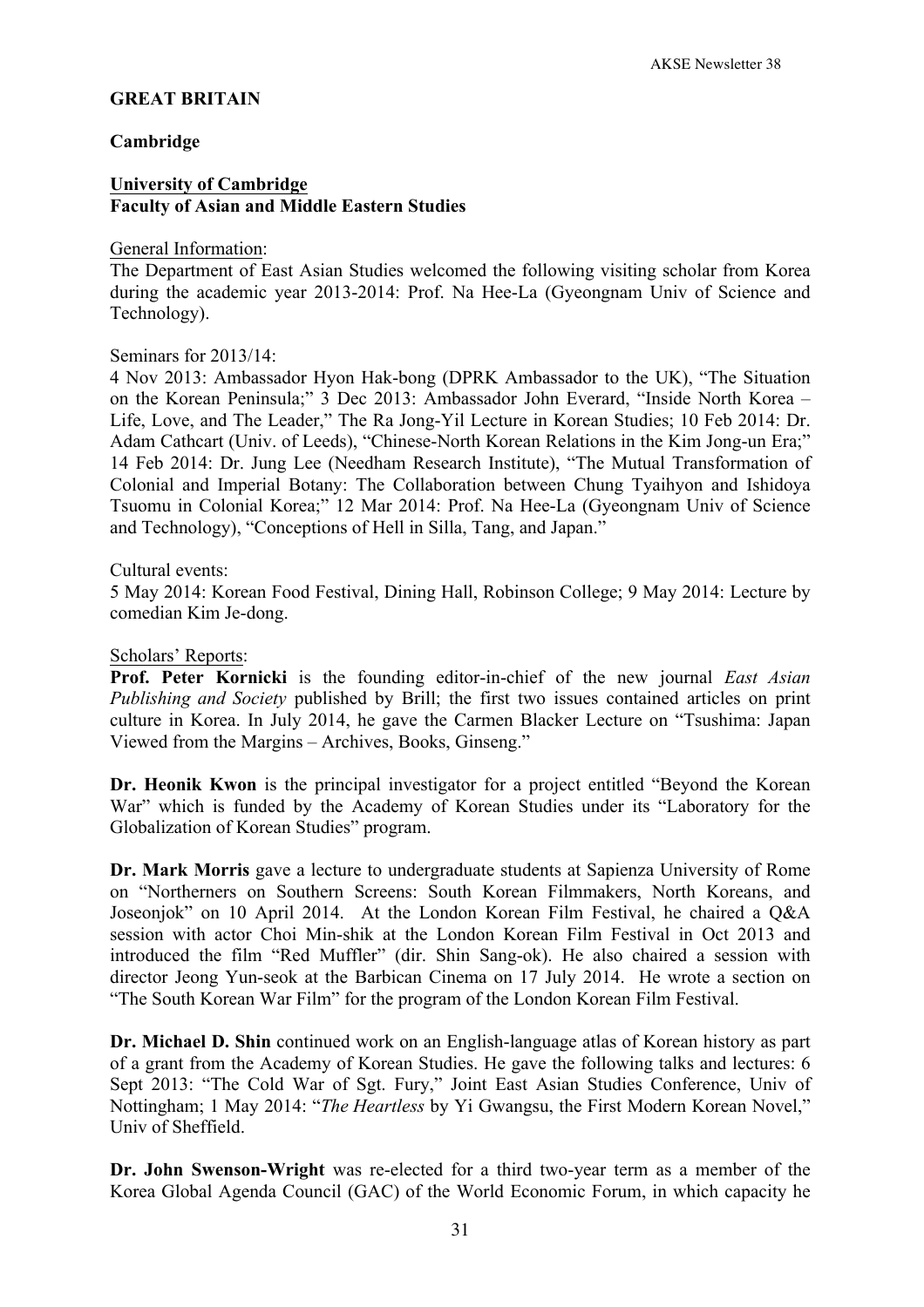## GREAT BRITAIN

### Cambridge

**University of Cambridge**
**Faculty of Asian and Middle Eastern Studies**

General Information:
The Department of East Asian Studies welcomed the following visiting scholar from Korea during the academic year 2013-2014: Prof. Na Hee-La (Gyeongnam Univ of Science and Technology).

Seminars for 2013/14:
4 Nov 2013: Ambassador Hyon Hak-bong (DPRK Ambassador to the UK), "The Situation on the Korean Peninsula;" 3 Dec 2013: Ambassador John Everard, "Inside North Korea – Life, Love, and The Leader," The Ra Jong-Yil Lecture in Korean Studies; 10 Feb 2014: Dr. Adam Cathcart (Univ. of Leeds), "Chinese-North Korean Relations in the Kim Jong-un Era;" 14 Feb 2014: Dr. Jung Lee (Needham Research Institute), "The Mutual Transformation of Colonial and Imperial Botany: The Collaboration between Chung Tyaihyon and Ishidoya Tsuomu in Colonial Korea;" 12 Mar 2014: Prof. Na Hee-La (Gyeongnam Univ of Science and Technology), "Conceptions of Hell in Silla, Tang, and Japan."

Cultural events:
5 May 2014: Korean Food Festival, Dining Hall, Robinson College; 9 May 2014: Lecture by comedian Kim Je-dong.

Scholars' Reports:

**Prof. Peter Kornicki** is the founding editor-in-chief of the new journal *East Asian Publishing and Society* published by Brill; the first two issues contained articles on print culture in Korea. In July 2014, he gave the Carmen Blacker Lecture on "Tsushima: Japan Viewed from the Margins – Archives, Books, Ginseng."

**Dr. Heonik Kwon** is the principal investigator for a project entitled "Beyond the Korean War" which is funded by the Academy of Korean Studies under its "Laboratory for the Globalization of Korean Studies" program.

**Dr. Mark Morris** gave a lecture to undergraduate students at Sapienza University of Rome on "Northerners on Southern Screens: South Korean Filmmakers, North Koreans, and Joseonjok" on 10 April 2014. At the London Korean Film Festival, he chaired a Q&A session with actor Choi Min-shik at the London Korean Film Festival in Oct 2013 and introduced the film "Red Muffler" (dir. Shin Sang-ok). He also chaired a session with director Jeong Yun-seok at the Barbican Cinema on 17 July 2014. He wrote a section on "The South Korean War Film" for the program of the London Korean Film Festival.

**Dr. Michael D. Shin** continued work on an English-language atlas of Korean history as part of a grant from the Academy of Korean Studies. He gave the following talks and lectures: 6 Sept 2013: "The Cold War of Sgt. Fury," Joint East Asian Studies Conference, Univ of Nottingham; 1 May 2014: "*The Heartless* by Yi Gwangsu, the First Modern Korean Novel," Univ of Sheffield.

**Dr. John Swenson-Wright** was re-elected for a third two-year term as a member of the Korea Global Agenda Council (GAC) of the World Economic Forum, in which capacity he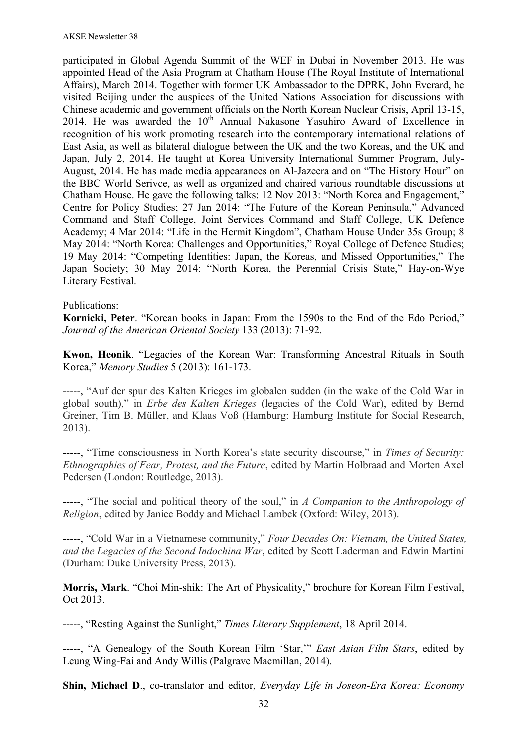participated in Global Agenda Summit of the WEF in Dubai in November 2013. He was appointed Head of the Asia Program at Chatham House (The Royal Institute of International Affairs), March 2014. Together with former UK Ambassador to the DPRK, John Everard, he visited Beijing under the auspices of the United Nations Association for discussions with Chinese academic and government officials on the North Korean Nuclear Crisis, April 13-15, 2014. He was awarded the 10th Annual Nakasone Yasuhiro Award of Excellence in recognition of his work promoting research into the contemporary international relations of East Asia, as well as bilateral dialogue between the UK and the two Koreas, and the UK and Japan, July 2, 2014. He taught at Korea University International Summer Program, July-August, 2014. He has made media appearances on Al-Jazeera and on "The History Hour" on the BBC World Serivce, as well as organized and chaired various roundtable discussions at Chatham House. He gave the following talks: 12 Nov 2013: "North Korea and Engagement," Centre for Policy Studies; 27 Jan 2014: "The Future of the Korean Peninsula," Advanced Command and Staff College, Joint Services Command and Staff College, UK Defence Academy; 4 Mar 2014: "Life in the Hermit Kingdom", Chatham House Under 35s Group; 8 May 2014: "North Korea: Challenges and Opportunities," Royal College of Defence Studies; 19 May 2014: "Competing Identities: Japan, the Koreas, and Missed Opportunities," The Japan Society; 30 May 2014: "North Korea, the Perennial Crisis State," Hay-on-Wye Literary Festival.

Publications:

**Kornicki, Peter**. "Korean books in Japan: From the 1590s to the End of the Edo Period," *Journal of the American Oriental Society* 133 (2013): 71-92.

**Kwon, Heonik**. "Legacies of the Korean War: Transforming Ancestral Rituals in South Korea," *Memory Studies* 5 (2013): 161-173.

-----, "Auf der spur des Kalten Krieges im globalen sudden (in the wake of the Cold War in global south)," in *Erbe des Kalten Krieges* (legacies of the Cold War), edited by Bernd Greiner, Tim B. Müller, and Klaas Voß (Hamburg: Hamburg Institute for Social Research, 2013).

-----, "Time consciousness in North Korea's state security discourse," in *Times of Security: Ethnographies of Fear, Protest, and the Future*, edited by Martin Holbraad and Morten Axel Pedersen (London: Routledge, 2013).

-----, "The social and political theory of the soul," in *A Companion to the Anthropology of Religion*, edited by Janice Boddy and Michael Lambek (Oxford: Wiley, 2013).

-----, "Cold War in a Vietnamese community," *Four Decades On: Vietnam, the United States, and the Legacies of the Second Indochina War*, edited by Scott Laderman and Edwin Martini (Durham: Duke University Press, 2013).

**Morris, Mark**. "Choi Min-shik: The Art of Physicality," brochure for Korean Film Festival, Oct 2013.

-----, "Resting Against the Sunlight," *Times Literary Supplement*, 18 April 2014.

-----, "A Genealogy of the South Korean Film 'Star,'" *East Asian Film Stars*, edited by Leung Wing-Fai and Andy Willis (Palgrave Macmillan, 2014).

**Shin, Michael D**., co-translator and editor, *Everyday Life in Joseon-Era Korea: Economy*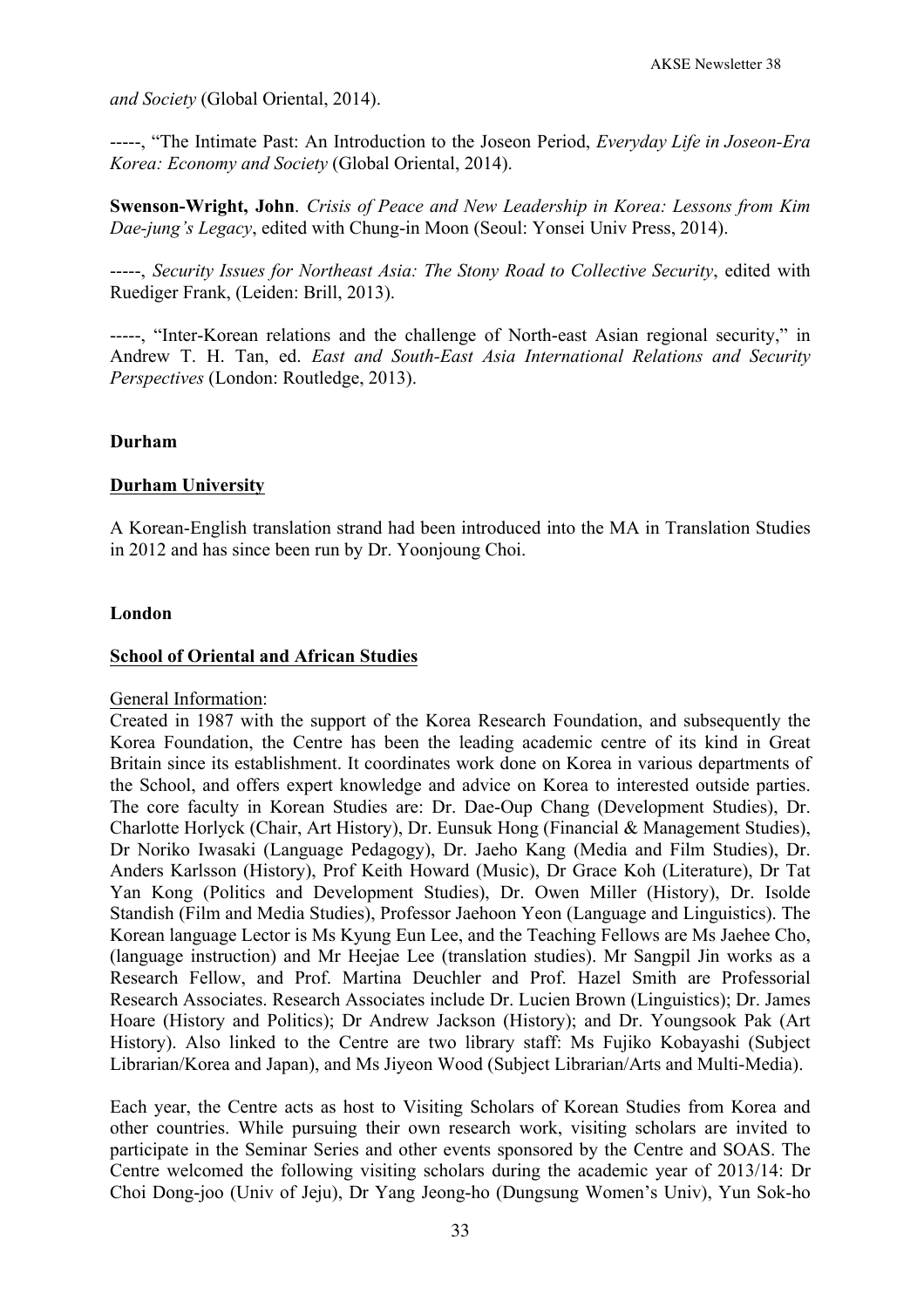*and Society* (Global Oriental, 2014).

-----, "The Intimate Past: An Introduction to the Joseon Period, *Everyday Life in Joseon-Era Korea: Economy and Society* (Global Oriental, 2014).

**Swenson-Wright, John**. *Crisis of Peace and New Leadership in Korea: Lessons from Kim Dae-jung's Legacy*, edited with Chung-in Moon (Seoul: Yonsei Univ Press, 2014).

-----, *Security Issues for Northeast Asia: The Stony Road to Collective Security*, edited with Ruediger Frank, (Leiden: Brill, 2013).

-----, "Inter-Korean relations and the challenge of North-east Asian regional security," in Andrew T. H. Tan, ed. *East and South-East Asia International Relations and Security Perspectives* (London: Routledge, 2013).

**Durham**

**<u>Durham University</u>**

A Korean-English translation strand had been introduced into the MA in Translation Studies in 2012 and has since been run by Dr. Yoonjoung Choi.

**London**

**<u>School of Oriental and African Studies</u>**

<u>General Information</u>:
Created in 1987 with the support of the Korea Research Foundation, and subsequently the Korea Foundation, the Centre has been the leading academic centre of its kind in Great Britain since its establishment. It coordinates work done on Korea in various departments of the School, and offers expert knowledge and advice on Korea to interested outside parties. The core faculty in Korean Studies are: Dr. Dae-Oup Chang (Development Studies), Dr. Charlotte Horlyck (Chair, Art History), Dr. Eunsuk Hong (Financial & Management Studies), Dr Noriko Iwasaki (Language Pedagogy), Dr. Jaeho Kang (Media and Film Studies), Dr. Anders Karlsson (History), Prof Keith Howard (Music), Dr Grace Koh (Literature), Dr Tat Yan Kong (Politics and Development Studies), Dr. Owen Miller (History), Dr. Isolde Standish (Film and Media Studies), Professor Jaehoon Yeon (Language and Linguistics). The Korean language Lector is Ms Kyung Eun Lee, and the Teaching Fellows are Ms Jaehee Cho, (language instruction) and Mr Heejae Lee (translation studies). Mr Sangpil Jin works as a Research Fellow, and Prof. Martina Deuchler and Prof. Hazel Smith are Professorial Research Associates. Research Associates include Dr. Lucien Brown (Linguistics); Dr. James Hoare (History and Politics); Dr Andrew Jackson (History); and Dr. Youngsook Pak (Art History). Also linked to the Centre are two library staff: Ms Fujiko Kobayashi (Subject Librarian/Korea and Japan), and Ms Jiyeon Wood (Subject Librarian/Arts and Multi-Media).

Each year, the Centre acts as host to Visiting Scholars of Korean Studies from Korea and other countries. While pursuing their own research work, visiting scholars are invited to participate in the Seminar Series and other events sponsored by the Centre and SOAS. The Centre welcomed the following visiting scholars during the academic year of 2013/14: Dr Choi Dong-joo (Univ of Jeju), Dr Yang Jeong-ho (Dungsung Women's Univ), Yun Sok-ho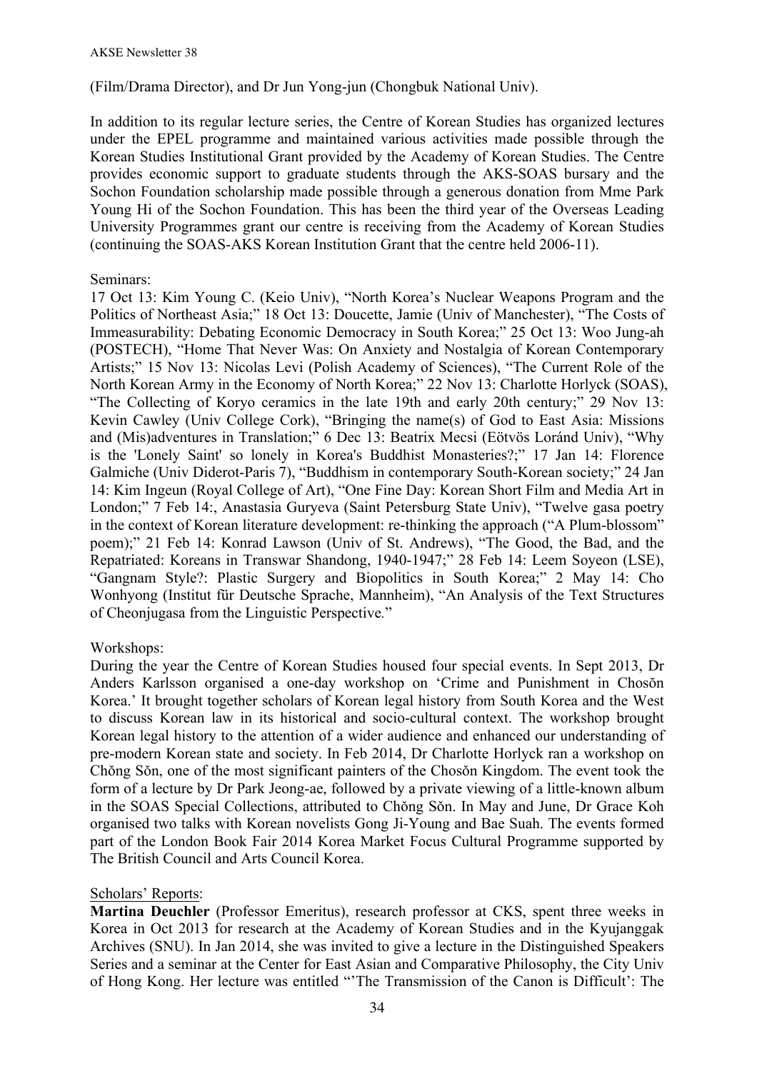(Film/Drama Director), and Dr Jun Yong-jun (Chongbuk National Univ).

In addition to its regular lecture series, the Centre of Korean Studies has organized lectures under the EPEL programme and maintained various activities made possible through the Korean Studies Institutional Grant provided by the Academy of Korean Studies. The Centre provides economic support to graduate students through the AKS-SOAS bursary and the Sochon Foundation scholarship made possible through a generous donation from Mme Park Young Hi of the Sochon Foundation. This has been the third year of the Overseas Leading University Programmes grant our centre is receiving from the Academy of Korean Studies (continuing the SOAS-AKS Korean Institution Grant that the centre held 2006-11).

Seminars:
17 Oct 13: Kim Young C. (Keio Univ), "North Korea's Nuclear Weapons Program and the Politics of Northeast Asia;" 18 Oct 13: Doucette, Jamie (Univ of Manchester), "The Costs of Immeasurability: Debating Economic Democracy in South Korea;" 25 Oct 13: Woo Jung-ah (POSTECH), "Home That Never Was: On Anxiety and Nostalgia of Korean Contemporary Artists;" 15 Nov 13: Nicolas Levi (Polish Academy of Sciences), "The Current Role of the North Korean Army in the Economy of North Korea;" 22 Nov 13: Charlotte Horlyck (SOAS), "The Collecting of Koryo ceramics in the late 19th and early 20th century;" 29 Nov 13: Kevin Cawley (Univ College Cork), "Bringing the name(s) of God to East Asia: Missions and (Mis)adventures in Translation;" 6 Dec 13: Beatrix Mecsi (Eötvös Loránd Univ), "Why is the 'Lonely Saint' so lonely in Korea's Buddhist Monasteries?;" 17 Jan 14: Florence Galmiche (Univ Diderot-Paris 7), "Buddhism in contemporary South-Korean society;" 24 Jan 14: Kim Ingeun (Royal College of Art), "One Fine Day: Korean Short Film and Media Art in London;" 7 Feb 14:, Anastasia Guryeva (Saint Petersburg State Univ), "Twelve gasa poetry in the context of Korean literature development: re-thinking the approach ("A Plum-blossom" poem);" 21 Feb 14: Konrad Lawson (Univ of St. Andrews), "The Good, the Bad, and the Repatriated: Koreans in Transwar Shandong, 1940-1947;" 28 Feb 14: Leem Soyeon (LSE), "Gangnam Style?: Plastic Surgery and Biopolitics in South Korea;" 2 May 14: Cho Wonhyong (Institut für Deutsche Sprache, Mannheim), "An Analysis of the Text Structures of Cheonjugasa from the Linguistic Perspective."

Workshops:
During the year the Centre of Korean Studies housed four special events. In Sept 2013, Dr Anders Karlsson organised a one-day workshop on 'Crime and Punishment in Chosŏn Korea.' It brought together scholars of Korean legal history from South Korea and the West to discuss Korean law in its historical and socio-cultural context. The workshop brought Korean legal history to the attention of a wider audience and enhanced our understanding of pre-modern Korean state and society. In Feb 2014, Dr Charlotte Horlyck ran a workshop on Chŏng Sŏn, one of the most significant painters of the Chosŏn Kingdom. The event took the form of a lecture by Dr Park Jeong-ae, followed by a private viewing of a little-known album in the SOAS Special Collections, attributed to Chŏng Sŏn. In May and June, Dr Grace Koh organised two talks with Korean novelists Gong Ji-Young and Bae Suah. The events formed part of the London Book Fair 2014 Korea Market Focus Cultural Programme supported by The British Council and Arts Council Korea.

Scholars' Reports:
**Martina Deuchler** (Professor Emeritus), research professor at CKS, spent three weeks in Korea in Oct 2013 for research at the Academy of Korean Studies and in the Kyujanggak Archives (SNU). In Jan 2014, she was invited to give a lecture in the Distinguished Speakers Series and a seminar at the Center for East Asian and Comparative Philosophy, the City Univ of Hong Kong. Her lecture was entitled "'The Transmission of the Canon is Difficult': The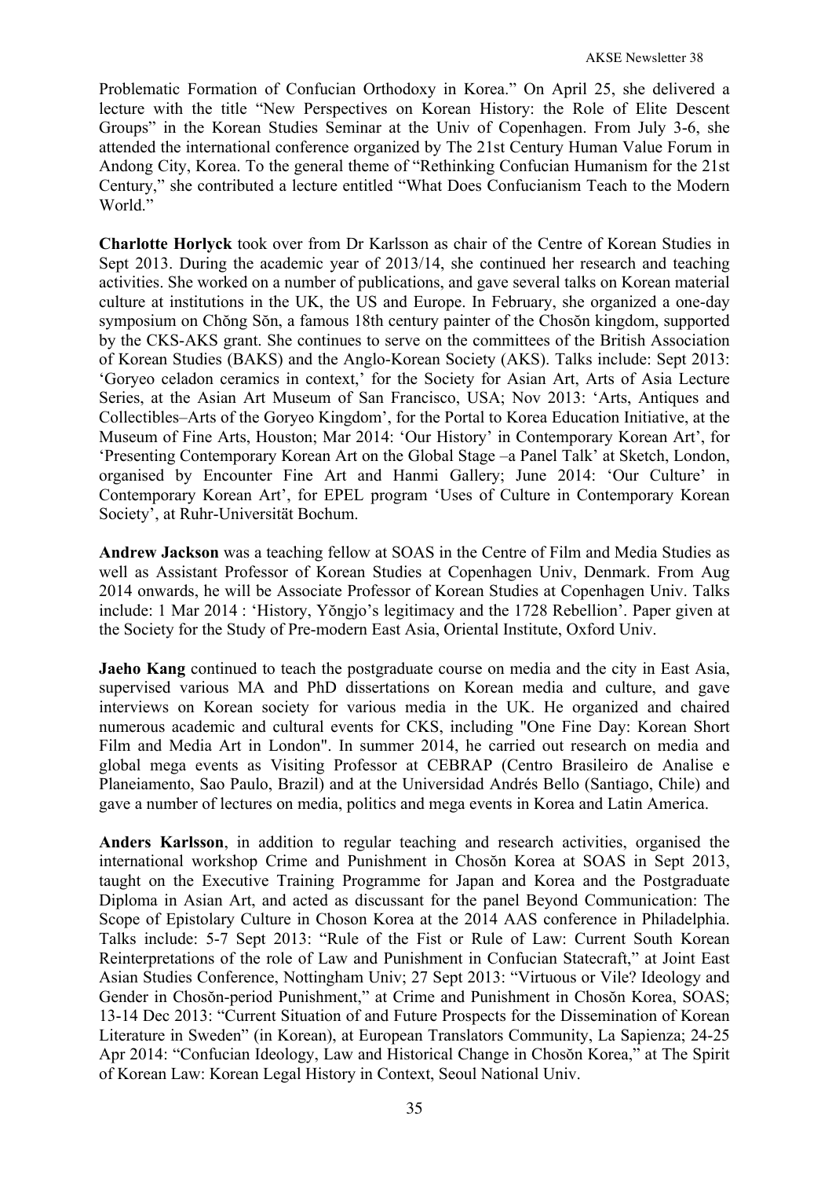Problematic Formation of Confucian Orthodoxy in Korea." On April 25, she delivered a lecture with the title "New Perspectives on Korean History: the Role of Elite Descent Groups" in the Korean Studies Seminar at the Univ of Copenhagen. From July 3-6, she attended the international conference organized by The 21st Century Human Value Forum in Andong City, Korea. To the general theme of "Rethinking Confucian Humanism for the 21st Century," she contributed a lecture entitled "What Does Confucianism Teach to the Modern World."

**Charlotte Horlyck** took over from Dr Karlsson as chair of the Centre of Korean Studies in Sept 2013. During the academic year of 2013/14, she continued her research and teaching activities. She worked on a number of publications, and gave several talks on Korean material culture at institutions in the UK, the US and Europe. In February, she organized a one-day symposium on Chŏng Sŏn, a famous 18th century painter of the Chosŏn kingdom, supported by the CKS-AKS grant. She continues to serve on the committees of the British Association of Korean Studies (BAKS) and the Anglo-Korean Society (AKS). Talks include: Sept 2013: 'Goryeo celadon ceramics in context,' for the Society for Asian Art, Arts of Asia Lecture Series, at the Asian Art Museum of San Francisco, USA; Nov 2013: 'Arts, Antiques and Collectibles–Arts of the Goryeo Kingdom', for the Portal to Korea Education Initiative, at the Museum of Fine Arts, Houston; Mar 2014: 'Our History' in Contemporary Korean Art', for 'Presenting Contemporary Korean Art on the Global Stage –a Panel Talk' at Sketch, London, organised by Encounter Fine Art and Hanmi Gallery; June 2014: 'Our Culture' in Contemporary Korean Art', for EPEL program 'Uses of Culture in Contemporary Korean Society', at Ruhr-Universität Bochum.

**Andrew Jackson** was a teaching fellow at SOAS in the Centre of Film and Media Studies as well as Assistant Professor of Korean Studies at Copenhagen Univ, Denmark. From Aug 2014 onwards, he will be Associate Professor of Korean Studies at Copenhagen Univ. Talks include: 1 Mar 2014 : 'History, Yŏngjo's legitimacy and the 1728 Rebellion'. Paper given at the Society for the Study of Pre-modern East Asia, Oriental Institute, Oxford Univ.

**Jaeho Kang** continued to teach the postgraduate course on media and the city in East Asia, supervised various MA and PhD dissertations on Korean media and culture, and gave interviews on Korean society for various media in the UK. He organized and chaired numerous academic and cultural events for CKS, including "One Fine Day: Korean Short Film and Media Art in London". In summer 2014, he carried out research on media and global mega events as Visiting Professor at CEBRAP (Centro Brasileiro de Analise e Planeiamento, Sao Paulo, Brazil) and at the Universidad Andrés Bello (Santiago, Chile) and gave a number of lectures on media, politics and mega events in Korea and Latin America.

**Anders Karlsson**, in addition to regular teaching and research activities, organised the international workshop Crime and Punishment in Chosŏn Korea at SOAS in Sept 2013, taught on the Executive Training Programme for Japan and Korea and the Postgraduate Diploma in Asian Art, and acted as discussant for the panel Beyond Communication: The Scope of Epistolary Culture in Choson Korea at the 2014 AAS conference in Philadelphia. Talks include: 5-7 Sept 2013: "Rule of the Fist or Rule of Law: Current South Korean Reinterpretations of the role of Law and Punishment in Confucian Statecraft," at Joint East Asian Studies Conference, Nottingham Univ; 27 Sept 2013: "Virtuous or Vile? Ideology and Gender in Chosŏn-period Punishment," at Crime and Punishment in Chosŏn Korea, SOAS; 13-14 Dec 2013: "Current Situation of and Future Prospects for the Dissemination of Korean Literature in Sweden" (in Korean), at European Translators Community, La Sapienza; 24-25 Apr 2014: "Confucian Ideology, Law and Historical Change in Chosŏn Korea," at The Spirit of Korean Law: Korean Legal History in Context, Seoul National Univ.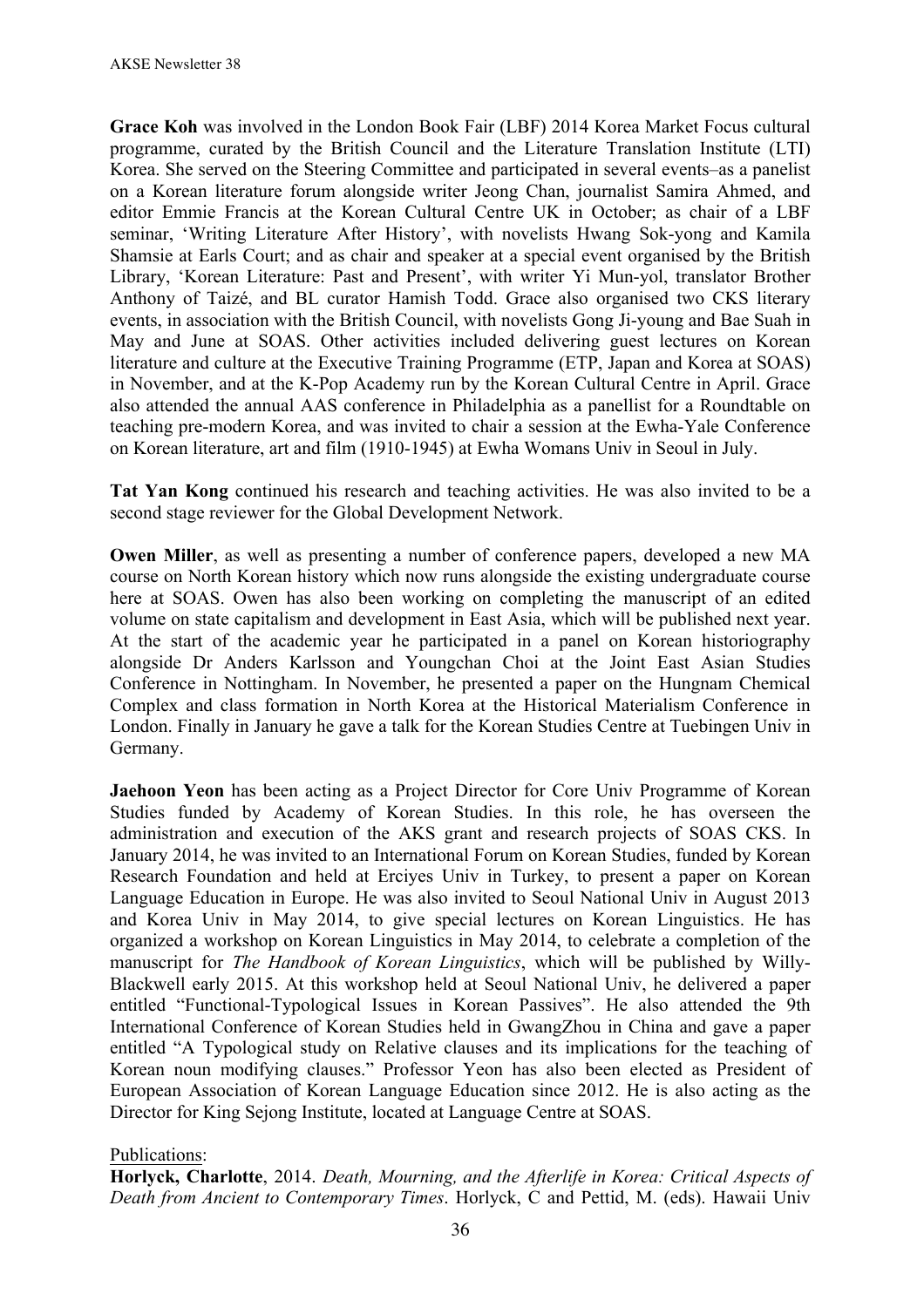**Grace Koh** was involved in the London Book Fair (LBF) 2014 Korea Market Focus cultural programme, curated by the British Council and the Literature Translation Institute (LTI) Korea. She served on the Steering Committee and participated in several events–as a panelist on a Korean literature forum alongside writer Jeong Chan, journalist Samira Ahmed, and editor Emmie Francis at the Korean Cultural Centre UK in October; as chair of a LBF seminar, 'Writing Literature After History', with novelists Hwang Sok-yong and Kamila Shamsie at Earls Court; and as chair and speaker at a special event organised by the British Library, 'Korean Literature: Past and Present', with writer Yi Mun-yol, translator Brother Anthony of Taizé, and BL curator Hamish Todd. Grace also organised two CKS literary events, in association with the British Council, with novelists Gong Ji-young and Bae Suah in May and June at SOAS. Other activities included delivering guest lectures on Korean literature and culture at the Executive Training Programme (ETP, Japan and Korea at SOAS) in November, and at the K-Pop Academy run by the Korean Cultural Centre in April. Grace also attended the annual AAS conference in Philadelphia as a panellist for a Roundtable on teaching pre-modern Korea, and was invited to chair a session at the Ewha-Yale Conference on Korean literature, art and film (1910-1945) at Ewha Womans Univ in Seoul in July.

**Tat Yan Kong** continued his research and teaching activities. He was also invited to be a second stage reviewer for the Global Development Network.

**Owen Miller**, as well as presenting a number of conference papers, developed a new MA course on North Korean history which now runs alongside the existing undergraduate course here at SOAS. Owen has also been working on completing the manuscript of an edited volume on state capitalism and development in East Asia, which will be published next year. At the start of the academic year he participated in a panel on Korean historiography alongside Dr Anders Karlsson and Youngchan Choi at the Joint East Asian Studies Conference in Nottingham. In November, he presented a paper on the Hungnam Chemical Complex and class formation in North Korea at the Historical Materialism Conference in London. Finally in January he gave a talk for the Korean Studies Centre at Tuebingen Univ in Germany.

**Jaehoon Yeon** has been acting as a Project Director for Core Univ Programme of Korean Studies funded by Academy of Korean Studies. In this role, he has overseen the administration and execution of the AKS grant and research projects of SOAS CKS. In January 2014, he was invited to an International Forum on Korean Studies, funded by Korean Research Foundation and held at Erciyes Univ in Turkey, to present a paper on Korean Language Education in Europe. He was also invited to Seoul National Univ in August 2013 and Korea Univ in May 2014, to give special lectures on Korean Linguistics. He has organized a workshop on Korean Linguistics in May 2014, to celebrate a completion of the manuscript for *The Handbook of Korean Linguistics*, which will be published by Willy-Blackwell early 2015. At this workshop held at Seoul National Univ, he delivered a paper entitled "Functional-Typological Issues in Korean Passives". He also attended the 9th International Conference of Korean Studies held in GwangZhou in China and gave a paper entitled "A Typological study on Relative clauses and its implications for the teaching of Korean noun modifying clauses." Professor Yeon has also been elected as President of European Association of Korean Language Education since 2012. He is also acting as the Director for King Sejong Institute, located at Language Centre at SOAS.

Publications:

**Horlyck, Charlotte**, 2014. *Death, Mourning, and the Afterlife in Korea: Critical Aspects of Death from Ancient to Contemporary Times*. Horlyck, C and Pettid, M. (eds). Hawaii Univ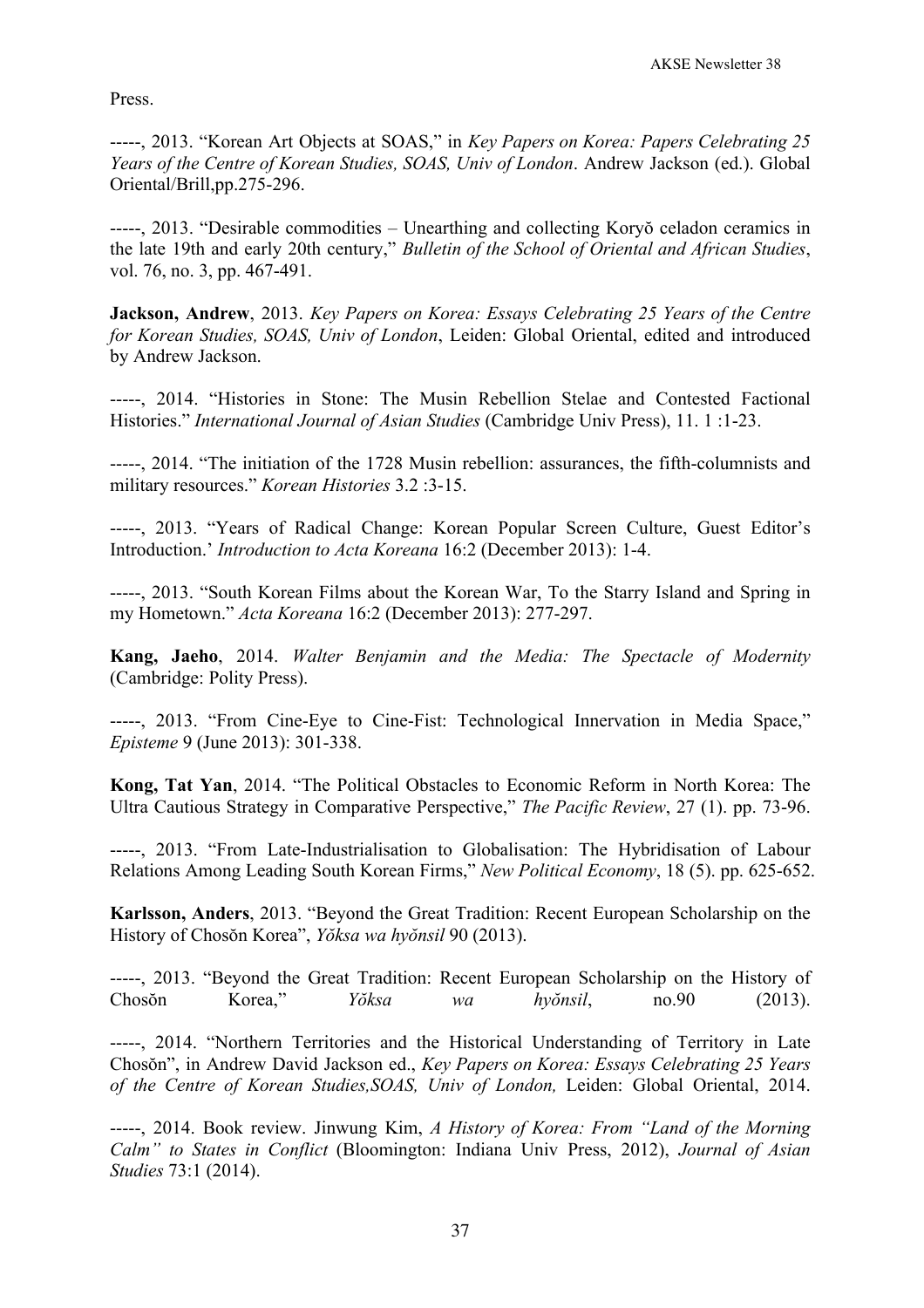Press.

-----, 2013. "Korean Art Objects at SOAS," in *Key Papers on Korea: Papers Celebrating 25 Years of the Centre of Korean Studies, SOAS, Univ of London*. Andrew Jackson (ed.). Global Oriental/Brill,pp.275-296.

-----, 2013. "Desirable commodities – Unearthing and collecting Koryŏ celadon ceramics in the late 19th and early 20th century," *Bulletin of the School of Oriental and African Studies*, vol. 76, no. 3, pp. 467-491.

**Jackson, Andrew**, 2013. *Key Papers on Korea: Essays Celebrating 25 Years of the Centre for Korean Studies, SOAS, Univ of London*, Leiden: Global Oriental, edited and introduced by Andrew Jackson.

-----, 2014. "Histories in Stone: The Musin Rebellion Stelae and Contested Factional Histories." *International Journal of Asian Studies* (Cambridge Univ Press), 11. 1 :1-23.

-----, 2014. "The initiation of the 1728 Musin rebellion: assurances, the fifth-columnists and military resources." *Korean Histories* 3.2 :3-15.

-----, 2013. "Years of Radical Change: Korean Popular Screen Culture, Guest Editor's Introduction.' *Introduction to Acta Koreana* 16:2 (December 2013): 1-4.

-----, 2013. "South Korean Films about the Korean War, To the Starry Island and Spring in my Hometown." *Acta Koreana* 16:2 (December 2013): 277-297.

**Kang, Jaeho**, 2014. *Walter Benjamin and the Media: The Spectacle of Modernity* (Cambridge: Polity Press).

-----, 2013. "From Cine-Eye to Cine-Fist: Technological Innervation in Media Space," *Episteme* 9 (June 2013): 301-338.

**Kong, Tat Yan**, 2014. "The Political Obstacles to Economic Reform in North Korea: The Ultra Cautious Strategy in Comparative Perspective," *The Pacific Review*, 27 (1). pp. 73-96.

-----, 2013. "From Late-Industrialisation to Globalisation: The Hybridisation of Labour Relations Among Leading South Korean Firms," *New Political Economy*, 18 (5). pp. 625-652.

**Karlsson, Anders**, 2013. "Beyond the Great Tradition: Recent European Scholarship on the History of Chosŏn Korea", *Yŏksa wa hyŏnsil* 90 (2013).

-----, 2013. "Beyond the Great Tradition: Recent European Scholarship on the History of Chosŏn Korea," *Yŏksa wa hyŏnsil*, no.90 (2013).

-----, 2014. "Northern Territories and the Historical Understanding of Territory in Late Chosŏn", in Andrew David Jackson ed., *Key Papers on Korea: Essays Celebrating 25 Years of the Centre of Korean Studies,SOAS, Univ of London,* Leiden: Global Oriental, 2014.

-----, 2014. Book review. Jinwung Kim, *A History of Korea: From "Land of the Morning Calm" to States in Conflict* (Bloomington: Indiana Univ Press, 2012), *Journal of Asian Studies* 73:1 (2014).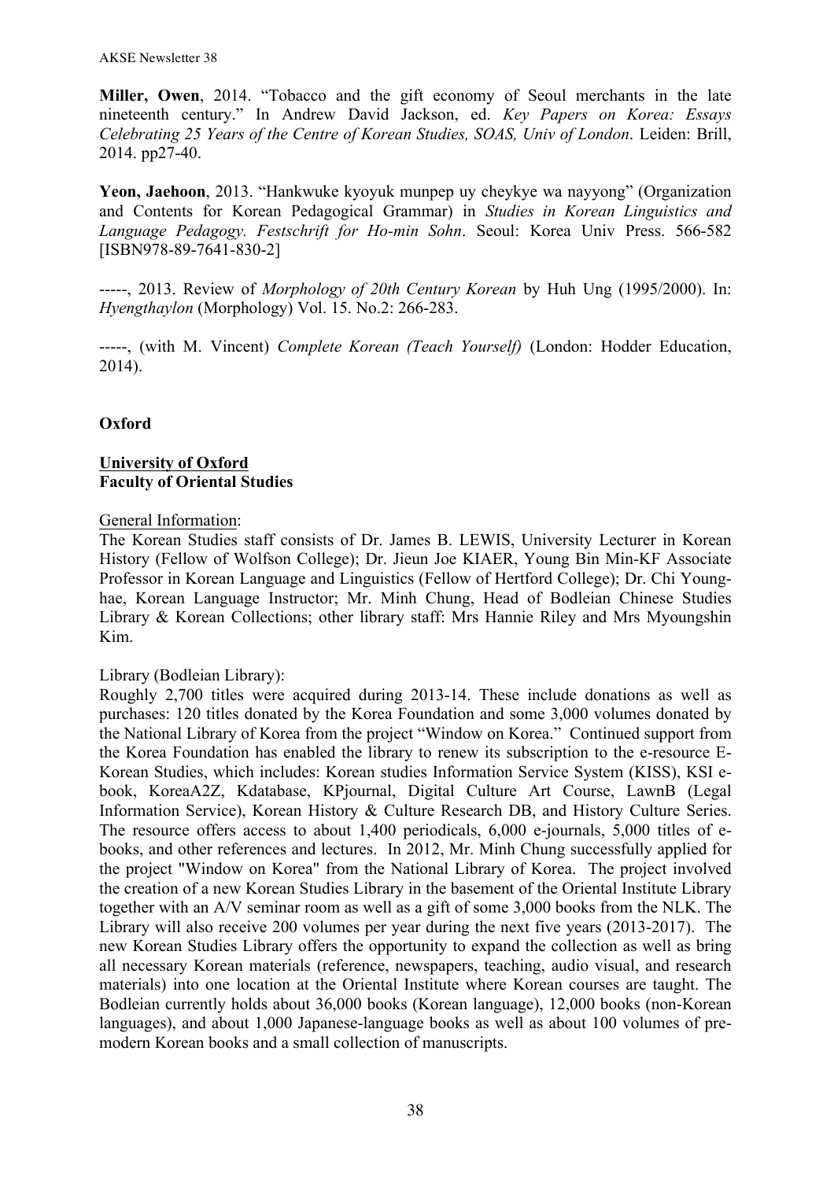**Miller, Owen**, 2014. "Tobacco and the gift economy of Seoul merchants in the late nineteenth century." In Andrew David Jackson, ed. *Key Papers on Korea: Essays Celebrating 25 Years of the Centre of Korean Studies, SOAS, Univ of London*. Leiden: Brill, 2014. pp27-40.

**Yeon, Jaehoon**, 2013. "Hankwuke kyoyuk munpep uy cheykye wa nayyong" (Organization and Contents for Korean Pedagogical Grammar) in *Studies in Korean Linguistics and Language Pedagogy. Festschrift for Ho-min Sohn*. Seoul: Korea Univ Press. 566-582 [ISBN978-89-7641-830-2]

-----, 2013. Review of *Morphology of 20th Century Korean* by Huh Ung (1995/2000). In: *Hyengthaylon* (Morphology) Vol. 15. No.2: 266-283.

-----, (with M. Vincent) *Complete Korean (Teach Yourself)* (London: Hodder Education, 2014).

## Oxford

**University of Oxford**
**Faculty of Oriental Studies**

General Information:
The Korean Studies staff consists of Dr. James B. LEWIS, University Lecturer in Korean History (Fellow of Wolfson College); Dr. Jieun Joe KIAER, Young Bin Min-KF Associate Professor in Korean Language and Linguistics (Fellow of Hertford College); Dr. Chi Younghae, Korean Language Instructor; Mr. Minh Chung, Head of Bodleian Chinese Studies Library & Korean Collections; other library staff: Mrs Hannie Riley and Mrs Myoungshin Kim.

Library (Bodleian Library):
Roughly 2,700 titles were acquired during 2013-14. These include donations as well as purchases: 120 titles donated by the Korea Foundation and some 3,000 volumes donated by the National Library of Korea from the project "Window on Korea." Continued support from the Korea Foundation has enabled the library to renew its subscription to the e-resource E-Korean Studies, which includes: Korean studies Information Service System (KISS), KSI e-book, KoreaA2Z, Kdatabase, KPjournal, Digital Culture Art Course, LawnB (Legal Information Service), Korean History & Culture Research DB, and History Culture Series. The resource offers access to about 1,400 periodicals, 6,000 e-journals, 5,000 titles of e-books, and other references and lectures. In 2012, Mr. Minh Chung successfully applied for the project "Window on Korea" from the National Library of Korea. The project involved the creation of a new Korean Studies Library in the basement of the Oriental Institute Library together with an A/V seminar room as well as a gift of some 3,000 books from the NLK. The Library will also receive 200 volumes per year during the next five years (2013-2017). The new Korean Studies Library offers the opportunity to expand the collection as well as bring all necessary Korean materials (reference, newspapers, teaching, audio visual, and research materials) into one location at the Oriental Institute where Korean courses are taught. The Bodleian currently holds about 36,000 books (Korean language), 12,000 books (non-Korean languages), and about 1,000 Japanese-language books as well as about 100 volumes of pre-modern Korean books and a small collection of manuscripts.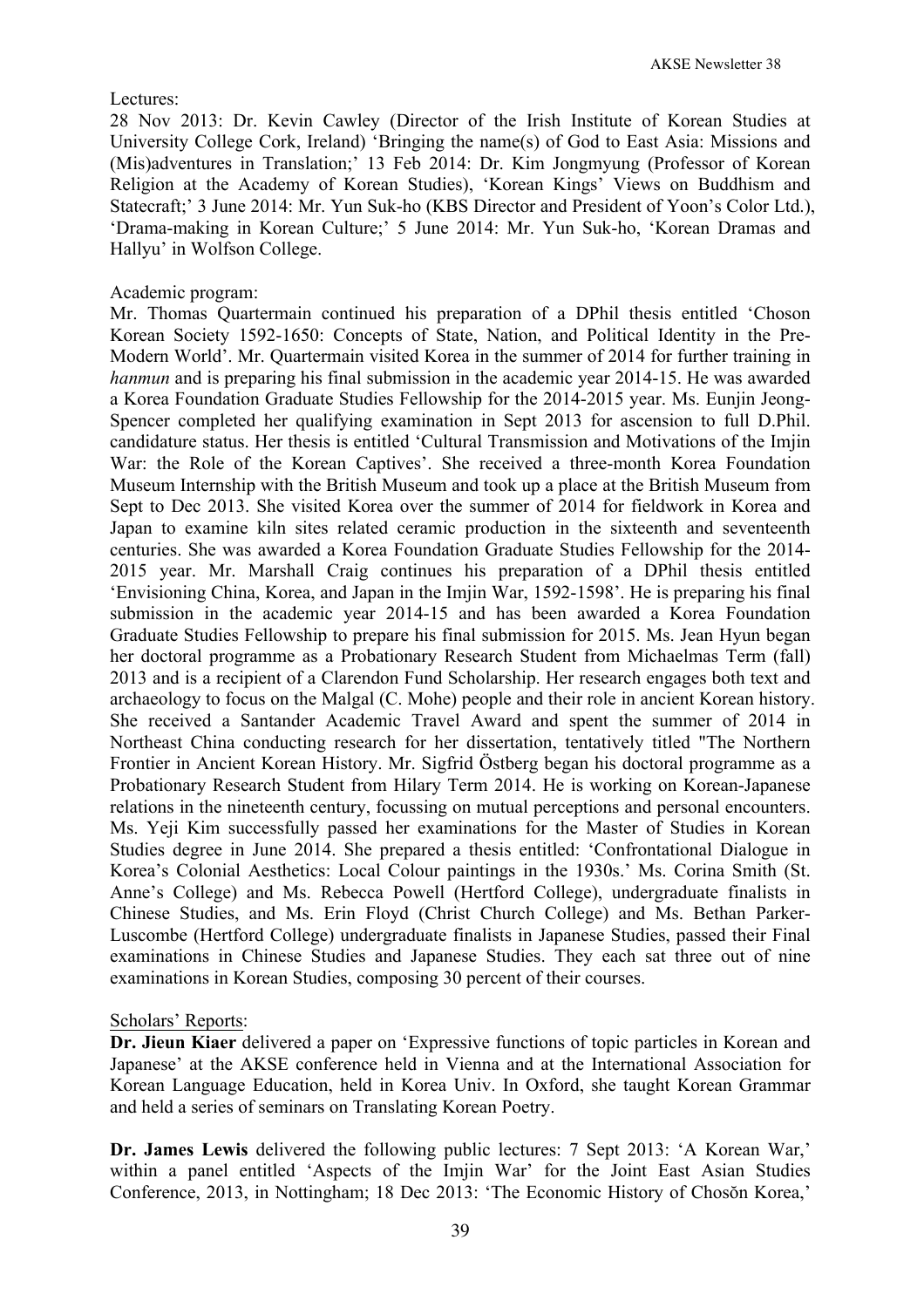Lectures:

28 Nov 2013: Dr. Kevin Cawley (Director of the Irish Institute of Korean Studies at University College Cork, Ireland) 'Bringing the name(s) of God to East Asia: Missions and (Mis)adventures in Translation;' 13 Feb 2014: Dr. Kim Jongmyung (Professor of Korean Religion at the Academy of Korean Studies), 'Korean Kings' Views on Buddhism and Statecraft;' 3 June 2014: Mr. Yun Suk-ho (KBS Director and President of Yoon's Color Ltd.), 'Drama-making in Korean Culture;' 5 June 2014: Mr. Yun Suk-ho, 'Korean Dramas and Hallyu' in Wolfson College.

Academic program:

Mr. Thomas Quartermain continued his preparation of a DPhil thesis entitled 'Choson Korean Society 1592-1650: Concepts of State, Nation, and Political Identity in the Pre-Modern World'. Mr. Quartermain visited Korea in the summer of 2014 for further training in *hanmun* and is preparing his final submission in the academic year 2014-15. He was awarded a Korea Foundation Graduate Studies Fellowship for the 2014-2015 year. Ms. Eunjin Jeong-Spencer completed her qualifying examination in Sept 2013 for ascension to full D.Phil. candidature status. Her thesis is entitled 'Cultural Transmission and Motivations of the Imjin War: the Role of the Korean Captives'. She received a three-month Korea Foundation Museum Internship with the British Museum and took up a place at the British Museum from Sept to Dec 2013. She visited Korea over the summer of 2014 for fieldwork in Korea and Japan to examine kiln sites related ceramic production in the sixteenth and seventeenth centuries. She was awarded a Korea Foundation Graduate Studies Fellowship for the 2014-2015 year. Mr. Marshall Craig continues his preparation of a DPhil thesis entitled 'Envisioning China, Korea, and Japan in the Imjin War, 1592-1598'. He is preparing his final submission in the academic year 2014-15 and has been awarded a Korea Foundation Graduate Studies Fellowship to prepare his final submission for 2015. Ms. Jean Hyun began her doctoral programme as a Probationary Research Student from Michaelmas Term (fall) 2013 and is a recipient of a Clarendon Fund Scholarship. Her research engages both text and archaeology to focus on the Malgal (C. Mohe) people and their role in ancient Korean history. She received a Santander Academic Travel Award and spent the summer of 2014 in Northeast China conducting research for her dissertation, tentatively titled "The Northern Frontier in Ancient Korean History. Mr. Sigfrid Östberg began his doctoral programme as a Probationary Research Student from Hilary Term 2014. He is working on Korean-Japanese relations in the nineteenth century, focussing on mutual perceptions and personal encounters. Ms. Yeji Kim successfully passed her examinations for the Master of Studies in Korean Studies degree in June 2014. She prepared a thesis entitled: 'Confrontational Dialogue in Korea's Colonial Aesthetics: Local Colour paintings in the 1930s.' Ms. Corina Smith (St. Anne's College) and Ms. Rebecca Powell (Hertford College), undergraduate finalists in Chinese Studies, and Ms. Erin Floyd (Christ Church College) and Ms. Bethan Parker-Luscombe (Hertford College) undergraduate finalists in Japanese Studies, passed their Final examinations in Chinese Studies and Japanese Studies. They each sat three out of nine examinations in Korean Studies, composing 30 percent of their courses.

Scholars' Reports:

**Dr. Jieun Kiaer** delivered a paper on 'Expressive functions of topic particles in Korean and Japanese' at the AKSE conference held in Vienna and at the International Association for Korean Language Education, held in Korea Univ. In Oxford, she taught Korean Grammar and held a series of seminars on Translating Korean Poetry.

**Dr. James Lewis** delivered the following public lectures: 7 Sept 2013: 'A Korean War,' within a panel entitled 'Aspects of the Imjin War' for the Joint East Asian Studies Conference, 2013, in Nottingham; 18 Dec 2013: 'The Economic History of Chosŏn Korea,'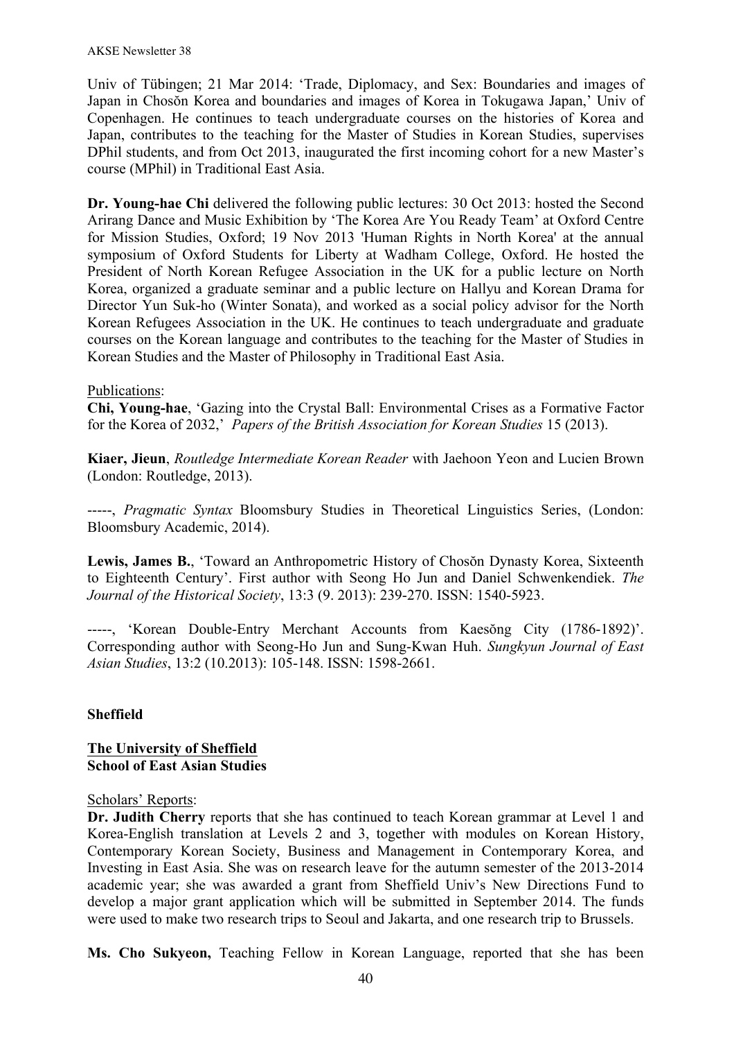Univ of Tübingen; 21 Mar 2014: 'Trade, Diplomacy, and Sex: Boundaries and images of Japan in Chosŏn Korea and boundaries and images of Korea in Tokugawa Japan,' Univ of Copenhagen. He continues to teach undergraduate courses on the histories of Korea and Japan, contributes to the teaching for the Master of Studies in Korean Studies, supervises DPhil students, and from Oct 2013, inaugurated the first incoming cohort for a new Master's course (MPhil) in Traditional East Asia.

**Dr. Young-hae Chi** delivered the following public lectures: 30 Oct 2013: hosted the Second Arirang Dance and Music Exhibition by 'The Korea Are You Ready Team' at Oxford Centre for Mission Studies, Oxford; 19 Nov 2013 'Human Rights in North Korea' at the annual symposium of Oxford Students for Liberty at Wadham College, Oxford. He hosted the President of North Korean Refugee Association in the UK for a public lecture on North Korea, organized a graduate seminar and a public lecture on Hallyu and Korean Drama for Director Yun Suk-ho (Winter Sonata), and worked as a social policy advisor for the North Korean Refugees Association in the UK. He continues to teach undergraduate and graduate courses on the Korean language and contributes to the teaching for the Master of Studies in Korean Studies and the Master of Philosophy in Traditional East Asia.

Publications:

**Chi, Young-hae**, 'Gazing into the Crystal Ball: Environmental Crises as a Formative Factor for the Korea of 2032,' *Papers of the British Association for Korean Studies* 15 (2013).

**Kiaer, Jieun**, *Routledge Intermediate Korean Reader* with Jaehoon Yeon and Lucien Brown (London: Routledge, 2013).

-----, *Pragmatic Syntax* Bloomsbury Studies in Theoretical Linguistics Series, (London: Bloomsbury Academic, 2014).

**Lewis, James B.**, 'Toward an Anthropometric History of Chosŏn Dynasty Korea, Sixteenth to Eighteenth Century'. First author with Seong Ho Jun and Daniel Schwenkendiek. *The Journal of the Historical Society*, 13:3 (9. 2013): 239-270. ISSN: 1540-5923.

-----, 'Korean Double-Entry Merchant Accounts from Kaesŏng City (1786-1892)'. Corresponding author with Seong-Ho Jun and Sung-Kwan Huh. *Sungkyun Journal of East Asian Studies*, 13:2 (10.2013): 105-148. ISSN: 1598-2661.

## Sheffield

### The University of Sheffield
### School of East Asian Studies

Scholars' Reports:

**Dr. Judith Cherry** reports that she has continued to teach Korean grammar at Level 1 and Korea-English translation at Levels 2 and 3, together with modules on Korean History, Contemporary Korean Society, Business and Management in Contemporary Korea, and Investing in East Asia. She was on research leave for the autumn semester of the 2013-2014 academic year; she was awarded a grant from Sheffield Univ's New Directions Fund to develop a major grant application which will be submitted in September 2014. The funds were used to make two research trips to Seoul and Jakarta, and one research trip to Brussels.

**Ms. Cho Sukyeon,** Teaching Fellow in Korean Language, reported that she has been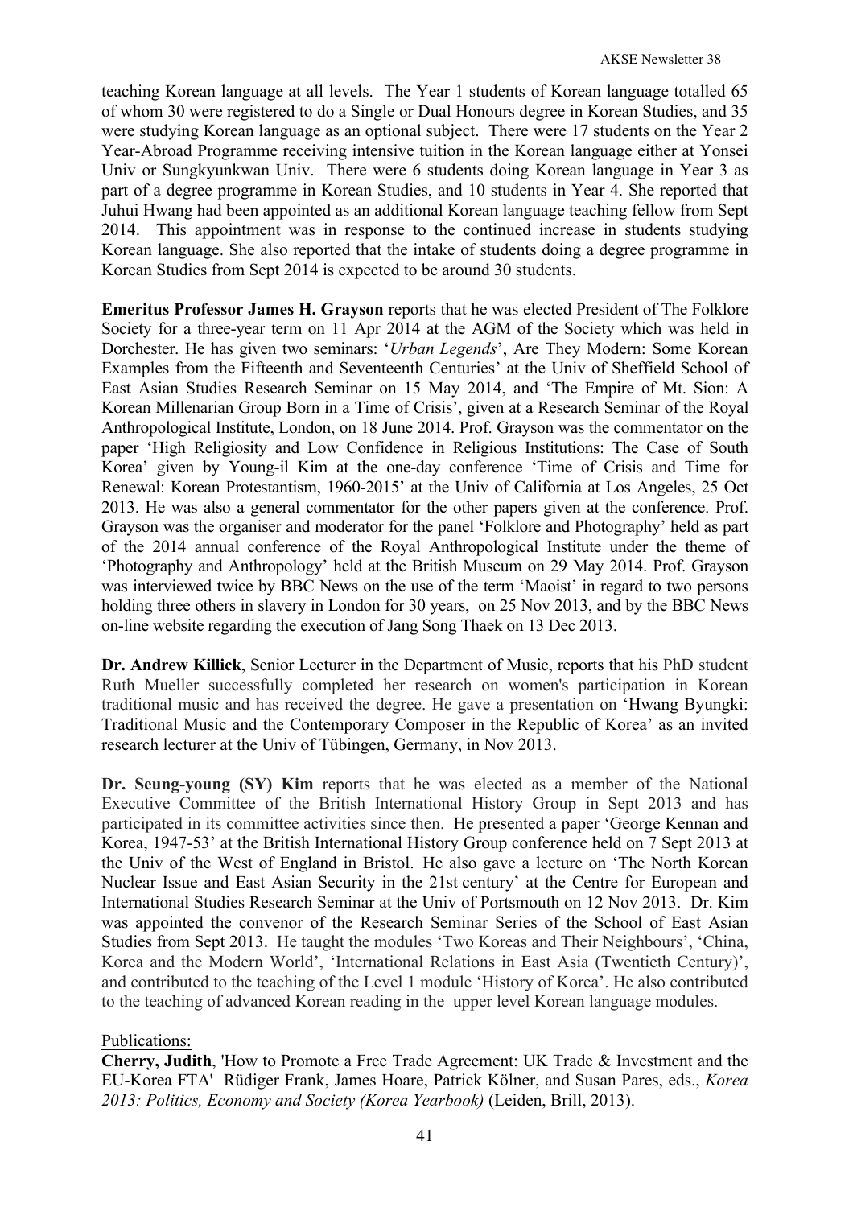teaching Korean language at all levels. The Year 1 students of Korean language totalled 65 of whom 30 were registered to do a Single or Dual Honours degree in Korean Studies, and 35 were studying Korean language as an optional subject. There were 17 students on the Year 2 Year-Abroad Programme receiving intensive tuition in the Korean language either at Yonsei Univ or Sungkyunkwan Univ. There were 6 students doing Korean language in Year 3 as part of a degree programme in Korean Studies, and 10 students in Year 4. She reported that Juhui Hwang had been appointed as an additional Korean language teaching fellow from Sept 2014. This appointment was in response to the continued increase in students studying Korean language. She also reported that the intake of students doing a degree programme in Korean Studies from Sept 2014 is expected to be around 30 students.

**Emeritus Professor James H. Grayson** reports that he was elected President of The Folklore Society for a three-year term on 11 Apr 2014 at the AGM of the Society which was held in Dorchester. He has given two seminars: '*Urban Legends*', Are They Modern: Some Korean Examples from the Fifteenth and Seventeenth Centuries' at the Univ of Sheffield School of East Asian Studies Research Seminar on 15 May 2014, and 'The Empire of Mt. Sion: A Korean Millenarian Group Born in a Time of Crisis', given at a Research Seminar of the Royal Anthropological Institute, London, on 18 June 2014. Prof. Grayson was the commentator on the paper 'High Religiosity and Low Confidence in Religious Institutions: The Case of South Korea' given by Young-il Kim at the one-day conference 'Time of Crisis and Time for Renewal: Korean Protestantism, 1960-2015' at the Univ of California at Los Angeles, 25 Oct 2013. He was also a general commentator for the other papers given at the conference. Prof. Grayson was the organiser and moderator for the panel 'Folklore and Photography' held as part of the 2014 annual conference of the Royal Anthropological Institute under the theme of 'Photography and Anthropology' held at the British Museum on 29 May 2014. Prof. Grayson was interviewed twice by BBC News on the use of the term 'Maoist' in regard to two persons holding three others in slavery in London for 30 years, on 25 Nov 2013, and by the BBC News on-line website regarding the execution of Jang Song Thaek on 13 Dec 2013.

**Dr. Andrew Killick**, Senior Lecturer in the Department of Music, reports that his PhD student Ruth Mueller successfully completed her research on women's participation in Korean traditional music and has received the degree. He gave a presentation on 'Hwang Byungki: Traditional Music and the Contemporary Composer in the Republic of Korea' as an invited research lecturer at the Univ of Tübingen, Germany, in Nov 2013.

**Dr. Seung-young (SY) Kim** reports that he was elected as a member of the National Executive Committee of the British International History Group in Sept 2013 and has participated in its committee activities since then. He presented a paper 'George Kennan and Korea, 1947-53' at the British International History Group conference held on 7 Sept 2013 at the Univ of the West of England in Bristol. He also gave a lecture on 'The North Korean Nuclear Issue and East Asian Security in the 21st century' at the Centre for European and International Studies Research Seminar at the Univ of Portsmouth on 12 Nov 2013. Dr. Kim was appointed the convenor of the Research Seminar Series of the School of East Asian Studies from Sept 2013. He taught the modules 'Two Koreas and Their Neighbours', 'China, Korea and the Modern World', 'International Relations in East Asia (Twentieth Century)', and contributed to the teaching of the Level 1 module 'History of Korea'. He also contributed to the teaching of advanced Korean reading in the upper level Korean language modules.

Publications:

**Cherry, Judith**, 'How to Promote a Free Trade Agreement: UK Trade & Investment and the EU-Korea FTA' Rüdiger Frank, James Hoare, Patrick Kölner, and Susan Pares, eds., *Korea 2013: Politics, Economy and Society (Korea Yearbook)* (Leiden, Brill, 2013).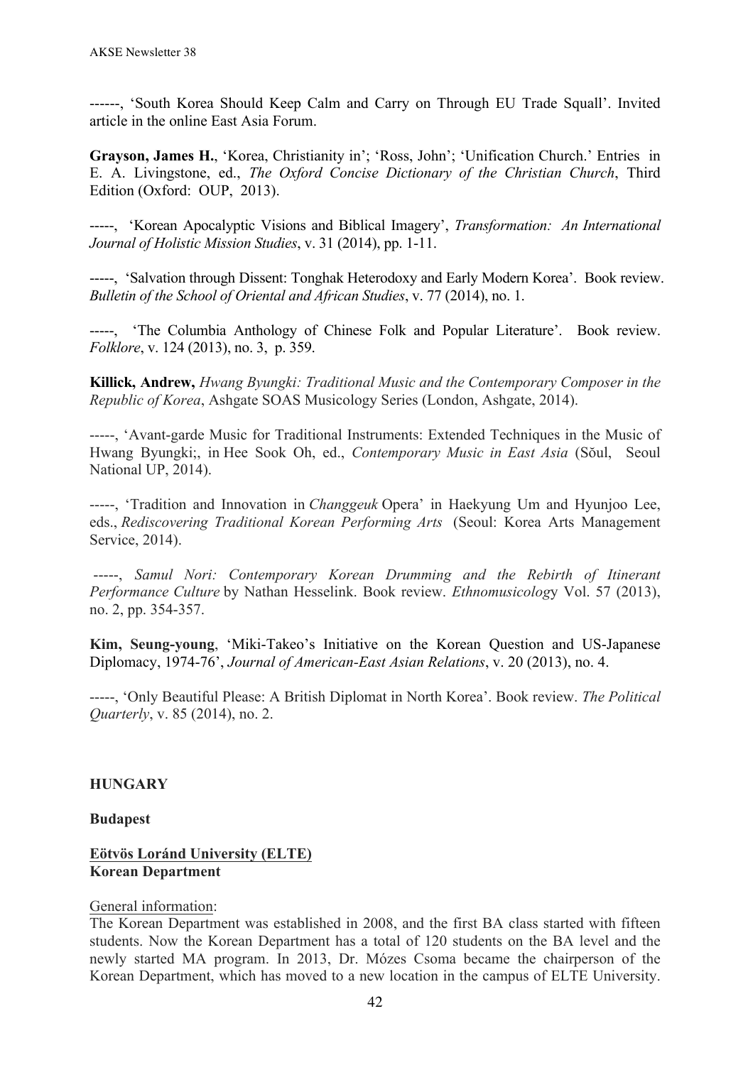------, 'South Korea Should Keep Calm and Carry on Through EU Trade Squall'. Invited article in the online East Asia Forum.

**Grayson, James H.**, 'Korea, Christianity in'; 'Ross, John'; 'Unification Church.' Entries in E. A. Livingstone, ed., *The Oxford Concise Dictionary of the Christian Church*, Third Edition (Oxford: OUP, 2013).

-----, 'Korean Apocalyptic Visions and Biblical Imagery', *Transformation: An International Journal of Holistic Mission Studies*, v. 31 (2014), pp. 1-11.

-----, 'Salvation through Dissent: Tonghak Heterodoxy and Early Modern Korea'. Book review. *Bulletin of the School of Oriental and African Studies*, v. 77 (2014), no. 1.

-----, 'The Columbia Anthology of Chinese Folk and Popular Literature'. Book review. *Folklore*, v. 124 (2013), no. 3, p. 359.

**Killick, Andrew,** *Hwang Byungki: Traditional Music and the Contemporary Composer in the Republic of Korea*, Ashgate SOAS Musicology Series (London, Ashgate, 2014).

-----, 'Avant-garde Music for Traditional Instruments: Extended Techniques in the Music of Hwang Byungki;, in Hee Sook Oh, ed., *Contemporary Music in East Asia* (Sŏul, Seoul National UP, 2014).

-----, 'Tradition and Innovation in *Changgeuk* Opera' in Haekyung Um and Hyunjoo Lee, eds., *Rediscovering Traditional Korean Performing Arts* (Seoul: Korea Arts Management Service, 2014).

-----, *Samul Nori: Contemporary Korean Drumming and the Rebirth of Itinerant Performance Culture* by Nathan Hesselink. Book review. *Ethnomusicology* Vol. 57 (2013), no. 2, pp. 354-357.

**Kim, Seung-young**, 'Miki-Takeo's Initiative on the Korean Question and US-Japanese Diplomacy, 1974-76', *Journal of American-East Asian Relations*, v. 20 (2013), no. 4.

-----, 'Only Beautiful Please: A British Diplomat in North Korea'. Book review. *The Political Quarterly*, v. 85 (2014), no. 2.

## HUNGARY

### Budapest

**Eötvös Loránd University (ELTE)**
**Korean Department**

General information:
The Korean Department was established in 2008, and the first BA class started with fifteen students. Now the Korean Department has a total of 120 students on the BA level and the newly started MA program. In 2013, Dr. Mózes Csoma became the chairperson of the Korean Department, which has moved to a new location in the campus of ELTE University.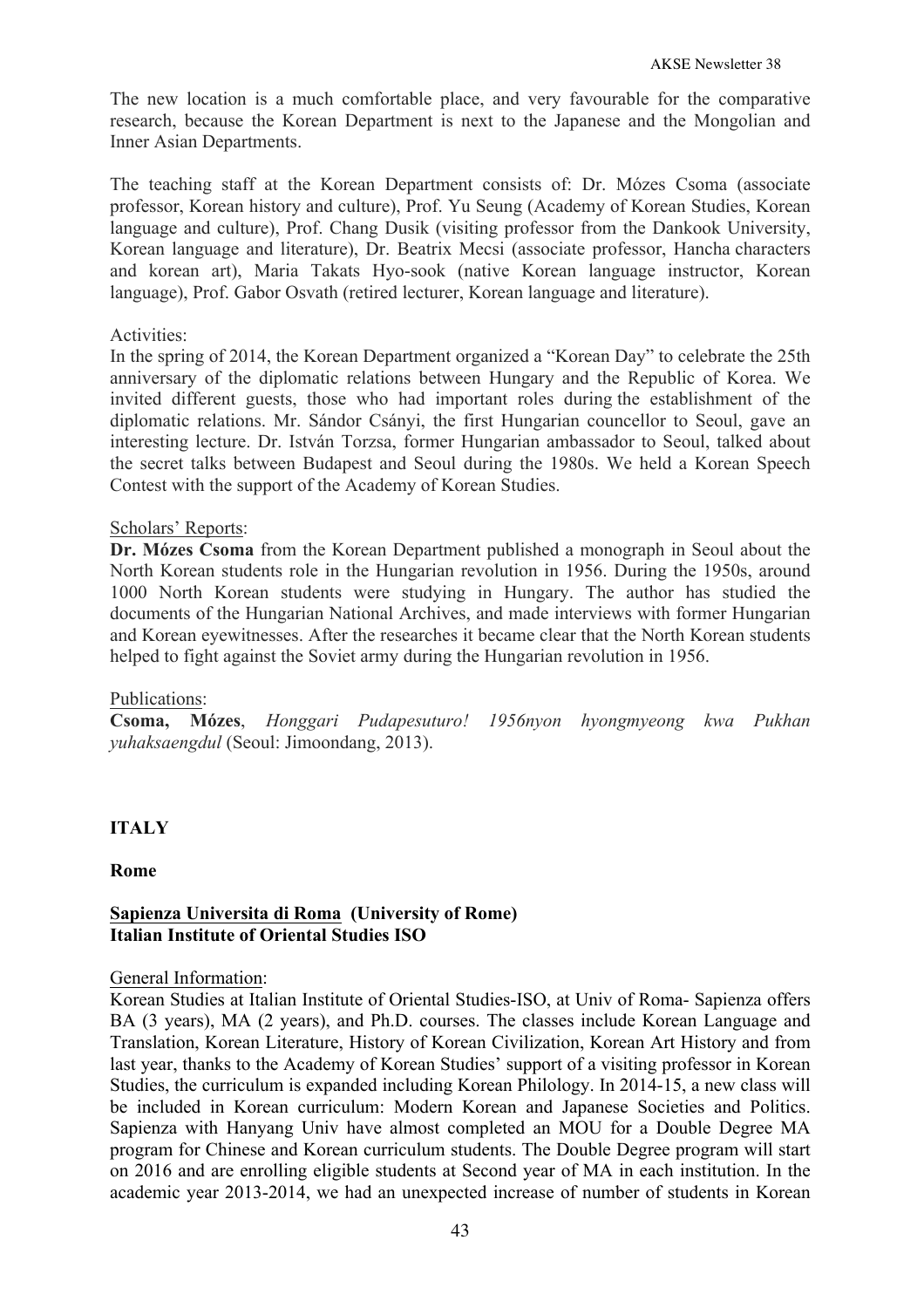The new location is a much comfortable place, and very favourable for the comparative research, because the Korean Department is next to the Japanese and the Mongolian and Inner Asian Departments.

The teaching staff at the Korean Department consists of: Dr. Mózes Csoma (associate professor, Korean history and culture), Prof. Yu Seung (Academy of Korean Studies, Korean language and culture), Prof. Chang Dusik (visiting professor from the Dankook University, Korean language and literature), Dr. Beatrix Mecsi (associate professor, Hancha characters and korean art), Maria Takats Hyo-sook (native Korean language instructor, Korean language), Prof. Gabor Osvath (retired lecturer, Korean language and literature).

Activities:
In the spring of 2014, the Korean Department organized a "Korean Day" to celebrate the 25th anniversary of the diplomatic relations between Hungary and the Republic of Korea. We invited different guests, those who had important roles during the establishment of the diplomatic relations. Mr. Sándor Csányi, the first Hungarian councellor to Seoul, gave an interesting lecture. Dr. István Torzsa, former Hungarian ambassador to Seoul, talked about the secret talks between Budapest and Seoul during the 1980s. We held a Korean Speech Contest with the support of the Academy of Korean Studies.

Scholars' Reports:
**Dr. Mózes Csoma** from the Korean Department published a monograph in Seoul about the North Korean students role in the Hungarian revolution in 1956. During the 1950s, around 1000 North Korean students were studying in Hungary. The author has studied the documents of the Hungarian National Archives, and made interviews with former Hungarian and Korean eyewitnesses. After the researches it became clear that the North Korean students helped to fight against the Soviet army during the Hungarian revolution in 1956.

Publications:
**Csoma, Mózes**, *Honggari Pudapesuturo! 1956nyon hyongmyeong kwa Pukhan yuhaksaengdul* (Seoul: Jimoondang, 2013).

## ITALY

### Rome

**Sapienza Universita di Roma (University of Rome)**
**Italian Institute of Oriental Studies ISO**

General Information:
Korean Studies at Italian Institute of Oriental Studies-ISO, at Univ of Roma- Sapienza offers BA (3 years), MA (2 years), and Ph.D. courses. The classes include Korean Language and Translation, Korean Literature, History of Korean Civilization, Korean Art History and from last year, thanks to the Academy of Korean Studies' support of a visiting professor in Korean Studies, the curriculum is expanded including Korean Philology. In 2014-15, a new class will be included in Korean curriculum: Modern Korean and Japanese Societies and Politics. Sapienza with Hanyang Univ have almost completed an MOU for a Double Degree MA program for Chinese and Korean curriculum students. The Double Degree program will start on 2016 and are enrolling eligible students at Second year of MA in each institution. In the academic year 2013-2014, we had an unexpected increase of number of students in Korean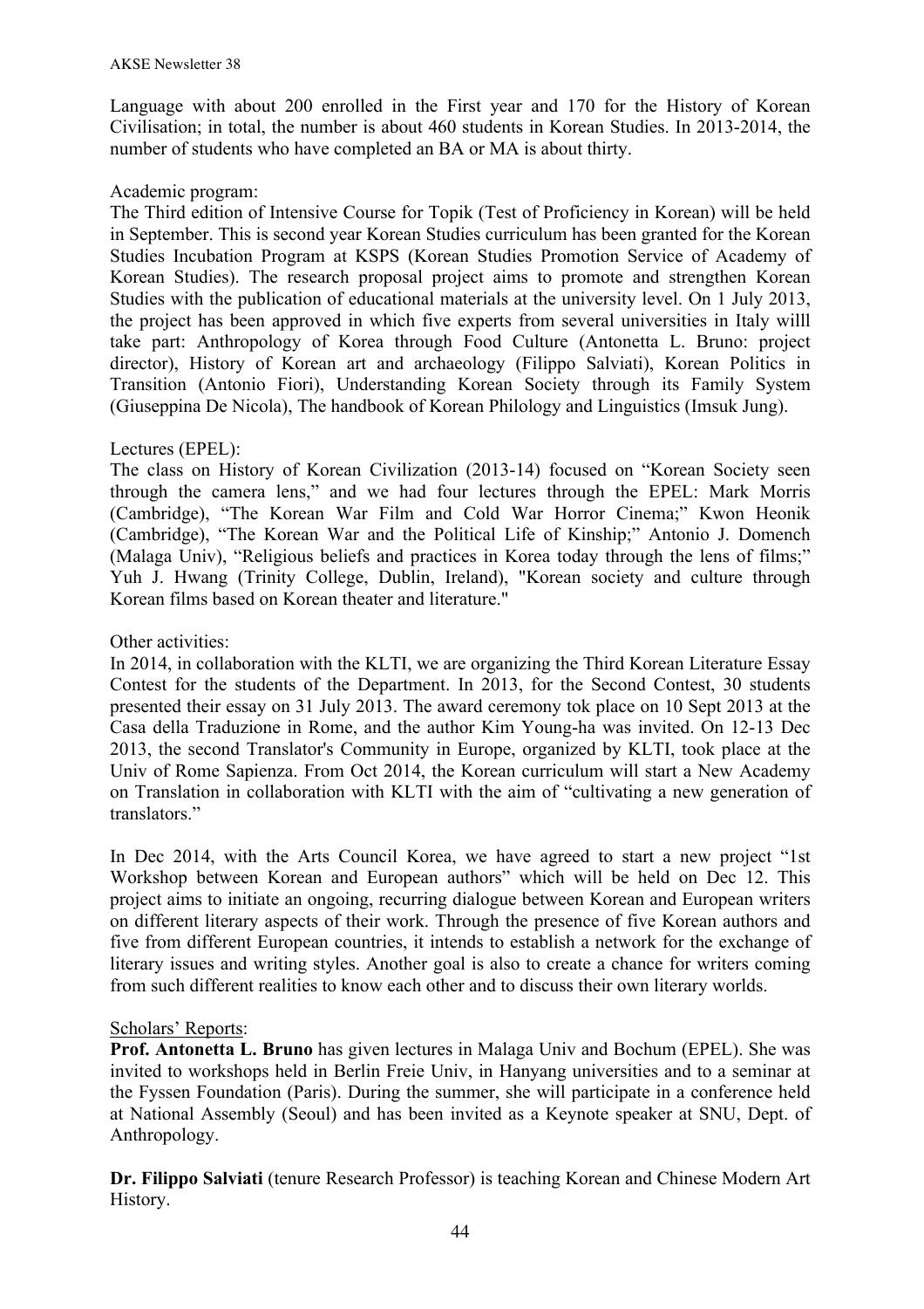Language with about 200 enrolled in the First year and 170 for the History of Korean Civilisation; in total, the number is about 460 students in Korean Studies. In 2013-2014, the number of students who have completed an BA or MA is about thirty.

Academic program:
The Third edition of Intensive Course for Topik (Test of Proficiency in Korean) will be held in September. This is second year Korean Studies curriculum has been granted for the Korean Studies Incubation Program at KSPS (Korean Studies Promotion Service of Academy of Korean Studies). The research proposal project aims to promote and strengthen Korean Studies with the publication of educational materials at the university level. On 1 July 2013, the project has been approved in which five experts from several universities in Italy willl take part: Anthropology of Korea through Food Culture (Antonetta L. Bruno: project director), History of Korean art and archaeology (Filippo Salviati), Korean Politics in Transition (Antonio Fiori), Understanding Korean Society through its Family System (Giuseppina De Nicola), The handbook of Korean Philology and Linguistics (Imsuk Jung).

Lectures (EPEL):
The class on History of Korean Civilization (2013-14) focused on "Korean Society seen through the camera lens," and we had four lectures through the EPEL: Mark Morris (Cambridge), "The Korean War Film and Cold War Horror Cinema;" Kwon Heonik (Cambridge), "The Korean War and the Political Life of Kinship;" Antonio J. Domench (Malaga Univ), "Religious beliefs and practices in Korea today through the lens of films;" Yuh J. Hwang (Trinity College, Dublin, Ireland), "Korean society and culture through Korean films based on Korean theater and literature."

Other activities:
In 2014, in collaboration with the KLTI, we are organizing the Third Korean Literature Essay Contest for the students of the Department. In 2013, for the Second Contest, 30 students presented their essay on 31 July 2013. The award ceremony tok place on 10 Sept 2013 at the Casa della Traduzione in Rome, and the author Kim Young-ha was invited. On 12-13 Dec 2013, the second Translator's Community in Europe, organized by KLTI, took place at the Univ of Rome Sapienza. From Oct 2014, the Korean curriculum will start a New Academy on Translation in collaboration with KLTI with the aim of "cultivating a new generation of translators."

In Dec 2014, with the Arts Council Korea, we have agreed to start a new project "1st Workshop between Korean and European authors" which will be held on Dec 12. This project aims to initiate an ongoing, recurring dialogue between Korean and European writers on different literary aspects of their work. Through the presence of five Korean authors and five from different European countries, it intends to establish a network for the exchange of literary issues and writing styles. Another goal is also to create a chance for writers coming from such different realities to know each other and to discuss their own literary worlds.

Scholars' Reports:

**Prof. Antonetta L. Bruno** has given lectures in Malaga Univ and Bochum (EPEL). She was invited to workshops held in Berlin Freie Univ, in Hanyang universities and to a seminar at the Fyssen Foundation (Paris). During the summer, she will participate in a conference held at National Assembly (Seoul) and has been invited as a Keynote speaker at SNU, Dept. of Anthropology.

**Dr. Filippo Salviati** (tenure Research Professor) is teaching Korean and Chinese Modern Art History.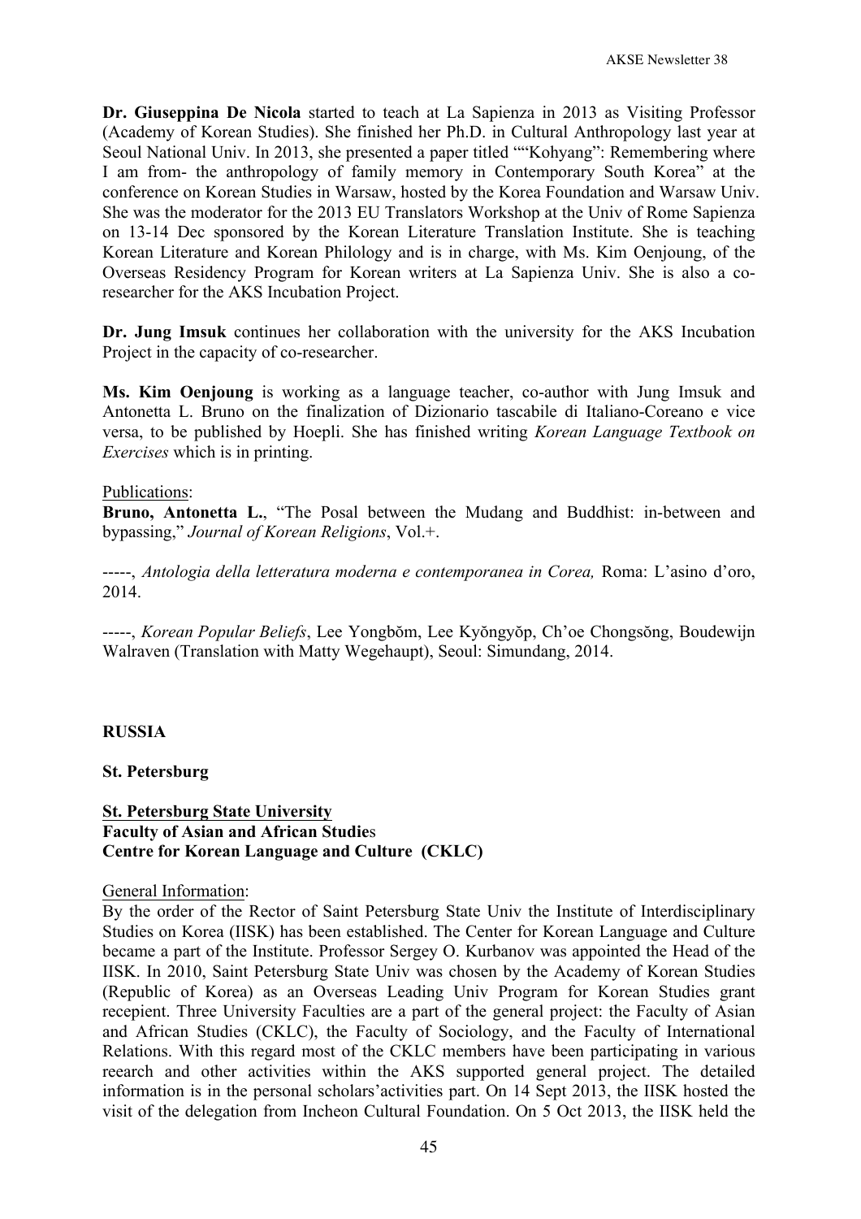**Dr. Giuseppina De Nicola** started to teach at La Sapienza in 2013 as Visiting Professor (Academy of Korean Studies). She finished her Ph.D. in Cultural Anthropology last year at Seoul National Univ. In 2013, she presented a paper titled ""Kohyang": Remembering where I am from- the anthropology of family memory in Contemporary South Korea" at the conference on Korean Studies in Warsaw, hosted by the Korea Foundation and Warsaw Univ. She was the moderator for the 2013 EU Translators Workshop at the Univ of Rome Sapienza on 13-14 Dec sponsored by the Korean Literature Translation Institute. She is teaching Korean Literature and Korean Philology and is in charge, with Ms. Kim Oenjoung, of the Overseas Residency Program for Korean writers at La Sapienza Univ. She is also a co-researcher for the AKS Incubation Project.

**Dr. Jung Imsuk** continues her collaboration with the university for the AKS Incubation Project in the capacity of co-researcher.

**Ms. Kim Oenjoung** is working as a language teacher, co-author with Jung Imsuk and Antonetta L. Bruno on the finalization of Dizionario tascabile di Italiano-Coreano e vice versa, to be published by Hoepli. She has finished writing *Korean Language Textbook on Exercises* which is in printing.

Publications:

**Bruno, Antonetta L.**, "The Posal between the Mudang and Buddhist: in-between and bypassing," *Journal of Korean Religions*, Vol.+.

-----, *Antologia della letteratura moderna e contemporanea in Corea,* Roma: L'asino d'oro, 2014.

-----, *Korean Popular Beliefs*, Lee Yongbŏm, Lee Kyŏngyŏp, Ch'oe Chongsŏng, Boudewijn Walraven (Translation with Matty Wegehaupt), Seoul: Simundang, 2014.

## RUSSIA

### St. Petersburg

**St. Petersburg State University**
**Faculty of Asian and African Studies**
**Centre for Korean Language and Culture (CKLC)**

General Information:

By the order of the Rector of Saint Petersburg State Univ the Institute of Interdisciplinary Studies on Korea (IISK) has been established. The Center for Korean Language and Culture became a part of the Institute. Professor Sergey O. Kurbanov was appointed the Head of the IISK. In 2010, Saint Petersburg State Univ was chosen by the Academy of Korean Studies (Republic of Korea) as an Overseas Leading Univ Program for Korean Studies grant recepient. Three University Faculties are a part of the general project: the Faculty of Asian and African Studies (CKLC), the Faculty of Sociology, and the Faculty of International Relations. With this regard most of the CKLC members have been participating in various reearch and other activities within the AKS supported general project. The detailed information is in the personal scholars'activities part. On 14 Sept 2013, the IISK hosted the visit of the delegation from Incheon Cultural Foundation. On 5 Oct 2013, the IISK held the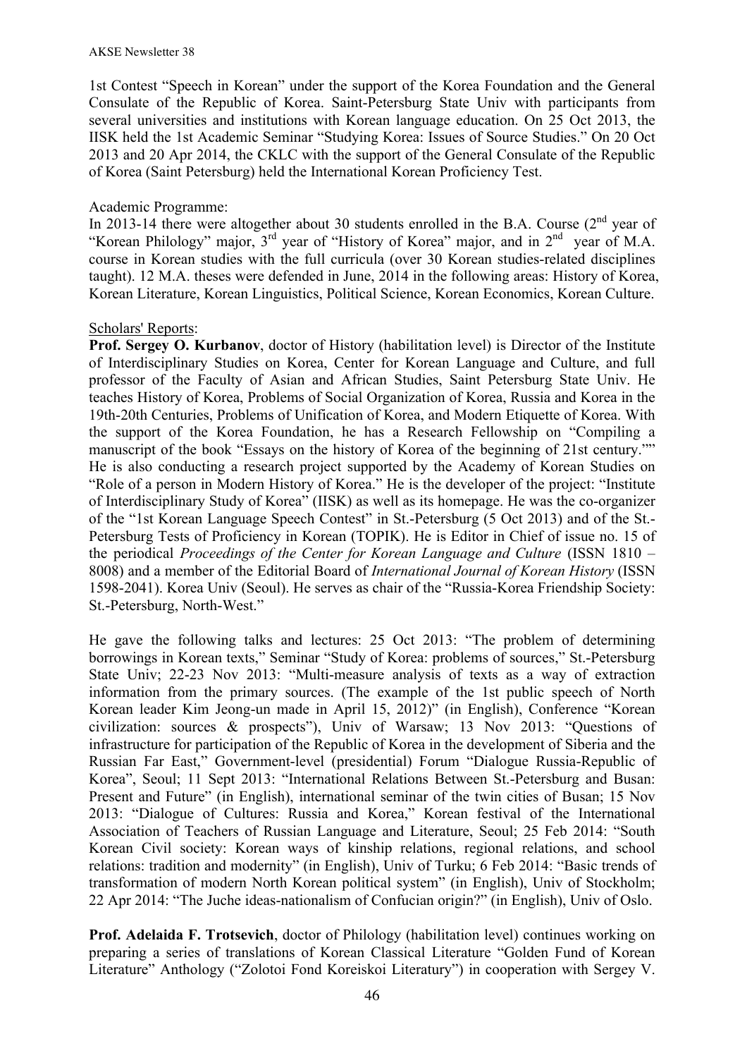1st Contest "Speech in Korean" under the support of the Korea Foundation and the General Consulate of the Republic of Korea. Saint-Petersburg State Univ with participants from several universities and institutions with Korean language education. On 25 Oct 2013, the IISK held the 1st Academic Seminar "Studying Korea: Issues of Source Studies." On 20 Oct 2013 and 20 Apr 2014, the CKLC with the support of the General Consulate of the Republic of Korea (Saint Petersburg) held the International Korean Proficiency Test.

Academic Programme:
In 2013-14 there were altogether about 30 students enrolled in the B.A. Course (2nd year of "Korean Philology" major, 3rd year of "History of Korea" major, and in 2nd year of M.A. course in Korean studies with the full curricula (over 30 Korean studies-related disciplines taught). 12 M.A. theses were defended in June, 2014 in the following areas: History of Korea, Korean Literature, Korean Linguistics, Political Science, Korean Economics, Korean Culture.

Scholars' Reports:
**Prof. Sergey O. Kurbanov**, doctor of History (habilitation level) is Director of the Institute of Interdisciplinary Studies on Korea, Center for Korean Language and Culture, and full professor of the Faculty of Asian and African Studies, Saint Petersburg State Univ. He teaches History of Korea, Problems of Social Organization of Korea, Russia and Korea in the 19th-20th Centuries, Problems of Unification of Korea, and Modern Etiquette of Korea. With the support of the Korea Foundation, he has a Research Fellowship on "Compiling a manuscript of the book "Essays on the history of Korea of the beginning of 21st century."" He is also conducting a research project supported by the Academy of Korean Studies on "Role of a person in Modern History of Korea." He is the developer of the project: "Institute of Interdisciplinary Study of Korea" (IISK) as well as its homepage. He was the co-organizer of the "1st Korean Language Speech Contest" in St.-Petersburg (5 Oct 2013) and of the St.-Petersburg Tests of Proficiency in Korean (TOPIK). He is Editor in Chief of issue no. 15 of the periodical *Proceedings of the Center for Korean Language and Culture* (ISSN 1810 – 8008) and a member of the Editorial Board of *International Journal of Korean History* (ISSN 1598-2041). Korea Univ (Seoul). He serves as chair of the "Russia-Korea Friendship Society: St.-Petersburg, North-West."

He gave the following talks and lectures: 25 Oct 2013: "The problem of determining borrowings in Korean texts," Seminar "Study of Korea: problems of sources," St.-Petersburg State Univ; 22-23 Nov 2013: "Multi-measure analysis of texts as a way of extraction information from the primary sources. (The example of the 1st public speech of North Korean leader Kim Jeong-un made in April 15, 2012)" (in English), Conference "Korean civilization: sources & prospects"), Univ of Warsaw; 13 Nov 2013: "Questions of infrastructure for participation of the Republic of Korea in the development of Siberia and the Russian Far East," Government-level (presidential) Forum "Dialogue Russia-Republic of Korea", Seoul; 11 Sept 2013: "International Relations Between St.-Petersburg and Busan: Present and Future" (in English), international seminar of the twin cities of Busan; 15 Nov 2013: "Dialogue of Cultures: Russia and Korea," Korean festival of the International Association of Teachers of Russian Language and Literature, Seoul; 25 Feb 2014: "South Korean Civil society: Korean ways of kinship relations, regional relations, and school relations: tradition and modernity" (in English), Univ of Turku; 6 Feb 2014: "Basic trends of transformation of modern North Korean political system" (in English), Univ of Stockholm; 22 Apr 2014: "The Juche ideas-nationalism of Confucian origin?" (in English), Univ of Oslo.

**Prof. Adelaida F. Trotsevich**, doctor of Philology (habilitation level) continues working on preparing a series of translations of Korean Classical Literature "Golden Fund of Korean Literature" Anthology ("Zolotoi Fond Koreiskoi Literatury") in cooperation with Sergey V.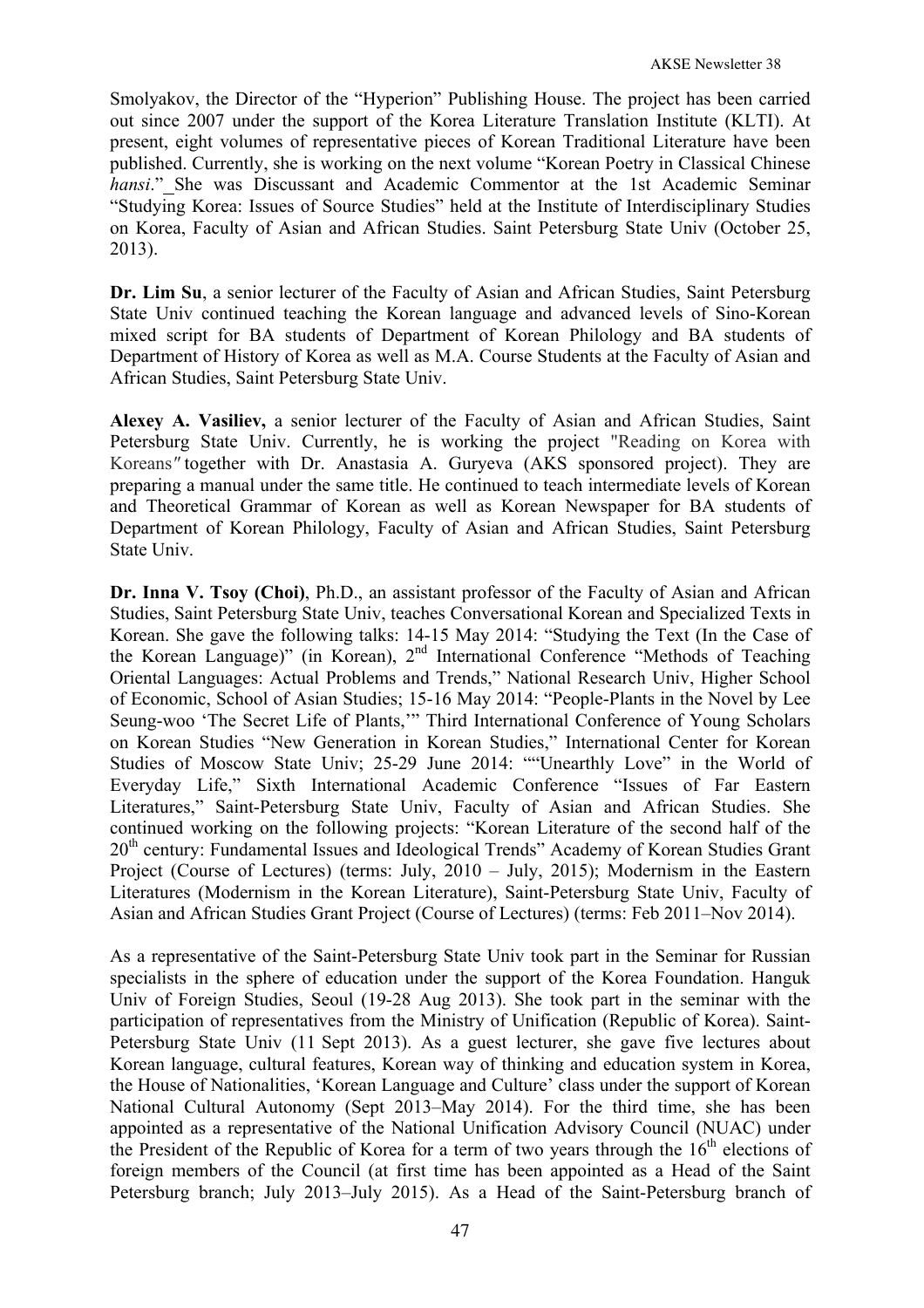Smolyakov, the Director of the "Hyperion" Publishing House. The project has been carried out since 2007 under the support of the Korea Literature Translation Institute (KLTI). At present, eight volumes of representative pieces of Korean Traditional Literature have been published. Currently, she is working on the next volume "Korean Poetry in Classical Chinese *hansi*." She was Discussant and Academic Commentor at the 1st Academic Seminar "Studying Korea: Issues of Source Studies" held at the Institute of Interdisciplinary Studies on Korea, Faculty of Asian and African Studies. Saint Petersburg State Univ (October 25, 2013).

**Dr. Lim Su**, a senior lecturer of the Faculty of Asian and African Studies, Saint Petersburg State Univ continued teaching the Korean language and advanced levels of Sino-Korean mixed script for BA students of Department of Korean Philology and BA students of Department of History of Korea as well as M.A. Course Students at the Faculty of Asian and African Studies, Saint Petersburg State Univ.

**Alexey A. Vasiliev,** a senior lecturer of the Faculty of Asian and African Studies, Saint Petersburg State Univ. Currently, he is working the project "Reading on Korea with Koreans" together with Dr. Anastasia A. Guryeva (AKS sponsored project). They are preparing a manual under the same title. He continued to teach intermediate levels of Korean and Theoretical Grammar of Korean as well as Korean Newspaper for BA students of Department of Korean Philology, Faculty of Asian and African Studies, Saint Petersburg State Univ.

**Dr. Inna V. Tsoy (Choi)**, Ph.D., an assistant professor of the Faculty of Asian and African Studies, Saint Petersburg State Univ, teaches Conversational Korean and Specialized Texts in Korean. She gave the following talks: 14-15 May 2014: "Studying the Text (In the Case of the Korean Language)" (in Korean), 2nd International Conference "Methods of Teaching Oriental Languages: Actual Problems and Trends," National Research Univ, Higher School of Economic, School of Asian Studies; 15-16 May 2014: "People-Plants in the Novel by Lee Seung-woo 'The Secret Life of Plants,'" Third International Conference of Young Scholars on Korean Studies "New Generation in Korean Studies," International Center for Korean Studies of Moscow State Univ; 25-29 June 2014: ""Unearthly Love" in the World of Everyday Life," Sixth International Academic Conference "Issues of Far Eastern Literatures," Saint-Petersburg State Univ, Faculty of Asian and African Studies. She continued working on the following projects: "Korean Literature of the second half of the 20th century: Fundamental Issues and Ideological Trends" Academy of Korean Studies Grant Project (Course of Lectures) (terms: July, 2010 – July, 2015); Modernism in the Eastern Literatures (Modernism in the Korean Literature), Saint-Petersburg State Univ, Faculty of Asian and African Studies Grant Project (Course of Lectures) (terms: Feb 2011–Nov 2014).

As a representative of the Saint-Petersburg State Univ took part in the Seminar for Russian specialists in the sphere of education under the support of the Korea Foundation. Hanguk Univ of Foreign Studies, Seoul (19-28 Aug 2013). She took part in the seminar with the participation of representatives from the Ministry of Unification (Republic of Korea). Saint-Petersburg State Univ (11 Sept 2013). As a guest lecturer, she gave five lectures about Korean language, cultural features, Korean way of thinking and education system in Korea, the House of Nationalities, 'Korean Language and Culture' class under the support of Korean National Cultural Autonomy (Sept 2013–May 2014). For the third time, she has been appointed as a representative of the National Unification Advisory Council (NUAC) under the President of the Republic of Korea for a term of two years through the 16th elections of foreign members of the Council (at first time has been appointed as a Head of the Saint Petersburg branch; July 2013–July 2015). As a Head of the Saint-Petersburg branch of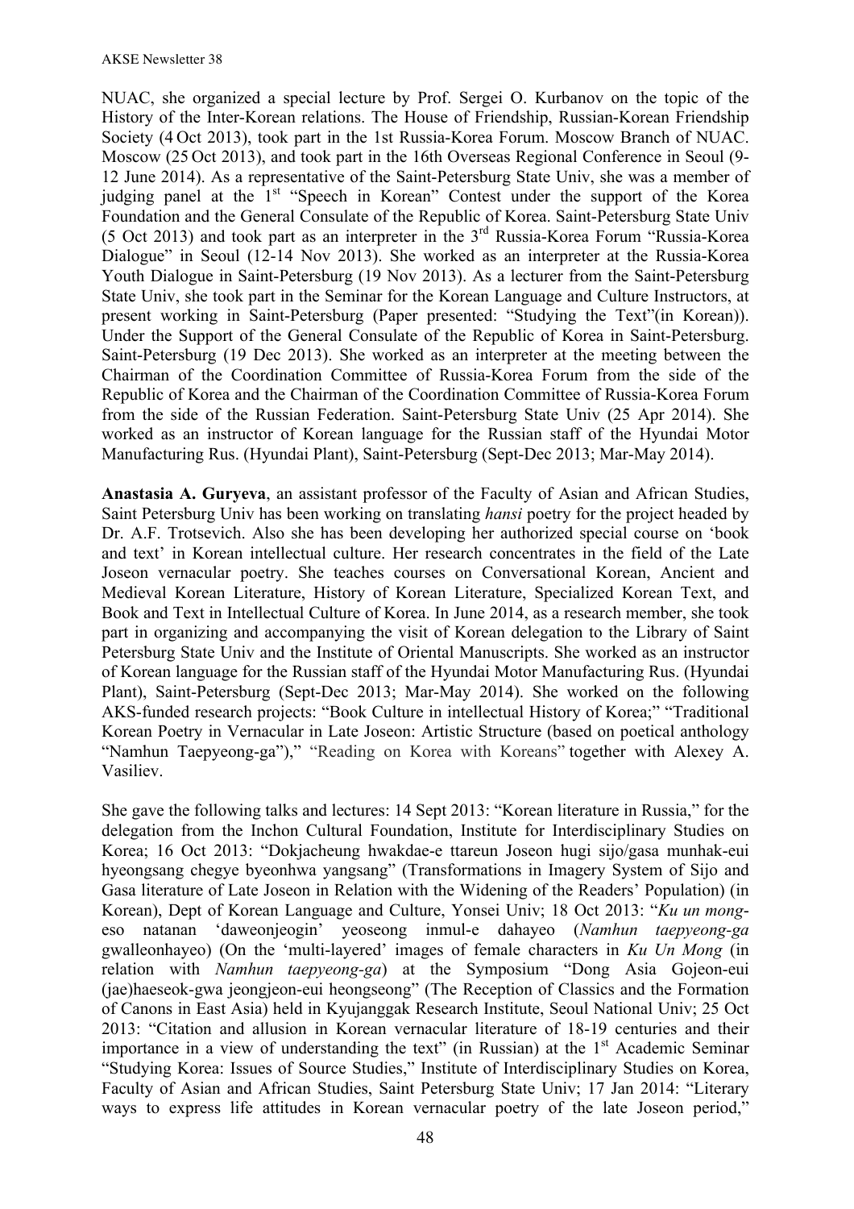NUAC, she organized a special lecture by Prof. Sergei O. Kurbanov on the topic of the History of the Inter-Korean relations. The House of Friendship, Russian-Korean Friendship Society (4 Oct 2013), took part in the 1st Russia-Korea Forum. Moscow Branch of NUAC. Moscow (25 Oct 2013), and took part in the 16th Overseas Regional Conference in Seoul (9-12 June 2014). As a representative of the Saint-Petersburg State Univ, she was a member of judging panel at the 1st "Speech in Korean" Contest under the support of the Korea Foundation and the General Consulate of the Republic of Korea. Saint-Petersburg State Univ (5 Oct 2013) and took part as an interpreter in the 3rd Russia-Korea Forum "Russia-Korea Dialogue" in Seoul (12-14 Nov 2013). She worked as an interpreter at the Russia-Korea Youth Dialogue in Saint-Petersburg (19 Nov 2013). As a lecturer from the Saint-Petersburg State Univ, she took part in the Seminar for the Korean Language and Culture Instructors, at present working in Saint-Petersburg (Paper presented: "Studying the Text"(in Korean)). Under the Support of the General Consulate of the Republic of Korea in Saint-Petersburg. Saint-Petersburg (19 Dec 2013). She worked as an interpreter at the meeting between the Chairman of the Coordination Committee of Russia-Korea Forum from the side of the Republic of Korea and the Chairman of the Coordination Committee of Russia-Korea Forum from the side of the Russian Federation. Saint-Petersburg State Univ (25 Apr 2014). She worked as an instructor of Korean language for the Russian staff of the Hyundai Motor Manufacturing Rus. (Hyundai Plant), Saint-Petersburg (Sept-Dec 2013; Mar-May 2014).

**Anastasia A. Guryeva**, an assistant professor of the Faculty of Asian and African Studies, Saint Petersburg Univ has been working on translating *hansi* poetry for the project headed by Dr. A.F. Trotsevich. Also she has been developing her authorized special course on 'book and text' in Korean intellectual culture. Her research concentrates in the field of the Late Joseon vernacular poetry. She teaches courses on Conversational Korean, Ancient and Medieval Korean Literature, History of Korean Literature, Specialized Korean Text, and Book and Text in Intellectual Culture of Korea. In June 2014, as a research member, she took part in organizing and accompanying the visit of Korean delegation to the Library of Saint Petersburg State Univ and the Institute of Oriental Manuscripts. She worked as an instructor of Korean language for the Russian staff of the Hyundai Motor Manufacturing Rus. (Hyundai Plant), Saint-Petersburg (Sept-Dec 2013; Mar-May 2014). She worked on the following AKS-funded research projects: "Book Culture in intellectual History of Korea;" "Traditional Korean Poetry in Vernacular in Late Joseon: Artistic Structure (based on poetical anthology "Namhun Taepyeong-ga")," "Reading on Korea with Koreans" together with Alexey A. Vasiliev.

She gave the following talks and lectures: 14 Sept 2013: "Korean literature in Russia," for the delegation from the Inchon Cultural Foundation, Institute for Interdisciplinary Studies on Korea; 16 Oct 2013: "Dokjacheung hwakdae-e ttareun Joseon hugi sijo/gasa munhak-eui hyeongsang chegye byeonhwa yangsang" (Transformations in Imagery System of Sijo and Gasa literature of Late Joseon in Relation with the Widening of the Readers' Population) (in Korean), Dept of Korean Language and Culture, Yonsei Univ; 18 Oct 2013: "*Ku un mong*-eso natanan 'daweonjeogin' yeoseong inmul-e dahayeo (*Namhun taepyeong-ga* gwalleonhayeo) (On the 'multi-layered' images of female characters in *Ku Un Mong* (in relation with *Namhun taepyeong-ga*) at the Symposium "Dong Asia Gojeon-eui (jae)haeseok-gwa jeongjeon-eui heongseong" (The Reception of Classics and the Formation of Canons in East Asia) held in Kyujanggak Research Institute, Seoul National Univ; 25 Oct 2013: "Citation and allusion in Korean vernacular literature of 18-19 centuries and their importance in a view of understanding the text" (in Russian) at the 1st Academic Seminar "Studying Korea: Issues of Source Studies," Institute of Interdisciplinary Studies on Korea, Faculty of Asian and African Studies, Saint Petersburg State Univ; 17 Jan 2014: "Literary ways to express life attitudes in Korean vernacular poetry of the late Joseon period,"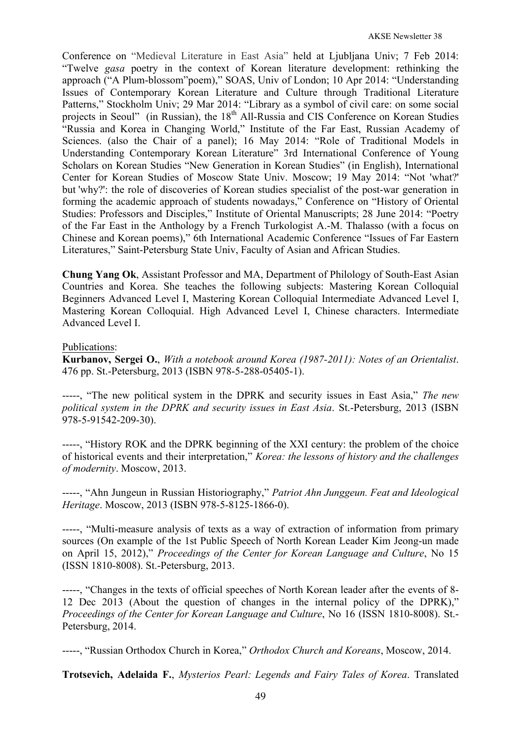Conference on "Medieval Literature in East Asia" held at Ljubljana Univ; 7 Feb 2014: "Twelve *gasa* poetry in the context of Korean literature development: rethinking the approach ("A Plum-blossom"poem)," SOAS, Univ of London; 10 Apr 2014: "Understanding Issues of Contemporary Korean Literature and Culture through Traditional Literature Patterns," Stockholm Univ; 29 Mar 2014: "Library as a symbol of civil care: on some social projects in Seoul" (in Russian), the 18th All-Russia and CIS Conference on Korean Studies "Russia and Korea in Changing World," Institute of the Far East, Russian Academy of Sciences. (also the Chair of a panel); 16 May 2014: "Role of Traditional Models in Understanding Contemporary Korean Literature" 3rd International Conference of Young Scholars on Korean Studies "New Generation in Korean Studies" (in English), International Center for Korean Studies of Moscow State Univ. Moscow; 19 May 2014: "Not 'what?' but 'why?': the role of discoveries of Korean studies specialist of the post-war generation in forming the academic approach of students nowadays," Conference on "History of Oriental Studies: Professors and Disciples," Institute of Oriental Manuscripts; 28 June 2014: "Poetry of the Far East in the Anthology by a French Turkologist A.-M. Thalasso (with a focus on Chinese and Korean poems)," 6th International Academic Conference "Issues of Far Eastern Literatures," Saint-Petersburg State Univ, Faculty of Asian and African Studies.

**Chung Yang Ok**, Assistant Professor and MA, Department of Philology of South-East Asian Countries and Korea. She teaches the following subjects: Mastering Korean Colloquial Beginners Advanced Level I, Mastering Korean Colloquial Intermediate Advanced Level I, Mastering Korean Colloquial. High Advanced Level I, Chinese characters. Intermediate Advanced Level I.

Publications:

**Kurbanov, Sergei O.**, *With a notebook around Korea (1987-2011): Notes of an Orientalist*. 476 pp. St.-Petersburg, 2013 (ISBN 978-5-288-05405-1).

-----, "The new political system in the DPRK and security issues in East Asia," *The new political system in the DPRK and security issues in East Asia*. St.-Petersburg, 2013 (ISBN 978-5-91542-209-30).

-----, "History ROK and the DPRK beginning of the XXI century: the problem of the choice of historical events and their interpretation," *Korea: the lessons of history and the challenges of modernity*. Moscow, 2013.

-----, "Ahn Jungeun in Russian Historiography," *Patriot Ahn Junggeun. Feat and Ideological Heritage*. Moscow, 2013 (ISBN 978-5-8125-1866-0).

-----, "Multi-measure analysis of texts as a way of extraction of information from primary sources (On example of the 1st Public Speech of North Korean Leader Kim Jeong-un made on April 15, 2012)," *Proceedings of the Center for Korean Language and Culture*, No 15 (ISSN 1810-8008). St.-Petersburg, 2013.

-----, "Changes in the texts of official speeches of North Korean leader after the events of 8-12 Dec 2013 (About the question of changes in the internal policy of the DPRK)," *Proceedings of the Center for Korean Language and Culture*, No 16 (ISSN 1810-8008). St.-Petersburg, 2014.

-----, "Russian Orthodox Church in Korea," *Orthodox Church and Koreans*, Moscow, 2014.

**Trotsevich, Adelaida F.**, *Mysterios Pearl: Legends and Fairy Tales of Korea*. Translated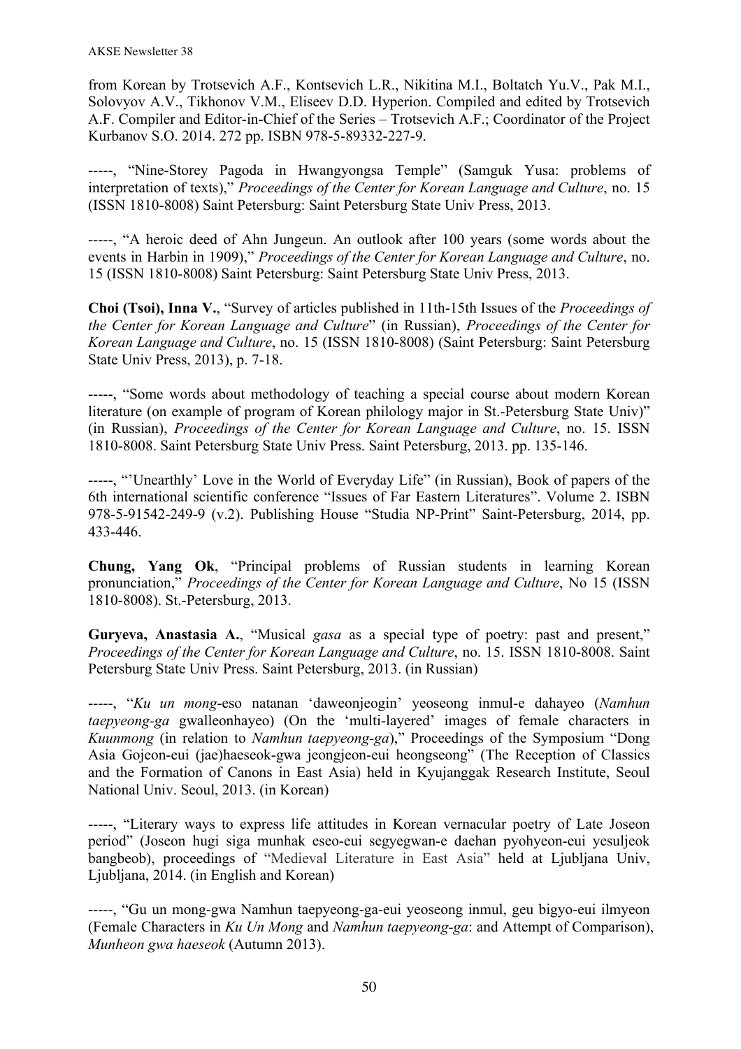from Korean by Trotsevich A.F., Kontsevich L.R., Nikitina M.I., Boltatch Yu.V., Pak M.I., Solovyov A.V., Tikhonov V.M., Eliseev D.D. Hyperion. Compiled and edited by Trotsevich A.F. Compiler and Editor-in-Chief of the Series – Trotsevich A.F.; Coordinator of the Project Kurbanov S.O. 2014. 272 pp. ISBN 978-5-89332-227-9.

-----, "Nine-Storey Pagoda in Hwangyongsa Temple" (Samguk Yusa: problems of interpretation of texts)," *Proceedings of the Center for Korean Language and Culture*, no. 15 (ISSN 1810-8008) Saint Petersburg: Saint Petersburg State Univ Press, 2013.

-----, "A heroic deed of Ahn Jungeun. An outlook after 100 years (some words about the events in Harbin in 1909)," *Proceedings of the Center for Korean Language and Culture*, no. 15 (ISSN 1810-8008) Saint Petersburg: Saint Petersburg State Univ Press, 2013.

**Choi (Tsoi), Inna V.**, "Survey of articles published in 11th-15th Issues of the *Proceedings of the Center for Korean Language and Culture*" (in Russian), *Proceedings of the Center for Korean Language and Culture*, no. 15 (ISSN 1810-8008) (Saint Petersburg: Saint Petersburg State Univ Press, 2013), p. 7-18.

-----, "Some words about methodology of teaching a special course about modern Korean literature (on example of program of Korean philology major in St.-Petersburg State Univ)" (in Russian), *Proceedings of the Center for Korean Language and Culture*, no. 15. ISSN 1810-8008. Saint Petersburg State Univ Press. Saint Petersburg, 2013. pp. 135-146.

-----, "'Unearthly' Love in the World of Everyday Life" (in Russian), Book of papers of the 6th international scientific conference "Issues of Far Eastern Literatures". Volume 2. ISBN 978-5-91542-249-9 (v.2). Publishing House "Studia NP-Print" Saint-Petersburg, 2014, pp. 433-446.

**Chung, Yang Ok**, "Principal problems of Russian students in learning Korean pronunciation," *Proceedings of the Center for Korean Language and Culture*, No 15 (ISSN 1810-8008). St.-Petersburg, 2013.

**Guryeva, Anastasia A.**, "Musical *gasa* as a special type of poetry: past and present," *Proceedings of the Center for Korean Language and Culture*, no. 15. ISSN 1810-8008. Saint Petersburg State Univ Press. Saint Petersburg, 2013. (in Russian)

-----, "*Ku un mong*-eso natanan 'daweonjeogin' yeoseong inmul-e dahayeo (*Namhun taepyeong-ga* gwalleonhayeo) (On the 'multi-layered' images of female characters in *Kuunmong* (in relation to *Namhun taepyeong-ga*)," Proceedings of the Symposium "Dong Asia Gojeon-eui (jae)haeseok-gwa jeongjeon-eui heongseong" (The Reception of Classics and the Formation of Canons in East Asia) held in Kyujanggak Research Institute, Seoul National Univ. Seoul, 2013. (in Korean)

-----, "Literary ways to express life attitudes in Korean vernacular poetry of Late Joseon period" (Joseon hugi siga munhak eseo-eui segyegwan-e daehan pyohyeon-eui yesuljeok bangbeob), proceedings of "Medieval Literature in East Asia" held at Ljubljana Univ, Ljubljana, 2014. (in English and Korean)

-----, "Gu un mong-gwa Namhun taepyeong-ga-eui yeoseong inmul, geu bigyo-eui ilmyeon (Female Characters in *Ku Un Mong* and *Namhun taepyeong-ga*: and Attempt of Comparison), *Munheon gwa haeseok* (Autumn 2013).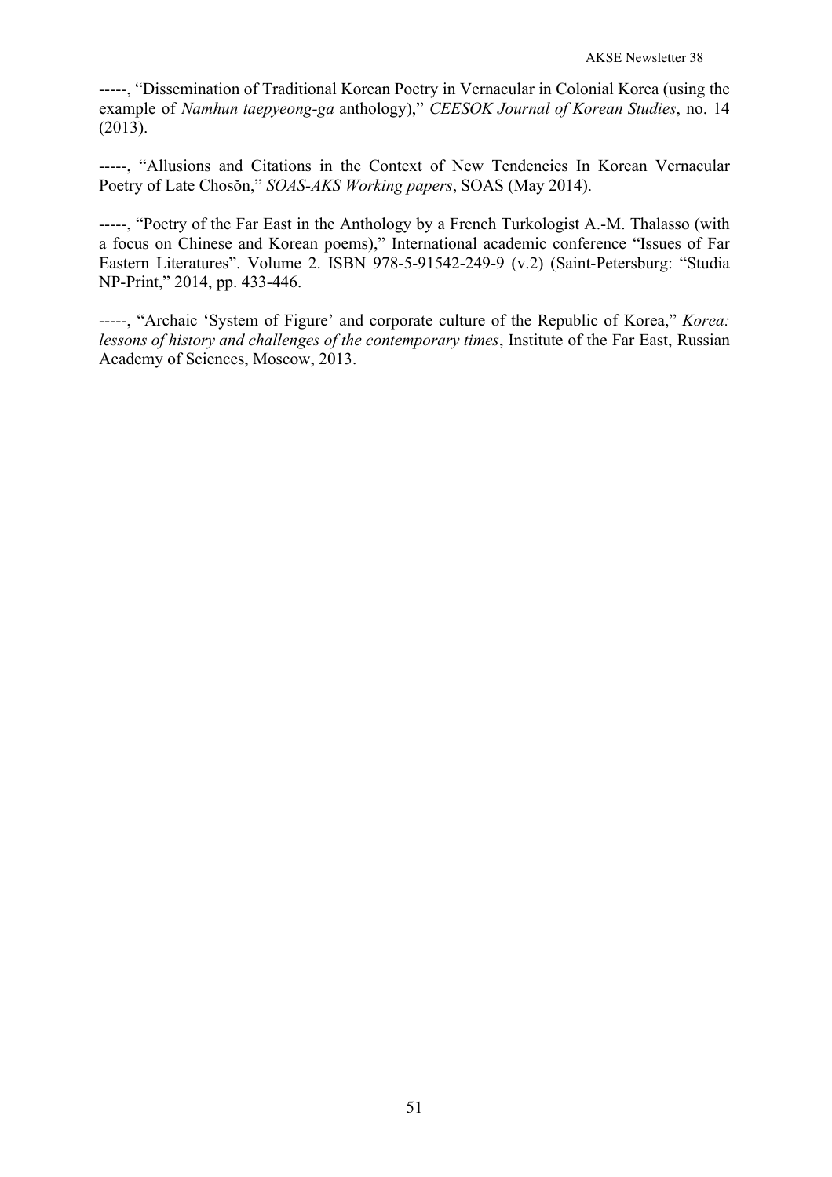-----, "Dissemination of Traditional Korean Poetry in Vernacular in Colonial Korea (using the example of *Namhun taepyeong-ga* anthology)," *CEESOK Journal of Korean Studies*, no. 14 (2013).

-----, "Allusions and Citations in the Context of New Tendencies In Korean Vernacular Poetry of Late Chosŏn," *SOAS-AKS Working papers*, SOAS (May 2014).

-----, "Poetry of the Far East in the Anthology by a French Turkologist A.-M. Thalasso (with a focus on Chinese and Korean poems)," International academic conference "Issues of Far Eastern Literatures". Volume 2. ISBN 978-5-91542-249-9 (v.2) (Saint-Petersburg: "Studia NP-Print," 2014, pp. 433-446.

-----, "Archaic 'System of Figure' and corporate culture of the Republic of Korea," *Korea: lessons of history and challenges of the contemporary times*, Institute of the Far East, Russian Academy of Sciences, Moscow, 2013.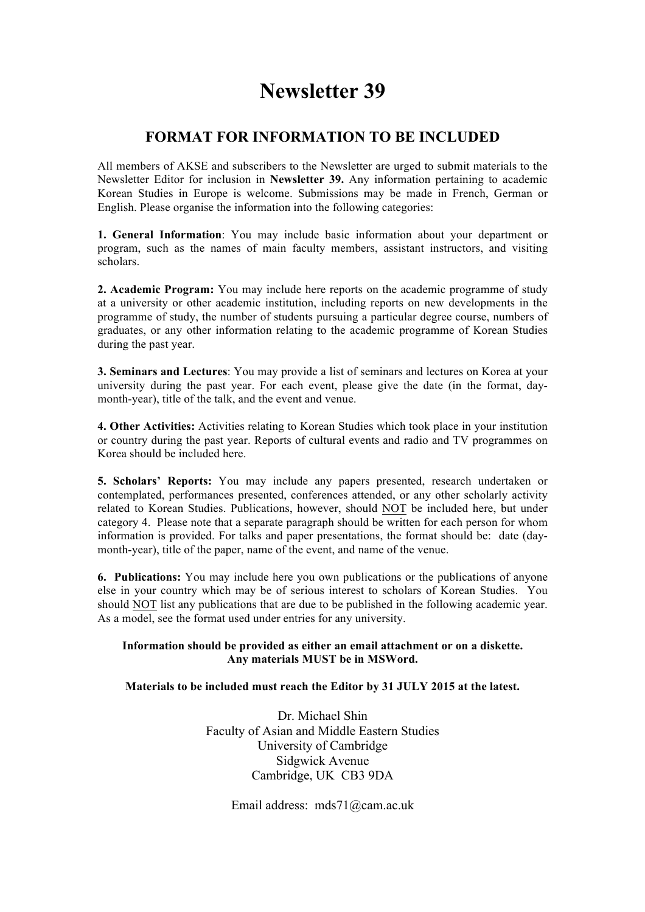# Newsletter 39

## FORMAT FOR INFORMATION TO BE INCLUDED

All members of AKSE and subscribers to the Newsletter are urged to submit materials to the Newsletter Editor for inclusion in **Newsletter 39.** Any information pertaining to academic Korean Studies in Europe is welcome. Submissions may be made in French, German or English. Please organise the information into the following categories:

**1. General Information**: You may include basic information about your department or program, such as the names of main faculty members, assistant instructors, and visiting scholars.

**2. Academic Program:** You may include here reports on the academic programme of study at a university or other academic institution, including reports on new developments in the programme of study, the number of students pursuing a particular degree course, numbers of graduates, or any other information relating to the academic programme of Korean Studies during the past year.

**3. Seminars and Lectures**: You may provide a list of seminars and lectures on Korea at your university during the past year. For each event, please give the date (in the format, day-month-year), title of the talk, and the event and venue.

**4. Other Activities:** Activities relating to Korean Studies which took place in your institution or country during the past year. Reports of cultural events and radio and TV programmes on Korea should be included here.

**5. Scholars' Reports:** You may include any papers presented, research undertaken or contemplated, performances presented, conferences attended, or any other scholarly activity related to Korean Studies. Publications, however, should NOT be included here, but under category 4. Please note that a separate paragraph should be written for each person for whom information is provided. For talks and paper presentations, the format should be: date (day-month-year), title of the paper, name of the event, and name of the venue.

**6. Publications:** You may include here you own publications or the publications of anyone else in your country which may be of serious interest to scholars of Korean Studies. You should NOT list any publications that are due to be published in the following academic year. As a model, see the format used under entries for any university.

**Information should be provided as either an email attachment or on a diskette. Any materials MUST be in MSWord.**

**Materials to be included must reach the Editor by 31 JULY 2015 at the latest.**

Dr. Michael Shin
Faculty of Asian and Middle Eastern Studies
University of Cambridge
Sidgwick Avenue
Cambridge, UK CB3 9DA

Email address: mds71@cam.ac.uk